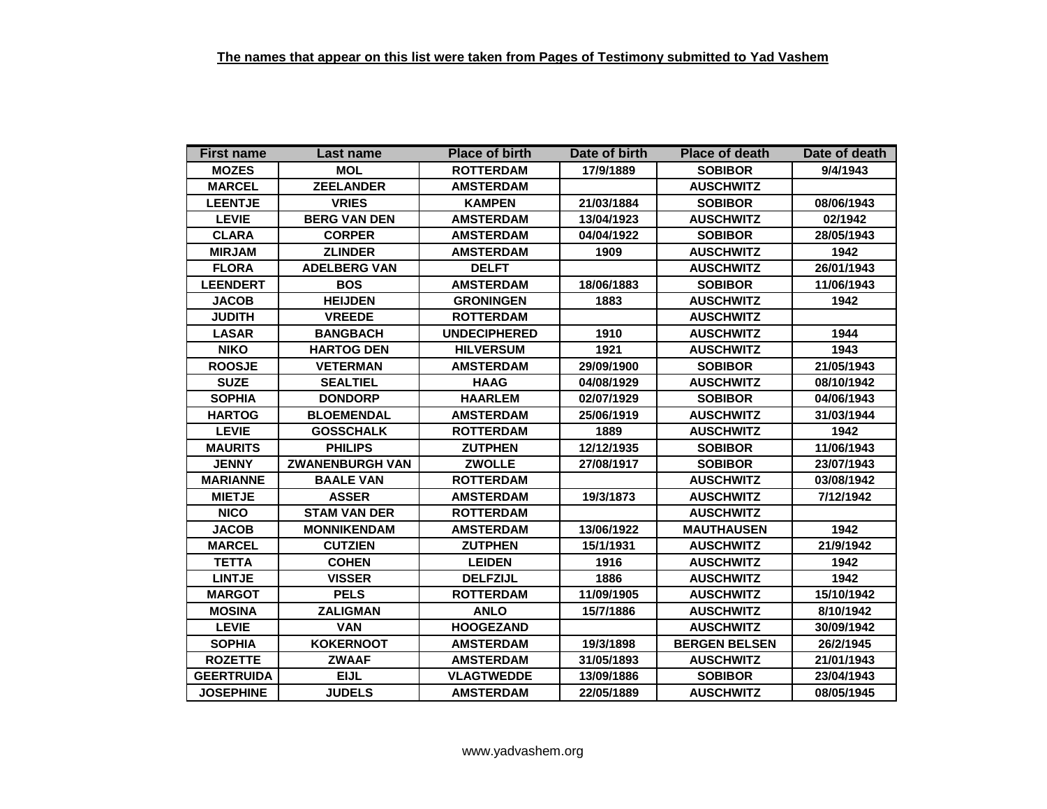**The names that appear on this list were taken from Pages of Testimony submitted to Yad Vashem**

| First name | Last name | Place of birth | Date of birth | Place of death | Date of death |
|---|---|---|---|---|---|
| MOZES | MOL | ROTTERDAM | 17/9/1889 | SOBIBOR | 9/4/1943 |
| MARCEL | ZEELANDER | AMSTERDAM | | AUSCHWITZ | |
| LEENTJE | VRIES | KAMPEN | 21/03/1884 | SOBIBOR | 08/06/1943 |
| LEVIE | BERG VAN DEN | AMSTERDAM | 13/04/1923 | AUSCHWITZ | 02/1942 |
| CLARA | CORPER | AMSTERDAM | 04/04/1922 | SOBIBOR | 28/05/1943 |
| MIRJAM | ZLINDER | AMSTERDAM | 1909 | AUSCHWITZ | 1942 |
| FLORA | ADELBERG VAN | DELFT | | AUSCHWITZ | 26/01/1943 |
| LEENDERT | BOS | AMSTERDAM | 18/06/1883 | SOBIBOR | 11/06/1943 |
| JACOB | HEIJDEN | GRONINGEN | 1883 | AUSCHWITZ | 1942 |
| JUDITH | VREEDE | ROTTERDAM | | AUSCHWITZ | |
| LASAR | BANGBACH | UNDECIPHERED | 1910 | AUSCHWITZ | 1944 |
| NIKO | HARTOG DEN | HILVERSUM | 1921 | AUSCHWITZ | 1943 |
| ROOSJE | VETERMAN | AMSTERDAM | 29/09/1900 | SOBIBOR | 21/05/1943 |
| SUZE | SEALTIEL | HAAG | 04/08/1929 | AUSCHWITZ | 08/10/1942 |
| SOPHIA | DONDORP | HAARLEM | 02/07/1929 | SOBIBOR | 04/06/1943 |
| HARTOG | BLOEMENDAL | AMSTERDAM | 25/06/1919 | AUSCHWITZ | 31/03/1944 |
| LEVIE | GOSSCHALK | ROTTERDAM | 1889 | AUSCHWITZ | 1942 |
| MAURITS | PHILIPS | ZUTPHEN | 12/12/1935 | SOBIBOR | 11/06/1943 |
| JENNY | ZWANENBURGH VAN | ZWOLLE | 27/08/1917 | SOBIBOR | 23/07/1943 |
| MARIANNE | BAALE VAN | ROTTERDAM | | AUSCHWITZ | 03/08/1942 |
| MIETJE | ASSER | AMSTERDAM | 19/3/1873 | AUSCHWITZ | 7/12/1942 |
| NICO | STAM VAN DER | ROTTERDAM | | AUSCHWITZ | |
| JACOB | MONNIKENDAM | AMSTERDAM | 13/06/1922 | MAUTHAUSEN | 1942 |
| MARCEL | CUTZIEN | ZUTPHEN | 15/1/1931 | AUSCHWITZ | 21/9/1942 |
| TETTA | COHEN | LEIDEN | 1916 | AUSCHWITZ | 1942 |
| LINTJE | VISSER | DELFZIJL | 1886 | AUSCHWITZ | 1942 |
| MARGOT | PELS | ROTTERDAM | 11/09/1905 | AUSCHWITZ | 15/10/1942 |
| MOSINA | ZALIGMAN | ANLO | 15/7/1886 | AUSCHWITZ | 8/10/1942 |
| LEVIE | VAN | HOOGEZAND | | AUSCHWITZ | 30/09/1942 |
| SOPHIA | KOKERNOOT | AMSTERDAM | 19/3/1898 | BERGEN BELSEN | 26/2/1945 |
| ROZETTE | ZWAAF | AMSTERDAM | 31/05/1893 | AUSCHWITZ | 21/01/1943 |
| GEERTRUIDA | EIJL | VLAGTWEDDE | 13/09/1886 | SOBIBOR | 23/04/1943 |
| JOSEPHINE | JUDELS | AMSTERDAM | 22/05/1889 | AUSCHWITZ | 08/05/1945 |

www.yadvashem.org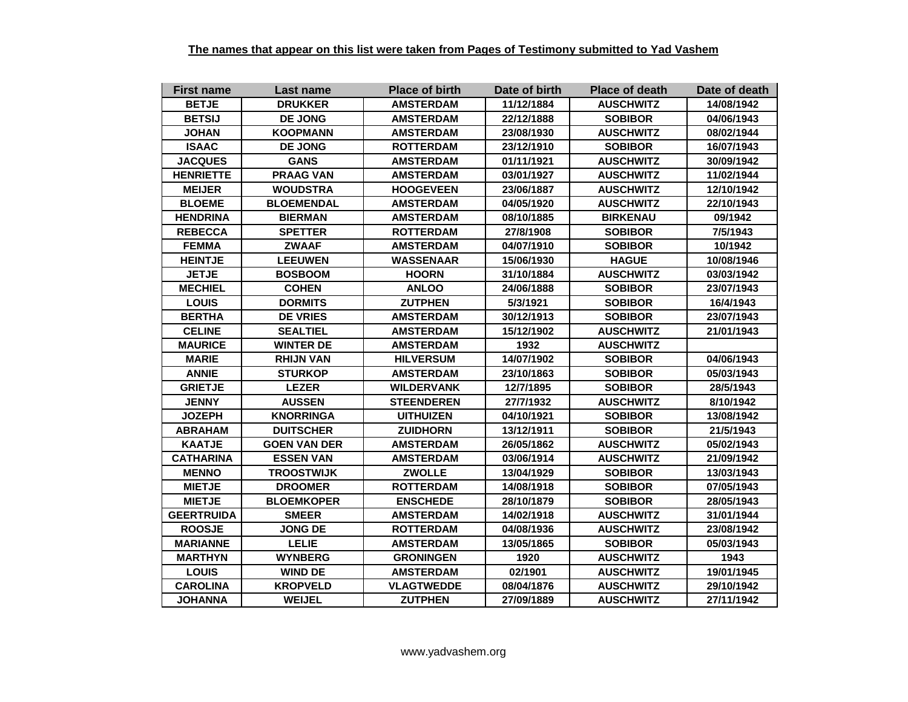**The names that appear on this list were taken from Pages of Testimony submitted to Yad Vashem**

| First name | Last name | Place of birth | Date of birth | Place of death | Date of death |
|---|---|---|---|---|---|
| BETJE | DRUKKER | AMSTERDAM | 11/12/1884 | AUSCHWITZ | 14/08/1942 |
| BETSIJ | DE JONG | AMSTERDAM | 22/12/1888 | SOBIBOR | 04/06/1943 |
| JOHAN | KOOPMANN | AMSTERDAM | 23/08/1930 | AUSCHWITZ | 08/02/1944 |
| ISAAC | DE JONG | ROTTERDAM | 23/12/1910 | SOBIBOR | 16/07/1943 |
| JACQUES | GANS | AMSTERDAM | 01/11/1921 | AUSCHWITZ | 30/09/1942 |
| HENRIETTE | PRAAG VAN | AMSTERDAM | 03/01/1927 | AUSCHWITZ | 11/02/1944 |
| MEIJER | WOUDSTRA | HOOGEVEEN | 23/06/1887 | AUSCHWITZ | 12/10/1942 |
| BLOEME | BLOEMENDAL | AMSTERDAM | 04/05/1920 | AUSCHWITZ | 22/10/1943 |
| HENDRINA | BIERMAN | AMSTERDAM | 08/10/1885 | BIRKENAU | 09/1942 |
| REBECCA | SPETTER | ROTTERDAM | 27/8/1908 | SOBIBOR | 7/5/1943 |
| FEMMA | ZWAAF | AMSTERDAM | 04/07/1910 | SOBIBOR | 10/1942 |
| HEINTJE | LEEUWEN | WASSENAAR | 15/06/1930 | HAGUE | 10/08/1946 |
| JETJE | BOSBOOM | HOORN | 31/10/1884 | AUSCHWITZ | 03/03/1942 |
| MECHIEL | COHEN | ANLOO | 24/06/1888 | SOBIBOR | 23/07/1943 |
| LOUIS | DORMITS | ZUTPHEN | 5/3/1921 | SOBIBOR | 16/4/1943 |
| BERTHA | DE VRIES | AMSTERDAM | 30/12/1913 | SOBIBOR | 23/07/1943 |
| CELINE | SEALTIEL | AMSTERDAM | 15/12/1902 | AUSCHWITZ | 21/01/1943 |
| MAURICE | WINTER DE | AMSTERDAM | 1932 | AUSCHWITZ | |
| MARIE | RHIJN VAN | HILVERSUM | 14/07/1902 | SOBIBOR | 04/06/1943 |
| ANNIE | STURKOP | AMSTERDAM | 23/10/1863 | SOBIBOR | 05/03/1943 |
| GRIETJE | LEZER | WILDERVANK | 12/7/1895 | SOBIBOR | 28/5/1943 |
| JENNY | AUSSEN | STEENDEREN | 27/7/1932 | AUSCHWITZ | 8/10/1942 |
| JOZEPH | KNORRINGA | UITHUIZEN | 04/10/1921 | SOBIBOR | 13/08/1942 |
| ABRAHAM | DUITSCHER | ZUIDHORN | 13/12/1911 | SOBIBOR | 21/5/1943 |
| KAATJE | GOEN VAN DER | AMSTERDAM | 26/05/1862 | AUSCHWITZ | 05/02/1943 |
| CATHARINA | ESSEN VAN | AMSTERDAM | 03/06/1914 | AUSCHWITZ | 21/09/1942 |
| MENNO | TROOSTWIJK | ZWOLLE | 13/04/1929 | SOBIBOR | 13/03/1943 |
| MIETJE | DROOMER | ROTTERDAM | 14/08/1918 | SOBIBOR | 07/05/1943 |
| MIETJE | BLOEMKOPER | ENSCHEDE | 28/10/1879 | SOBIBOR | 28/05/1943 |
| GEERTRUIDA | SMEER | AMSTERDAM | 14/02/1918 | AUSCHWITZ | 31/01/1944 |
| ROOSJE | JONG DE | ROTTERDAM | 04/08/1936 | AUSCHWITZ | 23/08/1942 |
| MARIANNE | LELIE | AMSTERDAM | 13/05/1865 | SOBIBOR | 05/03/1943 |
| MARTHYN | WYNBERG | GRONINGEN | 1920 | AUSCHWITZ | 1943 |
| LOUIS | WIND DE | AMSTERDAM | 02/1901 | AUSCHWITZ | 19/01/1945 |
| CAROLINA | KROPVELD | VLAGTWEDDE | 08/04/1876 | AUSCHWITZ | 29/10/1942 |
| JOHANNA | WEIJEL | ZUTPHEN | 27/09/1889 | AUSCHWITZ | 27/11/1942 |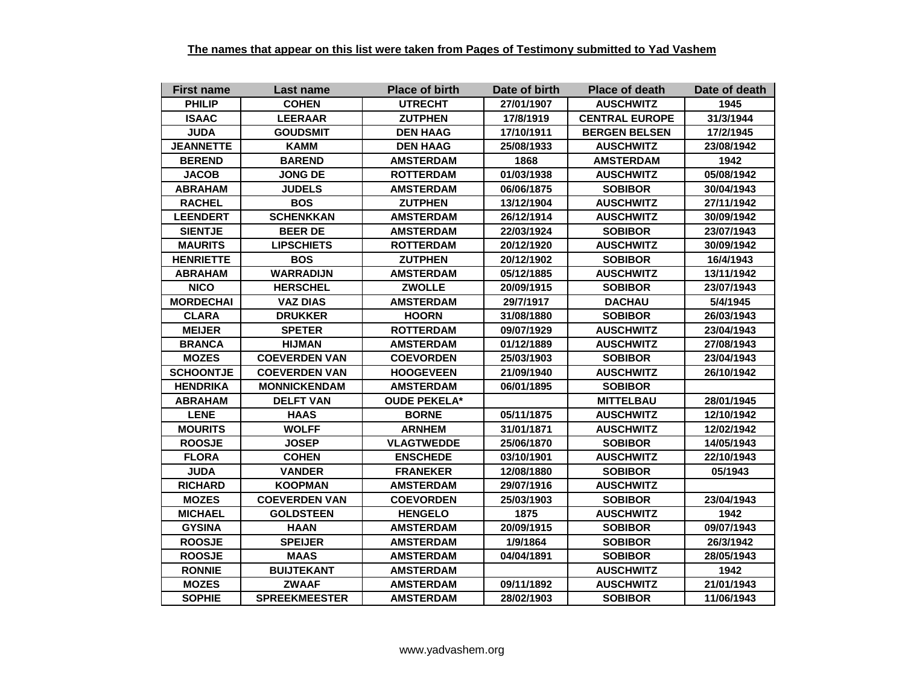**The names that appear on this list were taken from Pages of Testimony submitted to Yad Vashem**

| First name | Last name | Place of birth | Date of birth | Place of death | Date of death |
|---|---|---|---|---|---|
| PHILIP | COHEN | UTRECHT | 27/01/1907 | AUSCHWITZ | 1945 |
| ISAAC | LEERAAR | ZUTPHEN | 17/8/1919 | CENTRAL EUROPE | 31/3/1944 |
| JUDA | GOUDSMIT | DEN HAAG | 17/10/1911 | BERGEN BELSEN | 17/2/1945 |
| JEANNETTE | KAMM | DEN HAAG | 25/08/1933 | AUSCHWITZ | 23/08/1942 |
| BEREND | BAREND | AMSTERDAM | 1868 | AMSTERDAM | 1942 |
| JACOB | JONG DE | ROTTERDAM | 01/03/1938 | AUSCHWITZ | 05/08/1942 |
| ABRAHAM | JUDELS | AMSTERDAM | 06/06/1875 | SOBIBOR | 30/04/1943 |
| RACHEL | BOS | ZUTPHEN | 13/12/1904 | AUSCHWITZ | 27/11/1942 |
| LEENDERT | SCHENKKAN | AMSTERDAM | 26/12/1914 | AUSCHWITZ | 30/09/1942 |
| SIENTJE | BEER DE | AMSTERDAM | 22/03/1924 | SOBIBOR | 23/07/1943 |
| MAURITS | LIPSCHIETS | ROTTERDAM | 20/12/1920 | AUSCHWITZ | 30/09/1942 |
| HENRIETTE | BOS | ZUTPHEN | 20/12/1902 | SOBIBOR | 16/4/1943 |
| ABRAHAM | WARRADIJN | AMSTERDAM | 05/12/1885 | AUSCHWITZ | 13/11/1942 |
| NICO | HERSCHEL | ZWOLLE | 20/09/1915 | SOBIBOR | 23/07/1943 |
| MORDECHAI | VAZ DIAS | AMSTERDAM | 29/7/1917 | DACHAU | 5/4/1945 |
| CLARA | DRUKKER | HOORN | 31/08/1880 | SOBIBOR | 26/03/1943 |
| MEIJER | SPETER | ROTTERDAM | 09/07/1929 | AUSCHWITZ | 23/04/1943 |
| BRANCA | HIJMAN | AMSTERDAM | 01/12/1889 | AUSCHWITZ | 27/08/1943 |
| MOZES | COEVERDEN VAN | COEVORDEN | 25/03/1903 | SOBIBOR | 23/04/1943 |
| SCHOONTJE | COEVERDEN VAN | HOOGEVEEN | 21/09/1940 | AUSCHWITZ | 26/10/1942 |
| HENDRIKA | MONNICKENDAM | AMSTERDAM | 06/01/1895 | SOBIBOR | |
| ABRAHAM | DELFT VAN | OUDE PEKELA* | | MITTELBAU | 28/01/1945 |
| LENE | HAAS | BORNE | 05/11/1875 | AUSCHWITZ | 12/10/1942 |
| MOURITS | WOLFF | ARNHEM | 31/01/1871 | AUSCHWITZ | 12/02/1942 |
| ROOSJE | JOSEP | VLAGTWEDDE | 25/06/1870 | SOBIBOR | 14/05/1943 |
| FLORA | COHEN | ENSCHEDE | 03/10/1901 | AUSCHWITZ | 22/10/1943 |
| JUDA | VANDER | FRANEKER | 12/08/1880 | SOBIBOR | 05/1943 |
| RICHARD | KOOPMAN | AMSTERDAM | 29/07/1916 | AUSCHWITZ | |
| MOZES | COEVERDEN VAN | COEVORDEN | 25/03/1903 | SOBIBOR | 23/04/1943 |
| MICHAEL | GOLDSTEEN | HENGELO | 1875 | AUSCHWITZ | 1942 |
| GYSINA | HAAN | AMSTERDAM | 20/09/1915 | SOBIBOR | 09/07/1943 |
| ROOSJE | SPEIJER | AMSTERDAM | 1/9/1864 | SOBIBOR | 26/3/1942 |
| ROOSJE | MAAS | AMSTERDAM | 04/04/1891 | SOBIBOR | 28/05/1943 |
| RONNIE | BUIJTEKANT | AMSTERDAM | | AUSCHWITZ | 1942 |
| MOZES | ZWAAF | AMSTERDAM | 09/11/1892 | AUSCHWITZ | 21/01/1943 |
| SOPHIE | SPREEKMEESTER | AMSTERDAM | 28/02/1903 | SOBIBOR | 11/06/1943 |

www.yadvashem.org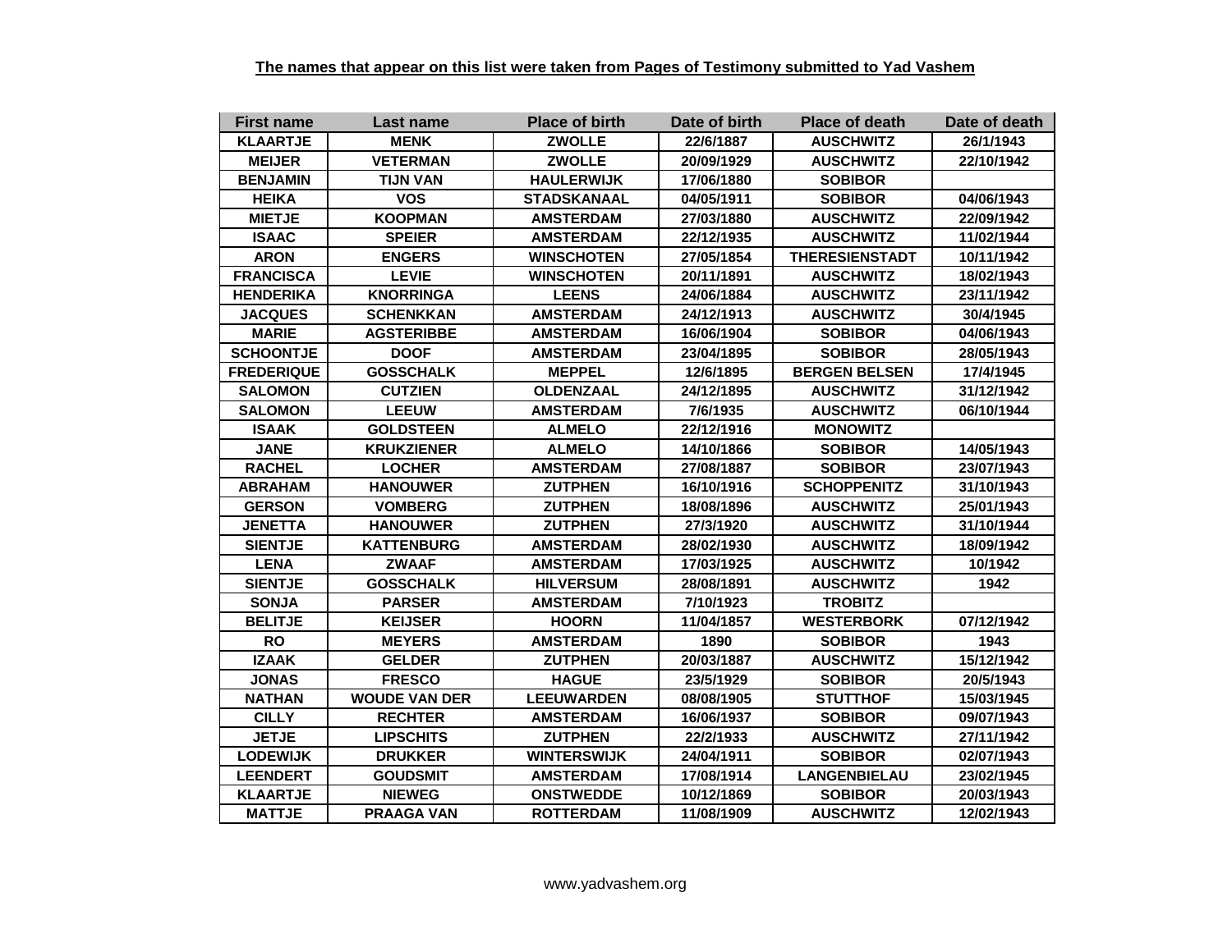**The names that appear on this list were taken from Pages of Testimony submitted to Yad Vashem**

| First name | Last name | Place of birth | Date of birth | Place of death | Date of death |
|---|---|---|---|---|---|
| KLAARTJE | MENK | ZWOLLE | 22/6/1887 | AUSCHWITZ | 26/1/1943 |
| MEIJER | VETERMAN | ZWOLLE | 20/09/1929 | AUSCHWITZ | 22/10/1942 |
| BENJAMIN | TIJN VAN | HAULERWIJK | 17/06/1880 | SOBIBOR | |
| HEIKA | VOS | STADSKANAAL | 04/05/1911 | SOBIBOR | 04/06/1943 |
| MIETJE | KOOPMAN | AMSTERDAM | 27/03/1880 | AUSCHWITZ | 22/09/1942 |
| ISAAC | SPEIER | AMSTERDAM | 22/12/1935 | AUSCHWITZ | 11/02/1944 |
| ARON | ENGERS | WINSCHOTEN | 27/05/1854 | THERESIENSTADT | 10/11/1942 |
| FRANCISCA | LEVIE | WINSCHOTEN | 20/11/1891 | AUSCHWITZ | 18/02/1943 |
| HENDERIKA | KNORRINGA | LEENS | 24/06/1884 | AUSCHWITZ | 23/11/1942 |
| JACQUES | SCHENKKAN | AMSTERDAM | 24/12/1913 | AUSCHWITZ | 30/4/1945 |
| MARIE | AGSTERIBBE | AMSTERDAM | 16/06/1904 | SOBIBOR | 04/06/1943 |
| SCHOONTJE | DOOF | AMSTERDAM | 23/04/1895 | SOBIBOR | 28/05/1943 |
| FREDERIQUE | GOSSCHALK | MEPPEL | 12/6/1895 | BERGEN BELSEN | 17/4/1945 |
| SALOMON | CUTZIEN | OLDENZAAL | 24/12/1895 | AUSCHWITZ | 31/12/1942 |
| SALOMON | LEEUW | AMSTERDAM | 7/6/1935 | AUSCHWITZ | 06/10/1944 |
| ISAAK | GOLDSTEEN | ALMELO | 22/12/1916 | MONOWITZ | |
| JANE | KRUKZIENER | ALMELO | 14/10/1866 | SOBIBOR | 14/05/1943 |
| RACHEL | LOCHER | AMSTERDAM | 27/08/1887 | SOBIBOR | 23/07/1943 |
| ABRAHAM | HANOUWER | ZUTPHEN | 16/10/1916 | SCHOPPENITZ | 31/10/1943 |
| GERSON | VOMBERG | ZUTPHEN | 18/08/1896 | AUSCHWITZ | 25/01/1943 |
| JENETTA | HANOUWER | ZUTPHEN | 27/3/1920 | AUSCHWITZ | 31/10/1944 |
| SIENTJE | KATTENBURG | AMSTERDAM | 28/02/1930 | AUSCHWITZ | 18/09/1942 |
| LENA | ZWAAF | AMSTERDAM | 17/03/1925 | AUSCHWITZ | 10/1942 |
| SIENTJE | GOSSCHALK | HILVERSUM | 28/08/1891 | AUSCHWITZ | 1942 |
| SONJA | PARSER | AMSTERDAM | 7/10/1923 | TROBITZ | |
| BELITJE | KEIJSER | HOORN | 11/04/1857 | WESTERBORK | 07/12/1942 |
| RO | MEYERS | AMSTERDAM | 1890 | SOBIBOR | 1943 |
| IZAAK | GELDER | ZUTPHEN | 20/03/1887 | AUSCHWITZ | 15/12/1942 |
| JONAS | FRESCO | HAGUE | 23/5/1929 | SOBIBOR | 20/5/1943 |
| NATHAN | WOUDE VAN DER | LEEUWARDEN | 08/08/1905 | STUTTHOF | 15/03/1945 |
| CILLY | RECHTER | AMSTERDAM | 16/06/1937 | SOBIBOR | 09/07/1943 |
| JETJE | LIPSCHITS | ZUTPHEN | 22/2/1933 | AUSCHWITZ | 27/11/1942 |
| LODEWIJK | DRUKKER | WINTERSWIJK | 24/04/1911 | SOBIBOR | 02/07/1943 |
| LEENDERT | GOUDSMIT | AMSTERDAM | 17/08/1914 | LANGENBIELAU | 23/02/1945 |
| KLAARTJE | NIEWEG | ONSTWEDDE | 10/12/1869 | SOBIBOR | 20/03/1943 |
| MATTJE | PRAAGA VAN | ROTTERDAM | 11/08/1909 | AUSCHWITZ | 12/02/1943 |

www.yadvashem.org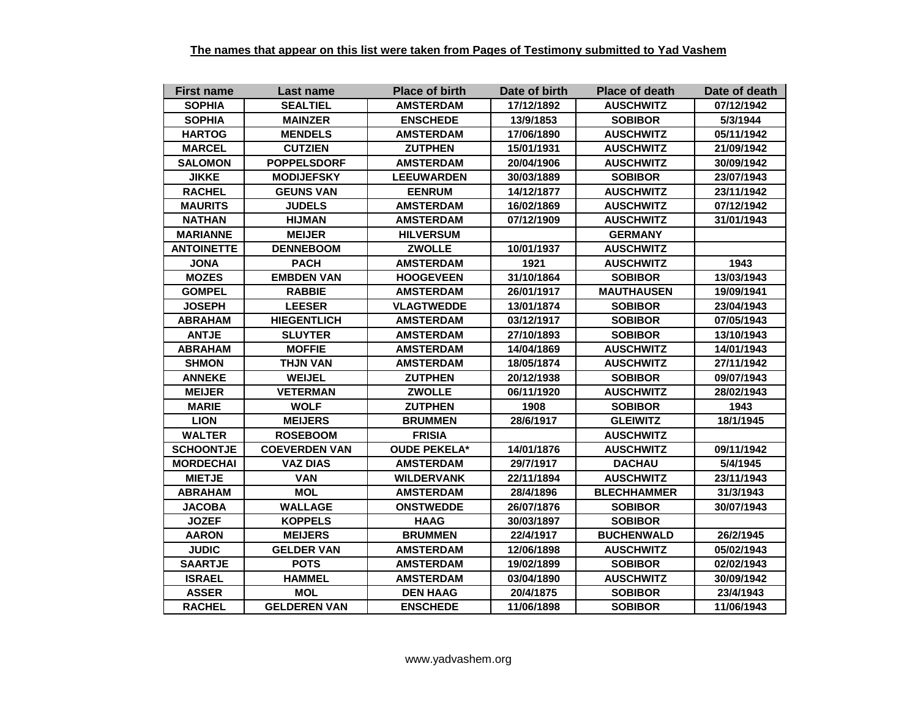**The names that appear on this list were taken from Pages of Testimony submitted to Yad Vashem**

| First name | Last name | Place of birth | Date of birth | Place of death | Date of death |
|---|---|---|---|---|---|
| SOPHIA | SEALTIEL | AMSTERDAM | 17/12/1892 | AUSCHWITZ | 07/12/1942 |
| SOPHIA | MAINZER | ENSCHEDE | 13/9/1853 | SOBIBOR | 5/3/1944 |
| HARTOG | MENDELS | AMSTERDAM | 17/06/1890 | AUSCHWITZ | 05/11/1942 |
| MARCEL | CUTZIEN | ZUTPHEN | 15/01/1931 | AUSCHWITZ | 21/09/1942 |
| SALOMON | POPPELSDORF | AMSTERDAM | 20/04/1906 | AUSCHWITZ | 30/09/1942 |
| JIKKE | MODIJEFSKY | LEEUWARDEN | 30/03/1889 | SOBIBOR | 23/07/1943 |
| RACHEL | GEUNS VAN | EENRUM | 14/12/1877 | AUSCHWITZ | 23/11/1942 |
| MAURITS | JUDELS | AMSTERDAM | 16/02/1869 | AUSCHWITZ | 07/12/1942 |
| NATHAN | HIJMAN | AMSTERDAM | 07/12/1909 | AUSCHWITZ | 31/01/1943 |
| MARIANNE | MEIJER | HILVERSUM | | GERMANY | |
| ANTOINETTE | DENNEBOOM | ZWOLLE | 10/01/1937 | AUSCHWITZ | |
| JONA | PACH | AMSTERDAM | 1921 | AUSCHWITZ | 1943 |
| MOZES | EMBDEN VAN | HOOGEVEEN | 31/10/1864 | SOBIBOR | 13/03/1943 |
| GOMPEL | RABBIE | AMSTERDAM | 26/01/1917 | MAUTHAUSEN | 19/09/1941 |
| JOSEPH | LEESER | VLAGTWEDDE | 13/01/1874 | SOBIBOR | 23/04/1943 |
| ABRAHAM | HIEGENTLICH | AMSTERDAM | 03/12/1917 | SOBIBOR | 07/05/1943 |
| ANTJE | SLUYTER | AMSTERDAM | 27/10/1893 | SOBIBOR | 13/10/1943 |
| ABRAHAM | MOFFIE | AMSTERDAM | 14/04/1869 | AUSCHWITZ | 14/01/1943 |
| SHMON | THJN VAN | AMSTERDAM | 18/05/1874 | AUSCHWITZ | 27/11/1942 |
| ANNEKE | WEIJEL | ZUTPHEN | 20/12/1938 | SOBIBOR | 09/07/1943 |
| MEIJER | VETERMAN | ZWOLLE | 06/11/1920 | AUSCHWITZ | 28/02/1943 |
| MARIE | WOLF | ZUTPHEN | 1908 | SOBIBOR | 1943 |
| LION | MEIJERS | BRUMMEN | 28/6/1917 | GLEIWITZ | 18/1/1945 |
| WALTER | ROSEBOOM | FRISIA | | AUSCHWITZ | |
| SCHOONTJE | COEVERDEN VAN | OUDE PEKELA* | 14/01/1876 | AUSCHWITZ | 09/11/1942 |
| MORDECHAI | VAZ DIAS | AMSTERDAM | 29/7/1917 | DACHAU | 5/4/1945 |
| MIETJE | VAN | WILDERVANK | 22/11/1894 | AUSCHWITZ | 23/11/1943 |
| ABRAHAM | MOL | AMSTERDAM | 28/4/1896 | BLECHHAMMER | 31/3/1943 |
| JACOBA | WALLAGE | ONSTWEDDE | 26/07/1876 | SOBIBOR | 30/07/1943 |
| JOZEF | KOPPELS | HAAG | 30/03/1897 | SOBIBOR | |
| AARON | MEIJERS | BRUMMEN | 22/4/1917 | BUCHENWALD | 26/2/1945 |
| JUDIC | GELDER VAN | AMSTERDAM | 12/06/1898 | AUSCHWITZ | 05/02/1943 |
| SAARTJE | POTS | AMSTERDAM | 19/02/1899 | SOBIBOR | 02/02/1943 |
| ISRAEL | HAMMEL | AMSTERDAM | 03/04/1890 | AUSCHWITZ | 30/09/1942 |
| ASSER | MOL | DEN HAAG | 20/4/1875 | SOBIBOR | 23/4/1943 |
| RACHEL | GELDEREN VAN | ENSCHEDE | 11/06/1898 | SOBIBOR | 11/06/1943 |

www.yadvashem.org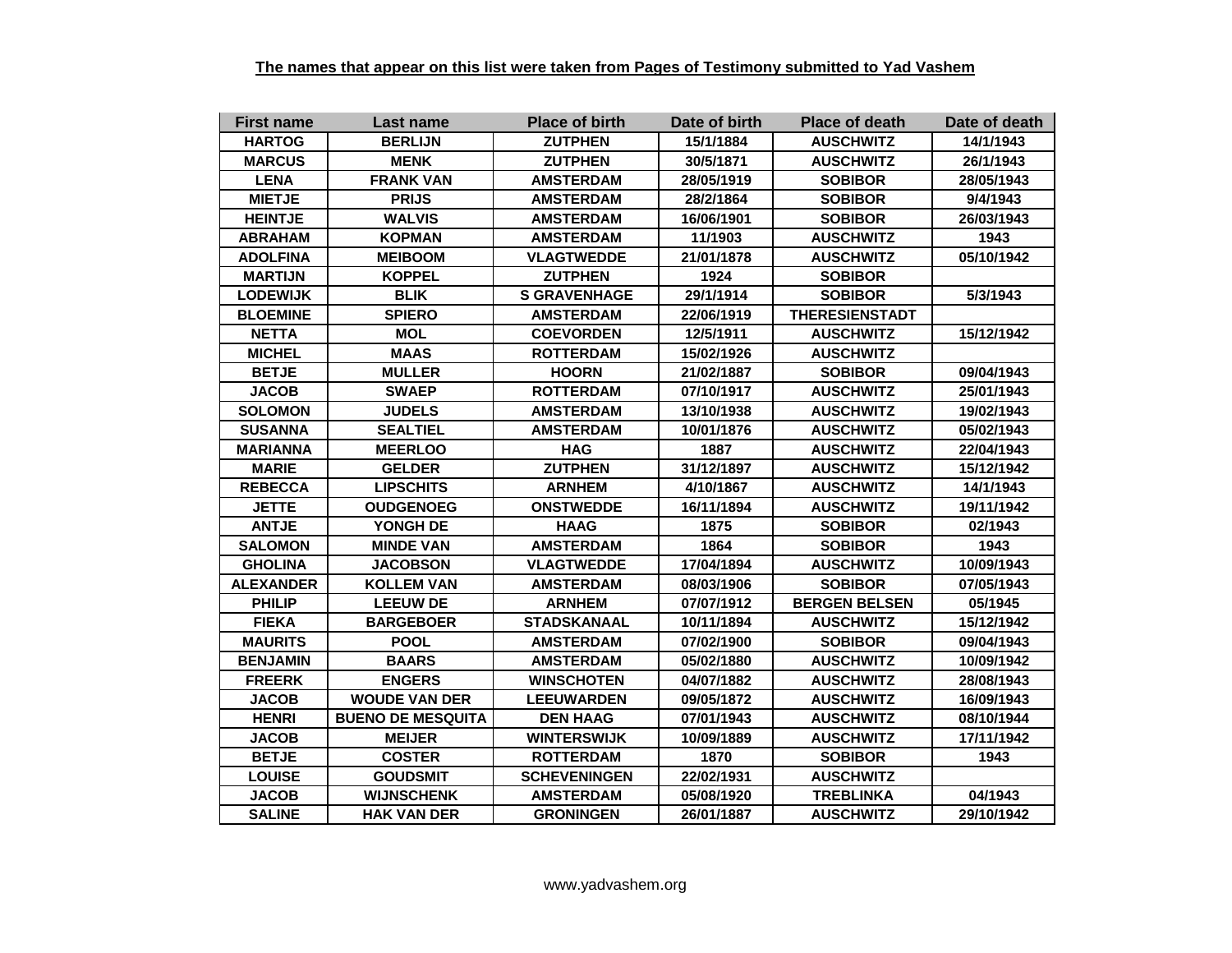**The names that appear on this list were taken from Pages of Testimony submitted to Yad Vashem**

| First name | Last name | Place of birth | Date of birth | Place of death | Date of death |
|---|---|---|---|---|---|
| HARTOG | BERLIJN | ZUTPHEN | 15/1/1884 | AUSCHWITZ | 14/1/1943 |
| MARCUS | MENK | ZUTPHEN | 30/5/1871 | AUSCHWITZ | 26/1/1943 |
| LENA | FRANK VAN | AMSTERDAM | 28/05/1919 | SOBIBOR | 28/05/1943 |
| MIETJE | PRIJS | AMSTERDAM | 28/2/1864 | SOBIBOR | 9/4/1943 |
| HEINTJE | WALVIS | AMSTERDAM | 16/06/1901 | SOBIBOR | 26/03/1943 |
| ABRAHAM | KOPMAN | AMSTERDAM | 11/1903 | AUSCHWITZ | 1943 |
| ADOLFINA | MEIBOOM | VLAGTWEDDE | 21/01/1878 | AUSCHWITZ | 05/10/1942 |
| MARTIJN | KOPPEL | ZUTPHEN | 1924 | SOBIBOR | |
| LODEWIJK | BLIK | S GRAVENHAGE | 29/1/1914 | SOBIBOR | 5/3/1943 |
| BLOEMINE | SPIERO | AMSTERDAM | 22/06/1919 | THERESIENSTADT | |
| NETTA | MOL | COEVORDEN | 12/5/1911 | AUSCHWITZ | 15/12/1942 |
| MICHEL | MAAS | ROTTERDAM | 15/02/1926 | AUSCHWITZ | |
| BETJE | MULLER | HOORN | 21/02/1887 | SOBIBOR | 09/04/1943 |
| JACOB | SWAEP | ROTTERDAM | 07/10/1917 | AUSCHWITZ | 25/01/1943 |
| SOLOMON | JUDELS | AMSTERDAM | 13/10/1938 | AUSCHWITZ | 19/02/1943 |
| SUSANNA | SEALTIEL | AMSTERDAM | 10/01/1876 | AUSCHWITZ | 05/02/1943 |
| MARIANNA | MEERLOO | HAG | 1887 | AUSCHWITZ | 22/04/1943 |
| MARIE | GELDER | ZUTPHEN | 31/12/1897 | AUSCHWITZ | 15/12/1942 |
| REBECCA | LIPSCHITS | ARNHEM | 4/10/1867 | AUSCHWITZ | 14/1/1943 |
| JETTE | OUDGENOEG | ONSTWEDDE | 16/11/1894 | AUSCHWITZ | 19/11/1942 |
| ANTJE | YONGH DE | HAAG | 1875 | SOBIBOR | 02/1943 |
| SALOMON | MINDE VAN | AMSTERDAM | 1864 | SOBIBOR | 1943 |
| GHOLINA | JACOBSON | VLAGTWEDDE | 17/04/1894 | AUSCHWITZ | 10/09/1943 |
| ALEXANDER | KOLLEM VAN | AMSTERDAM | 08/03/1906 | SOBIBOR | 07/05/1943 |
| PHILIP | LEEUW DE | ARNHEM | 07/07/1912 | BERGEN BELSEN | 05/1945 |
| FIEKA | BARGEBOER | STADSKANAAL | 10/11/1894 | AUSCHWITZ | 15/12/1942 |
| MAURITS | POOL | AMSTERDAM | 07/02/1900 | SOBIBOR | 09/04/1943 |
| BENJAMIN | BAARS | AMSTERDAM | 05/02/1880 | AUSCHWITZ | 10/09/1942 |
| FREERK | ENGERS | WINSCHOTEN | 04/07/1882 | AUSCHWITZ | 28/08/1943 |
| JACOB | WOUDE VAN DER | LEEUWARDEN | 09/05/1872 | AUSCHWITZ | 16/09/1943 |
| HENRI | BUENO DE MESQUITA | DEN HAAG | 07/01/1943 | AUSCHWITZ | 08/10/1944 |
| JACOB | MEIJER | WINTERSWIJK | 10/09/1889 | AUSCHWITZ | 17/11/1942 |
| BETJE | COSTER | ROTTERDAM | 1870 | SOBIBOR | 1943 |
| LOUISE | GOUDSMIT | SCHEVENINGEN | 22/02/1931 | AUSCHWITZ | |
| JACOB | WIJNSCHENK | AMSTERDAM | 05/08/1920 | TREBLINKA | 04/1943 |
| SALINE | HAK VAN DER | GRONINGEN | 26/01/1887 | AUSCHWITZ | 29/10/1942 |

www.yadvashem.org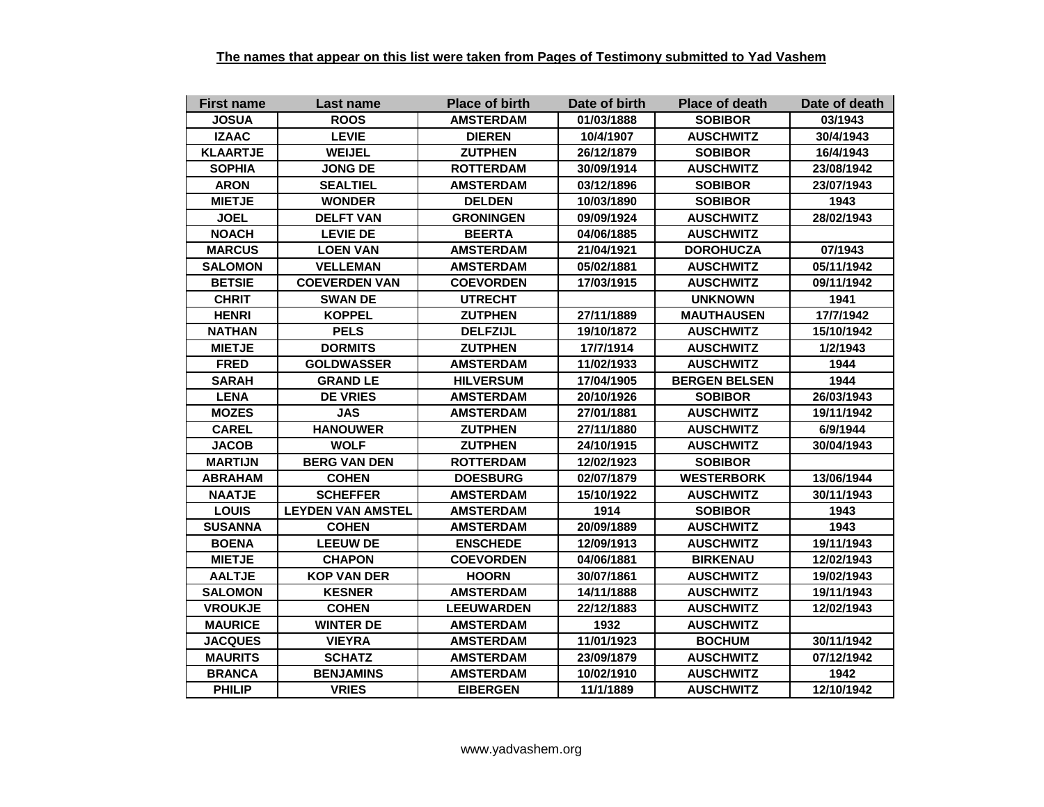**The names that appear on this list were taken from Pages of Testimony submitted to Yad Vashem**

| First name | Last name | Place of birth | Date of birth | Place of death | Date of death |
|---|---|---|---|---|---|
| JOSUA | ROOS | AMSTERDAM | 01/03/1888 | SOBIBOR | 03/1943 |
| IZAAC | LEVIE | DIEREN | 10/4/1907 | AUSCHWITZ | 30/4/1943 |
| KLAARTJE | WEIJEL | ZUTPHEN | 26/12/1879 | SOBIBOR | 16/4/1943 |
| SOPHIA | JONG DE | ROTTERDAM | 30/09/1914 | AUSCHWITZ | 23/08/1942 |
| ARON | SEALTIEL | AMSTERDAM | 03/12/1896 | SOBIBOR | 23/07/1943 |
| MIETJE | WONDER | DELDEN | 10/03/1890 | SOBIBOR | 1943 |
| JOEL | DELFT VAN | GRONINGEN | 09/09/1924 | AUSCHWITZ | 28/02/1943 |
| NOACH | LEVIE DE | BEERTA | 04/06/1885 | AUSCHWITZ | |
| MARCUS | LOEN VAN | AMSTERDAM | 21/04/1921 | DOROHUCZA | 07/1943 |
| SALOMON | VELLEMAN | AMSTERDAM | 05/02/1881 | AUSCHWITZ | 05/11/1942 |
| BETSIE | COEVERDEN VAN | COEVORDEN | 17/03/1915 | AUSCHWITZ | 09/11/1942 |
| CHRIT | SWAN DE | UTRECHT | | UNKNOWN | 1941 |
| HENRI | KOPPEL | ZUTPHEN | 27/11/1889 | MAUTHAUSEN | 17/7/1942 |
| NATHAN | PELS | DELFZIJL | 19/10/1872 | AUSCHWITZ | 15/10/1942 |
| MIETJE | DORMITS | ZUTPHEN | 17/7/1914 | AUSCHWITZ | 1/2/1943 |
| FRED | GOLDWASSER | AMSTERDAM | 11/02/1933 | AUSCHWITZ | 1944 |
| SARAH | GRAND LE | HILVERSUM | 17/04/1905 | BERGEN BELSEN | 1944 |
| LENA | DE VRIES | AMSTERDAM | 20/10/1926 | SOBIBOR | 26/03/1943 |
| MOZES | JAS | AMSTERDAM | 27/01/1881 | AUSCHWITZ | 19/11/1942 |
| CAREL | HANOUWER | ZUTPHEN | 27/11/1880 | AUSCHWITZ | 6/9/1944 |
| JACOB | WOLF | ZUTPHEN | 24/10/1915 | AUSCHWITZ | 30/04/1943 |
| MARTIJN | BERG VAN DEN | ROTTERDAM | 12/02/1923 | SOBIBOR | |
| ABRAHAM | COHEN | DOESBURG | 02/07/1879 | WESTERBORK | 13/06/1944 |
| NAATJE | SCHEFFER | AMSTERDAM | 15/10/1922 | AUSCHWITZ | 30/11/1943 |
| LOUIS | LEYDEN VAN AMSTEL | AMSTERDAM | 1914 | SOBIBOR | 1943 |
| SUSANNA | COHEN | AMSTERDAM | 20/09/1889 | AUSCHWITZ | 1943 |
| BOENA | LEEUW DE | ENSCHEDE | 12/09/1913 | AUSCHWITZ | 19/11/1943 |
| MIETJE | CHAPON | COEVORDEN | 04/06/1881 | BIRKENAU | 12/02/1943 |
| AALTJE | KOP VAN DER | HOORN | 30/07/1861 | AUSCHWITZ | 19/02/1943 |
| SALOMON | KESNER | AMSTERDAM | 14/11/1888 | AUSCHWITZ | 19/11/1943 |
| VROUKJE | COHEN | LEEUWARDEN | 22/12/1883 | AUSCHWITZ | 12/02/1943 |
| MAURICE | WINTER DE | AMSTERDAM | 1932 | AUSCHWITZ | |
| JACQUES | VIEYRA | AMSTERDAM | 11/01/1923 | BOCHUM | 30/11/1942 |
| MAURITS | SCHATZ | AMSTERDAM | 23/09/1879 | AUSCHWITZ | 07/12/1942 |
| BRANCA | BENJAMINS | AMSTERDAM | 10/02/1910 | AUSCHWITZ | 1942 |
| PHILIP | VRIES | EIBERGEN | 11/1/1889 | AUSCHWITZ | 12/10/1942 |

www.yadvashem.org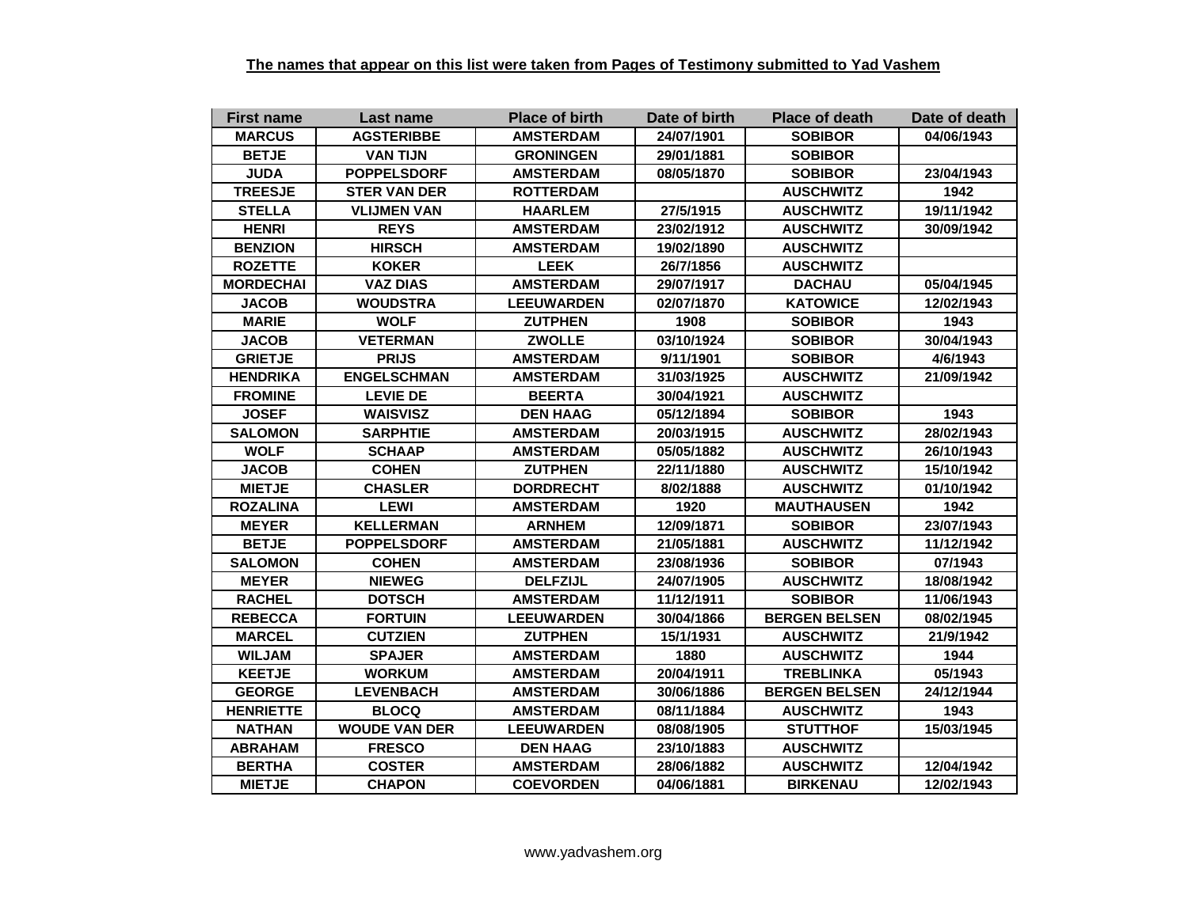**The names that appear on this list were taken from Pages of Testimony submitted to Yad Vashem**

| First name | Last name | Place of birth | Date of birth | Place of death | Date of death |
|---|---|---|---|---|---|
| MARCUS | AGSTERIBBE | AMSTERDAM | 24/07/1901 | SOBIBOR | 04/06/1943 |
| BETJE | VAN TIJN | GRONINGEN | 29/01/1881 | SOBIBOR | |
| JUDA | POPPELSDORF | AMSTERDAM | 08/05/1870 | SOBIBOR | 23/04/1943 |
| TREESJE | STER VAN DER | ROTTERDAM | | AUSCHWITZ | 1942 |
| STELLA | VLIJMEN VAN | HAARLEM | 27/5/1915 | AUSCHWITZ | 19/11/1942 |
| HENRI | REYS | AMSTERDAM | 23/02/1912 | AUSCHWITZ | 30/09/1942 |
| BENZION | HIRSCH | AMSTERDAM | 19/02/1890 | AUSCHWITZ | |
| ROZETTE | KOKER | LEEK | 26/7/1856 | AUSCHWITZ | |
| MORDECHAI | VAZ DIAS | AMSTERDAM | 29/07/1917 | DACHAU | 05/04/1945 |
| JACOB | WOUDSTRA | LEEUWARDEN | 02/07/1870 | KATOWICE | 12/02/1943 |
| MARIE | WOLF | ZUTPHEN | 1908 | SOBIBOR | 1943 |
| JACOB | VETERMAN | ZWOLLE | 03/10/1924 | SOBIBOR | 30/04/1943 |
| GRIETJE | PRIJS | AMSTERDAM | 9/11/1901 | SOBIBOR | 4/6/1943 |
| HENDRIKA | ENGELSCHMAN | AMSTERDAM | 31/03/1925 | AUSCHWITZ | 21/09/1942 |
| FROMINE | LEVIE DE | BEERTA | 30/04/1921 | AUSCHWITZ | |
| JOSEF | WAISVISZ | DEN HAAG | 05/12/1894 | SOBIBOR | 1943 |
| SALOMON | SARPHTIE | AMSTERDAM | 20/03/1915 | AUSCHWITZ | 28/02/1943 |
| WOLF | SCHAAP | AMSTERDAM | 05/05/1882 | AUSCHWITZ | 26/10/1943 |
| JACOB | COHEN | ZUTPHEN | 22/11/1880 | AUSCHWITZ | 15/10/1942 |
| MIETJE | CHASLER | DORDRECHT | 8/02/1888 | AUSCHWITZ | 01/10/1942 |
| ROZALINA | LEWI | AMSTERDAM | 1920 | MAUTHAUSEN | 1942 |
| MEYER | KELLERMAN | ARNHEM | 12/09/1871 | SOBIBOR | 23/07/1943 |
| BETJE | POPPELSDORF | AMSTERDAM | 21/05/1881 | AUSCHWITZ | 11/12/1942 |
| SALOMON | COHEN | AMSTERDAM | 23/08/1936 | SOBIBOR | 07/1943 |
| MEYER | NIEWEG | DELFZIJL | 24/07/1905 | AUSCHWITZ | 18/08/1942 |
| RACHEL | DOTSCH | AMSTERDAM | 11/12/1911 | SOBIBOR | 11/06/1943 |
| REBECCA | FORTUIN | LEEUWARDEN | 30/04/1866 | BERGEN BELSEN | 08/02/1945 |
| MARCEL | CUTZIEN | ZUTPHEN | 15/1/1931 | AUSCHWITZ | 21/9/1942 |
| WILJAM | SPAJER | AMSTERDAM | 1880 | AUSCHWITZ | 1944 |
| KEETJE | WORKUM | AMSTERDAM | 20/04/1911 | TREBLINKA | 05/1943 |
| GEORGE | LEVENBACH | AMSTERDAM | 30/06/1886 | BERGEN BELSEN | 24/12/1944 |
| HENRIETTE | BLOCQ | AMSTERDAM | 08/11/1884 | AUSCHWITZ | 1943 |
| NATHAN | WOUDE VAN DER | LEEUWARDEN | 08/08/1905 | STUTTHOF | 15/03/1945 |
| ABRAHAM | FRESCO | DEN HAAG | 23/10/1883 | AUSCHWITZ | |
| BERTHA | COSTER | AMSTERDAM | 28/06/1882 | AUSCHWITZ | 12/04/1942 |
| MIETJE | CHAPON | COEVORDEN | 04/06/1881 | BIRKENAU | 12/02/1943 |

www.yadvashem.org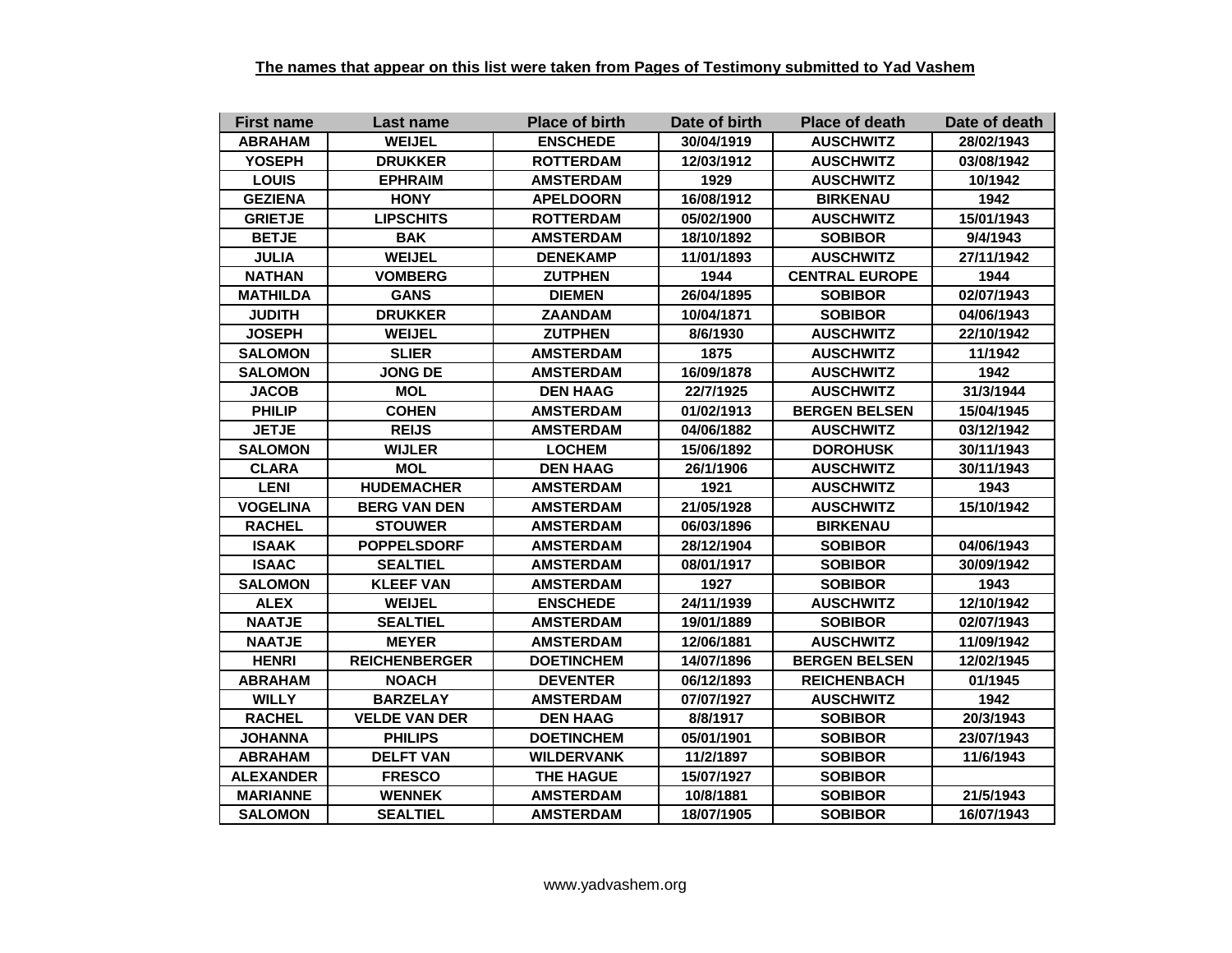**The names that appear on this list were taken from Pages of Testimony submitted to Yad Vashem**

| First name | Last name | Place of birth | Date of birth | Place of death | Date of death |
|---|---|---|---|---|---|
| ABRAHAM | WEIJEL | ENSCHEDE | 30/04/1919 | AUSCHWITZ | 28/02/1943 |
| YOSEPH | DRUKKER | ROTTERDAM | 12/03/1912 | AUSCHWITZ | 03/08/1942 |
| LOUIS | EPHRAIM | AMSTERDAM | 1929 | AUSCHWITZ | 10/1942 |
| GEZIENA | HONY | APELDOORN | 16/08/1912 | BIRKENAU | 1942 |
| GRIETJE | LIPSCHITS | ROTTERDAM | 05/02/1900 | AUSCHWITZ | 15/01/1943 |
| BETJE | BAK | AMSTERDAM | 18/10/1892 | SOBIBOR | 9/4/1943 |
| JULIA | WEIJEL | DENEKAMP | 11/01/1893 | AUSCHWITZ | 27/11/1942 |
| NATHAN | VOMBERG | ZUTPHEN | 1944 | CENTRAL EUROPE | 1944 |
| MATHILDA | GANS | DIEMEN | 26/04/1895 | SOBIBOR | 02/07/1943 |
| JUDITH | DRUKKER | ZAANDAM | 10/04/1871 | SOBIBOR | 04/06/1943 |
| JOSEPH | WEIJEL | ZUTPHEN | 8/6/1930 | AUSCHWITZ | 22/10/1942 |
| SALOMON | SLIER | AMSTERDAM | 1875 | AUSCHWITZ | 11/1942 |
| SALOMON | JONG DE | AMSTERDAM | 16/09/1878 | AUSCHWITZ | 1942 |
| JACOB | MOL | DEN HAAG | 22/7/1925 | AUSCHWITZ | 31/3/1944 |
| PHILIP | COHEN | AMSTERDAM | 01/02/1913 | BERGEN BELSEN | 15/04/1945 |
| JETJE | REIJS | AMSTERDAM | 04/06/1882 | AUSCHWITZ | 03/12/1942 |
| SALOMON | WIJLER | LOCHEM | 15/06/1892 | DOROHUSK | 30/11/1943 |
| CLARA | MOL | DEN HAAG | 26/1/1906 | AUSCHWITZ | 30/11/1943 |
| LENI | HUDEMACHER | AMSTERDAM | 1921 | AUSCHWITZ | 1943 |
| VOGELINA | BERG VAN DEN | AMSTERDAM | 21/05/1928 | AUSCHWITZ | 15/10/1942 |
| RACHEL | STOUWER | AMSTERDAM | 06/03/1896 | BIRKENAU | |
| ISAAK | POPPELSDORF | AMSTERDAM | 28/12/1904 | SOBIBOR | 04/06/1943 |
| ISAAC | SEALTIEL | AMSTERDAM | 08/01/1917 | SOBIBOR | 30/09/1942 |
| SALOMON | KLEEF VAN | AMSTERDAM | 1927 | SOBIBOR | 1943 |
| ALEX | WEIJEL | ENSCHEDE | 24/11/1939 | AUSCHWITZ | 12/10/1942 |
| NAATJE | SEALTIEL | AMSTERDAM | 19/01/1889 | SOBIBOR | 02/07/1943 |
| NAATJE | MEYER | AMSTERDAM | 12/06/1881 | AUSCHWITZ | 11/09/1942 |
| HENRI | REICHENBERGER | DOETINCHEM | 14/07/1896 | BERGEN BELSEN | 12/02/1945 |
| ABRAHAM | NOACH | DEVENTER | 06/12/1893 | REICHENBACH | 01/1945 |
| WILLY | BARZELAY | AMSTERDAM | 07/07/1927 | AUSCHWITZ | 1942 |
| RACHEL | VELDE VAN DER | DEN HAAG | 8/8/1917 | SOBIBOR | 20/3/1943 |
| JOHANNA | PHILIPS | DOETINCHEM | 05/01/1901 | SOBIBOR | 23/07/1943 |
| ABRAHAM | DELFT VAN | WILDERVANK | 11/2/1897 | SOBIBOR | 11/6/1943 |
| ALEXANDER | FRESCO | THE HAGUE | 15/07/1927 | SOBIBOR | |
| MARIANNE | WENNEK | AMSTERDAM | 10/8/1881 | SOBIBOR | 21/5/1943 |
| SALOMON | SEALTIEL | AMSTERDAM | 18/07/1905 | SOBIBOR | 16/07/1943 |

www.yadvashem.org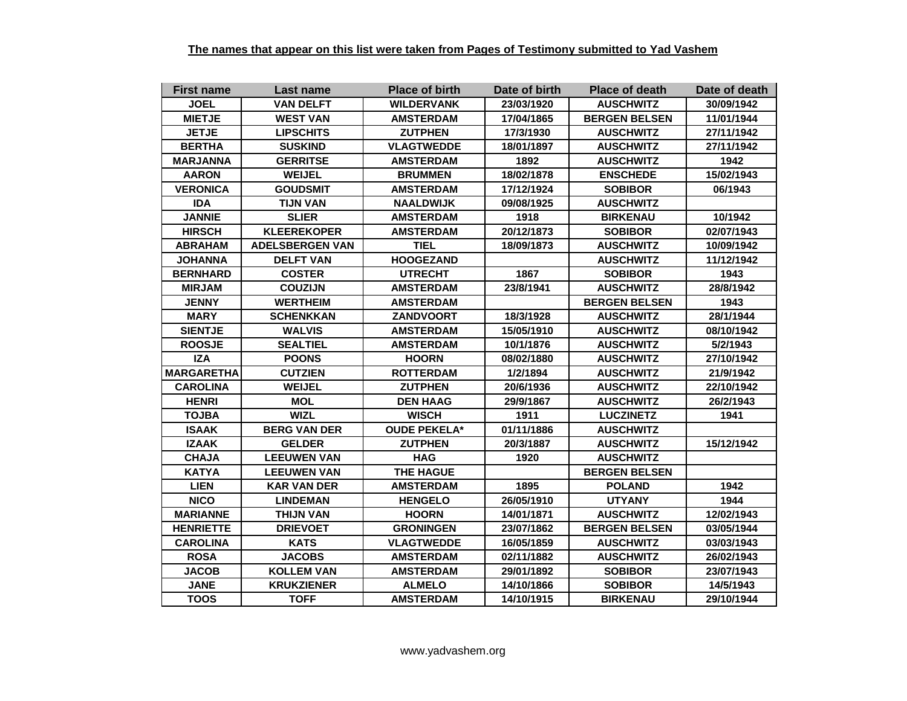**The names that appear on this list were taken from Pages of Testimony submitted to Yad Vashem**

| First name | Last name | Place of birth | Date of birth | Place of death | Date of death |
|---|---|---|---|---|---|
| JOEL | VAN DELFT | WILDERVANK | 23/03/1920 | AUSCHWITZ | 30/09/1942 |
| MIETJE | WEST VAN | AMSTERDAM | 17/04/1865 | BERGEN BELSEN | 11/01/1944 |
| JETJE | LIPSCHITS | ZUTPHEN | 17/3/1930 | AUSCHWITZ | 27/11/1942 |
| BERTHA | SUSKIND | VLAGTWEDDE | 18/01/1897 | AUSCHWITZ | 27/11/1942 |
| MARJANNA | GERRITSE | AMSTERDAM | 1892 | AUSCHWITZ | 1942 |
| AARON | WEIJEL | BRUMMEN | 18/02/1878 | ENSCHEDE | 15/02/1943 |
| VERONICA | GOUDSMIT | AMSTERDAM | 17/12/1924 | SOBIBOR | 06/1943 |
| IDA | TIJN VAN | NAALDWIJK | 09/08/1925 | AUSCHWITZ | |
| JANNIE | SLIER | AMSTERDAM | 1918 | BIRKENAU | 10/1942 |
| HIRSCH | KLEEREKOPER | AMSTERDAM | 20/12/1873 | SOBIBOR | 02/07/1943 |
| ABRAHAM | ADELSBERGEN VAN | TIEL | 18/09/1873 | AUSCHWITZ | 10/09/1942 |
| JOHANNA | DELFT VAN | HOOGEZAND | | AUSCHWITZ | 11/12/1942 |
| BERNHARD | COSTER | UTRECHT | 1867 | SOBIBOR | 1943 |
| MIRJAM | COUZIJN | AMSTERDAM | 23/8/1941 | AUSCHWITZ | 28/8/1942 |
| JENNY | WERTHEIM | AMSTERDAM | | BERGEN BELSEN | 1943 |
| MARY | SCHENKKAN | ZANDVOORT | 18/3/1928 | AUSCHWITZ | 28/1/1944 |
| SIENTJE | WALVIS | AMSTERDAM | 15/05/1910 | AUSCHWITZ | 08/10/1942 |
| ROOSJE | SEALTIEL | AMSTERDAM | 10/1/1876 | AUSCHWITZ | 5/2/1943 |
| IZA | POONS | HOORN | 08/02/1880 | AUSCHWITZ | 27/10/1942 |
| MARGARETHA | CUTZIEN | ROTTERDAM | 1/2/1894 | AUSCHWITZ | 21/9/1942 |
| CAROLINA | WEIJEL | ZUTPHEN | 20/6/1936 | AUSCHWITZ | 22/10/1942 |
| HENRI | MOL | DEN HAAG | 29/9/1867 | AUSCHWITZ | 26/2/1943 |
| TOJBA | WIZL | WISCH | 1911 | LUCZINETZ | 1941 |
| ISAAK | BERG VAN DER | OUDE PEKELA* | 01/11/1886 | AUSCHWITZ | |
| IZAAK | GELDER | ZUTPHEN | 20/3/1887 | AUSCHWITZ | 15/12/1942 |
| CHAJA | LEEUWEN VAN | HAG | 1920 | AUSCHWITZ | |
| KATYA | LEEUWEN VAN | THE HAGUE | | BERGEN BELSEN | |
| LIEN | KAR VAN DER | AMSTERDAM | 1895 | POLAND | 1942 |
| NICO | LINDEMAN | HENGELO | 26/05/1910 | UTYANY | 1944 |
| MARIANNE | THIJN VAN | HOORN | 14/01/1871 | AUSCHWITZ | 12/02/1943 |
| HENRIETTE | DRIEVOET | GRONINGEN | 23/07/1862 | BERGEN BELSEN | 03/05/1944 |
| CAROLINA | KATS | VLAGTWEDDE | 16/05/1859 | AUSCHWITZ | 03/03/1943 |
| ROSA | JACOBS | AMSTERDAM | 02/11/1882 | AUSCHWITZ | 26/02/1943 |
| JACOB | KOLLEM VAN | AMSTERDAM | 29/01/1892 | SOBIBOR | 23/07/1943 |
| JANE | KRUKZIENER | ALMELO | 14/10/1866 | SOBIBOR | 14/5/1943 |
| TOOS | TOFF | AMSTERDAM | 14/10/1915 | BIRKENAU | 29/10/1944 |

www.yadvashem.org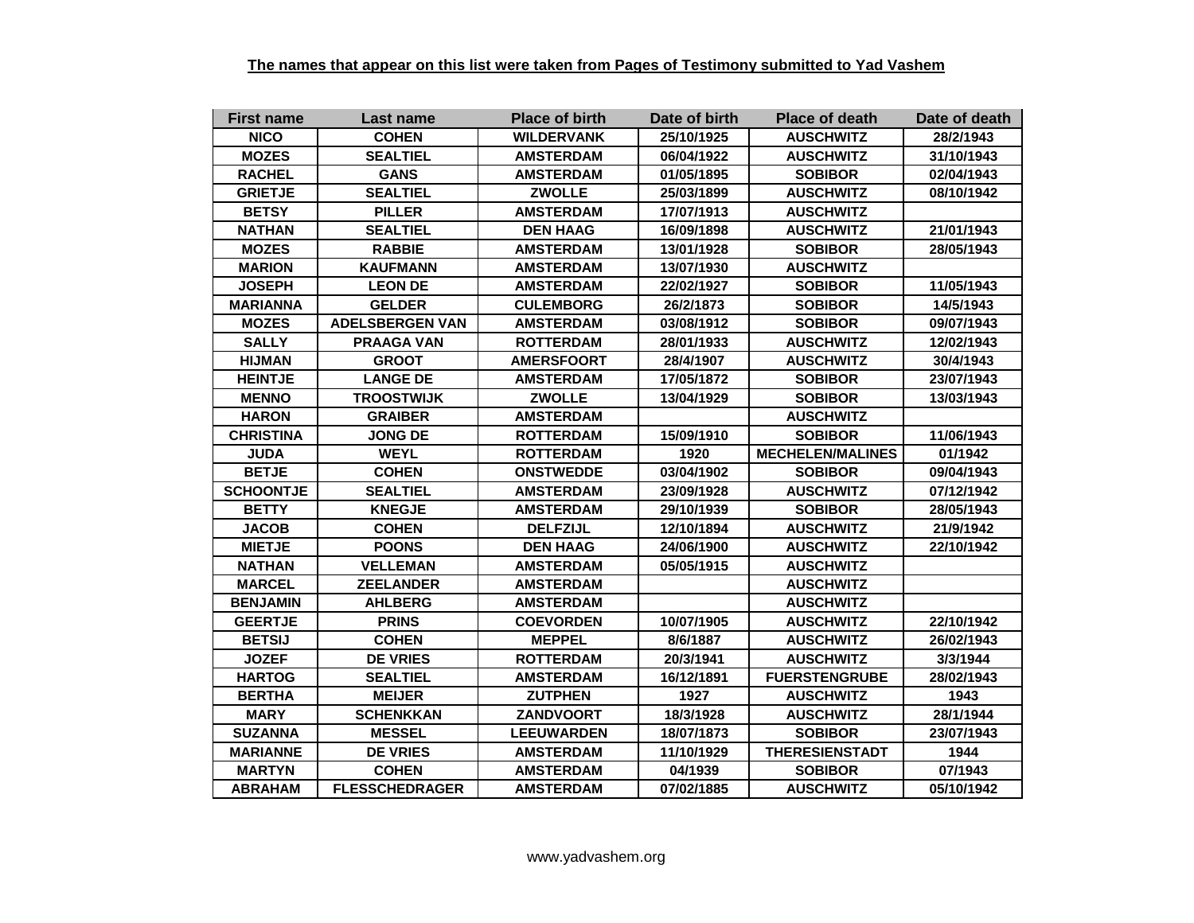**The names that appear on this list were taken from Pages of Testimony submitted to Yad Vashem**

| First name | Last name | Place of birth | Date of birth | Place of death | Date of death |
|---|---|---|---|---|---|
| NICO | COHEN | WILDERVANK | 25/10/1925 | AUSCHWITZ | 28/2/1943 |
| MOZES | SEALTIEL | AMSTERDAM | 06/04/1922 | AUSCHWITZ | 31/10/1943 |
| RACHEL | GANS | AMSTERDAM | 01/05/1895 | SOBIBOR | 02/04/1943 |
| GRIETJE | SEALTIEL | ZWOLLE | 25/03/1899 | AUSCHWITZ | 08/10/1942 |
| BETSY | PILLER | AMSTERDAM | 17/07/1913 | AUSCHWITZ | |
| NATHAN | SEALTIEL | DEN HAAG | 16/09/1898 | AUSCHWITZ | 21/01/1943 |
| MOZES | RABBIE | AMSTERDAM | 13/01/1928 | SOBIBOR | 28/05/1943 |
| MARION | KAUFMANN | AMSTERDAM | 13/07/1930 | AUSCHWITZ | |
| JOSEPH | LEON DE | AMSTERDAM | 22/02/1927 | SOBIBOR | 11/05/1943 |
| MARIANNA | GELDER | CULEMBORG | 26/2/1873 | SOBIBOR | 14/5/1943 |
| MOZES | ADELSBERGEN VAN | AMSTERDAM | 03/08/1912 | SOBIBOR | 09/07/1943 |
| SALLY | PRAAGA VAN | ROTTERDAM | 28/01/1933 | AUSCHWITZ | 12/02/1943 |
| HIJMAN | GROOT | AMERSFOORT | 28/4/1907 | AUSCHWITZ | 30/4/1943 |
| HEINTJE | LANGE DE | AMSTERDAM | 17/05/1872 | SOBIBOR | 23/07/1943 |
| MENNO | TROOSTWIJK | ZWOLLE | 13/04/1929 | SOBIBOR | 13/03/1943 |
| HARON | GRAIBER | AMSTERDAM | | AUSCHWITZ | |
| CHRISTINA | JONG DE | ROTTERDAM | 15/09/1910 | SOBIBOR | 11/06/1943 |
| JUDA | WEYL | ROTTERDAM | 1920 | MECHELEN/MALINES | 01/1942 |
| BETJE | COHEN | ONSTWEDDE | 03/04/1902 | SOBIBOR | 09/04/1943 |
| SCHOONTJE | SEALTIEL | AMSTERDAM | 23/09/1928 | AUSCHWITZ | 07/12/1942 |
| BETTY | KNEGJE | AMSTERDAM | 29/10/1939 | SOBIBOR | 28/05/1943 |
| JACOB | COHEN | DELFZIJL | 12/10/1894 | AUSCHWITZ | 21/9/1942 |
| MIETJE | POONS | DEN HAAG | 24/06/1900 | AUSCHWITZ | 22/10/1942 |
| NATHAN | VELLEMAN | AMSTERDAM | 05/05/1915 | AUSCHWITZ | |
| MARCEL | ZEELANDER | AMSTERDAM | | AUSCHWITZ | |
| BENJAMIN | AHLBERG | AMSTERDAM | | AUSCHWITZ | |
| GEERTJE | PRINS | COEVORDEN | 10/07/1905 | AUSCHWITZ | 22/10/1942 |
| BETSIJ | COHEN | MEPPEL | 8/6/1887 | AUSCHWITZ | 26/02/1943 |
| JOZEF | DE VRIES | ROTTERDAM | 20/3/1941 | AUSCHWITZ | 3/3/1944 |
| HARTOG | SEALTIEL | AMSTERDAM | 16/12/1891 | FUERSTENGRUBE | 28/02/1943 |
| BERTHA | MEIJER | ZUTPHEN | 1927 | AUSCHWITZ | 1943 |
| MARY | SCHENKKAN | ZANDVOORT | 18/3/1928 | AUSCHWITZ | 28/1/1944 |
| SUZANNA | MESSEL | LEEUWARDEN | 18/07/1873 | SOBIBOR | 23/07/1943 |
| MARIANNE | DE VRIES | AMSTERDAM | 11/10/1929 | THERESIENSTADT | 1944 |
| MARTYN | COHEN | AMSTERDAM | 04/1939 | SOBIBOR | 07/1943 |
| ABRAHAM | FLESSCHEDRAGER | AMSTERDAM | 07/02/1885 | AUSCHWITZ | 05/10/1942 |

www.yadvashem.org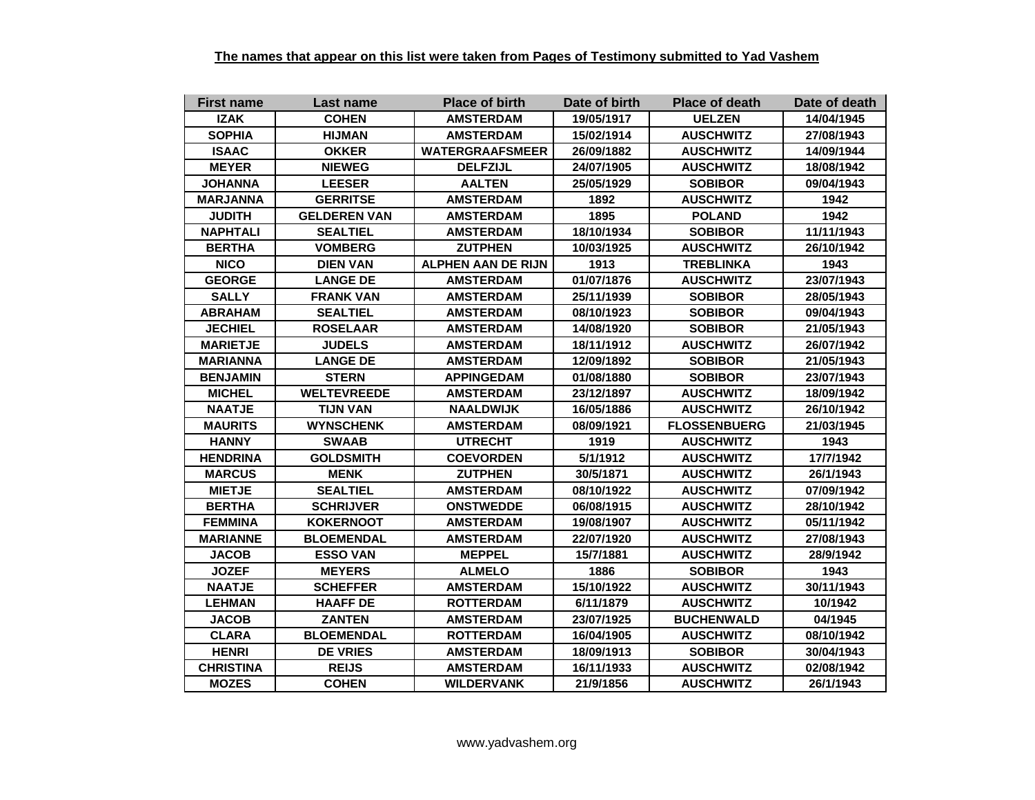**The names that appear on this list were taken from Pages of Testimony submitted to Yad Vashem**

| First name | Last name | Place of birth | Date of birth | Place of death | Date of death |
|---|---|---|---|---|---|
| IZAK | COHEN | AMSTERDAM | 19/05/1917 | UELZEN | 14/04/1945 |
| SOPHIA | HIJMAN | AMSTERDAM | 15/02/1914 | AUSCHWITZ | 27/08/1943 |
| ISAAC | OKKER | WATERGRAAFSMEER | 26/09/1882 | AUSCHWITZ | 14/09/1944 |
| MEYER | NIEWEG | DELFZIJL | 24/07/1905 | AUSCHWITZ | 18/08/1942 |
| JOHANNA | LEESER | AALTEN | 25/05/1929 | SOBIBOR | 09/04/1943 |
| MARJANNA | GERRITSE | AMSTERDAM | 1892 | AUSCHWITZ | 1942 |
| JUDITH | GELDEREN VAN | AMSTERDAM | 1895 | POLAND | 1942 |
| NAPHTALI | SEALTIEL | AMSTERDAM | 18/10/1934 | SOBIBOR | 11/11/1943 |
| BERTHA | VOMBERG | ZUTPHEN | 10/03/1925 | AUSCHWITZ | 26/10/1942 |
| NICO | DIEN VAN | ALPHEN AAN DE RIJN | 1913 | TREBLINKA | 1943 |
| GEORGE | LANGE DE | AMSTERDAM | 01/07/1876 | AUSCHWITZ | 23/07/1943 |
| SALLY | FRANK VAN | AMSTERDAM | 25/11/1939 | SOBIBOR | 28/05/1943 |
| ABRAHAM | SEALTIEL | AMSTERDAM | 08/10/1923 | SOBIBOR | 09/04/1943 |
| JECHIEL | ROSELAAR | AMSTERDAM | 14/08/1920 | SOBIBOR | 21/05/1943 |
| MARIETJE | JUDELS | AMSTERDAM | 18/11/1912 | AUSCHWITZ | 26/07/1942 |
| MARIANNA | LANGE DE | AMSTERDAM | 12/09/1892 | SOBIBOR | 21/05/1943 |
| BENJAMIN | STERN | APPINGEDAM | 01/08/1880 | SOBIBOR | 23/07/1943 |
| MICHEL | WELTEVREEDE | AMSTERDAM | 23/12/1897 | AUSCHWITZ | 18/09/1942 |
| NAATJE | TIJN VAN | NAALDWIJK | 16/05/1886 | AUSCHWITZ | 26/10/1942 |
| MAURITS | WYNSCHENK | AMSTERDAM | 08/09/1921 | FLOSSENBUERG | 21/03/1945 |
| HANNY | SWAAB | UTRECHT | 1919 | AUSCHWITZ | 1943 |
| HENDRINA | GOLDSMITH | COEVORDEN | 5/1/1912 | AUSCHWITZ | 17/7/1942 |
| MARCUS | MENK | ZUTPHEN | 30/5/1871 | AUSCHWITZ | 26/1/1943 |
| MIETJE | SEALTIEL | AMSTERDAM | 08/10/1922 | AUSCHWITZ | 07/09/1942 |
| BERTHA | SCHRIJVER | ONSTWEDDE | 06/08/1915 | AUSCHWITZ | 28/10/1942 |
| FEMMINA | KOKERNOOT | AMSTERDAM | 19/08/1907 | AUSCHWITZ | 05/11/1942 |
| MARIANNE | BLOEMENDAL | AMSTERDAM | 22/07/1920 | AUSCHWITZ | 27/08/1943 |
| JACOB | ESSO VAN | MEPPEL | 15/7/1881 | AUSCHWITZ | 28/9/1942 |
| JOZEF | MEYERS | ALMELO | 1886 | SOBIBOR | 1943 |
| NAATJE | SCHEFFER | AMSTERDAM | 15/10/1922 | AUSCHWITZ | 30/11/1943 |
| LEHMAN | HAAFF DE | ROTTERDAM | 6/11/1879 | AUSCHWITZ | 10/1942 |
| JACOB | ZANTEN | AMSTERDAM | 23/07/1925 | BUCHENWALD | 04/1945 |
| CLARA | BLOEMENDAL | ROTTERDAM | 16/04/1905 | AUSCHWITZ | 08/10/1942 |
| HENRI | DE VRIES | AMSTERDAM | 18/09/1913 | SOBIBOR | 30/04/1943 |
| CHRISTINA | REIJS | AMSTERDAM | 16/11/1933 | AUSCHWITZ | 02/08/1942 |
| MOZES | COHEN | WILDERVANK | 21/9/1856 | AUSCHWITZ | 26/1/1943 |

www.yadvashem.org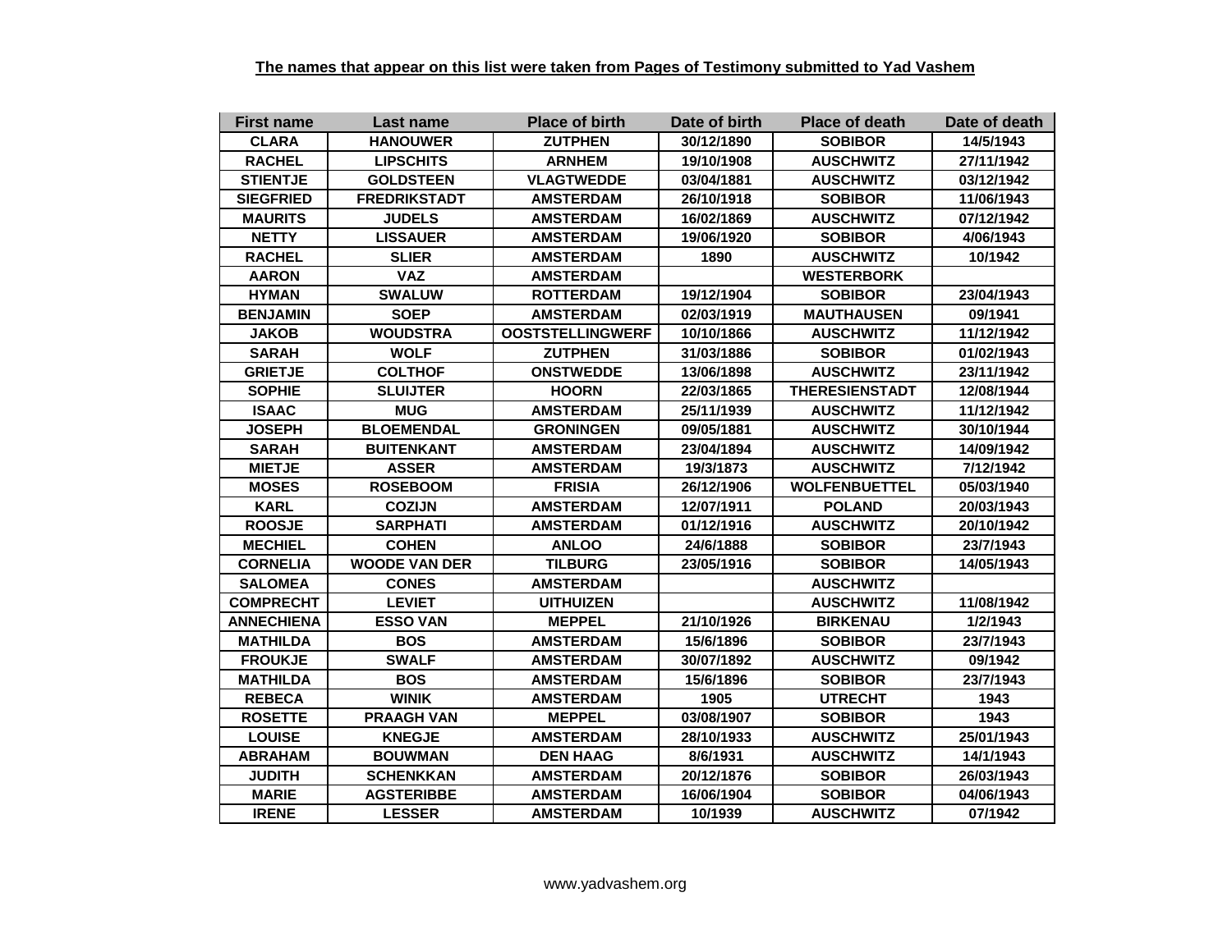**The names that appear on this list were taken from Pages of Testimony submitted to Yad Vashem**

| First name | Last name | Place of birth | Date of birth | Place of death | Date of death |
|---|---|---|---|---|---|
| CLARA | HANOUWER | ZUTPHEN | 30/12/1890 | SOBIBOR | 14/5/1943 |
| RACHEL | LIPSCHITS | ARNHEM | 19/10/1908 | AUSCHWITZ | 27/11/1942 |
| STIENTJE | GOLDSTEEN | VLAGTWEDDE | 03/04/1881 | AUSCHWITZ | 03/12/1942 |
| SIEGFRIED | FREDRIKSTADT | AMSTERDAM | 26/10/1918 | SOBIBOR | 11/06/1943 |
| MAURITS | JUDELS | AMSTERDAM | 16/02/1869 | AUSCHWITZ | 07/12/1942 |
| NETTY | LISSAUER | AMSTERDAM | 19/06/1920 | SOBIBOR | 4/06/1943 |
| RACHEL | SLIER | AMSTERDAM | 1890 | AUSCHWITZ | 10/1942 |
| AARON | VAZ | AMSTERDAM | | WESTERBORK | |
| HYMAN | SWALUW | ROTTERDAM | 19/12/1904 | SOBIBOR | 23/04/1943 |
| BENJAMIN | SOEP | AMSTERDAM | 02/03/1919 | MAUTHAUSEN | 09/1941 |
| JAKOB | WOUDSTRA | OOSTSTELLINGWERF | 10/10/1866 | AUSCHWITZ | 11/12/1942 |
| SARAH | WOLF | ZUTPHEN | 31/03/1886 | SOBIBOR | 01/02/1943 |
| GRIETJE | COLTHOF | ONSTWEDDE | 13/06/1898 | AUSCHWITZ | 23/11/1942 |
| SOPHIE | SLUIJTER | HOORN | 22/03/1865 | THERESIENSTADT | 12/08/1944 |
| ISAAC | MUG | AMSTERDAM | 25/11/1939 | AUSCHWITZ | 11/12/1942 |
| JOSEPH | BLOEMENDAL | GRONINGEN | 09/05/1881 | AUSCHWITZ | 30/10/1944 |
| SARAH | BUITENKANT | AMSTERDAM | 23/04/1894 | AUSCHWITZ | 14/09/1942 |
| MIETJE | ASSER | AMSTERDAM | 19/3/1873 | AUSCHWITZ | 7/12/1942 |
| MOSES | ROSEBOOM | FRISIA | 26/12/1906 | WOLFENBUETTEL | 05/03/1940 |
| KARL | COZIJN | AMSTERDAM | 12/07/1911 | POLAND | 20/03/1943 |
| ROOSJE | SARPHATI | AMSTERDAM | 01/12/1916 | AUSCHWITZ | 20/10/1942 |
| MECHIEL | COHEN | ANLOO | 24/6/1888 | SOBIBOR | 23/7/1943 |
| CORNELIA | WOODE VAN DER | TILBURG | 23/05/1916 | SOBIBOR | 14/05/1943 |
| SALOMEA | CONES | AMSTERDAM | | AUSCHWITZ | |
| COMPRECHT | LEVIET | UITHUIZEN | | AUSCHWITZ | 11/08/1942 |
| ANNECHIENA | ESSO VAN | MEPPEL | 21/10/1926 | BIRKENAU | 1/2/1943 |
| MATHILDA | BOS | AMSTERDAM | 15/6/1896 | SOBIBOR | 23/7/1943 |
| FROUKJE | SWALF | AMSTERDAM | 30/07/1892 | AUSCHWITZ | 09/1942 |
| MATHILDA | BOS | AMSTERDAM | 15/6/1896 | SOBIBOR | 23/7/1943 |
| REBECA | WINIK | AMSTERDAM | 1905 | UTRECHT | 1943 |
| ROSETTE | PRAAGH VAN | MEPPEL | 03/08/1907 | SOBIBOR | 1943 |
| LOUISE | KNEGJE | AMSTERDAM | 28/10/1933 | AUSCHWITZ | 25/01/1943 |
| ABRAHAM | BOUWMAN | DEN HAAG | 8/6/1931 | AUSCHWITZ | 14/1/1943 |
| JUDITH | SCHENKKAN | AMSTERDAM | 20/12/1876 | SOBIBOR | 26/03/1943 |
| MARIE | AGSTERIBBE | AMSTERDAM | 16/06/1904 | SOBIBOR | 04/06/1943 |
| IRENE | LESSER | AMSTERDAM | 10/1939 | AUSCHWITZ | 07/1942 |

www.yadvashem.org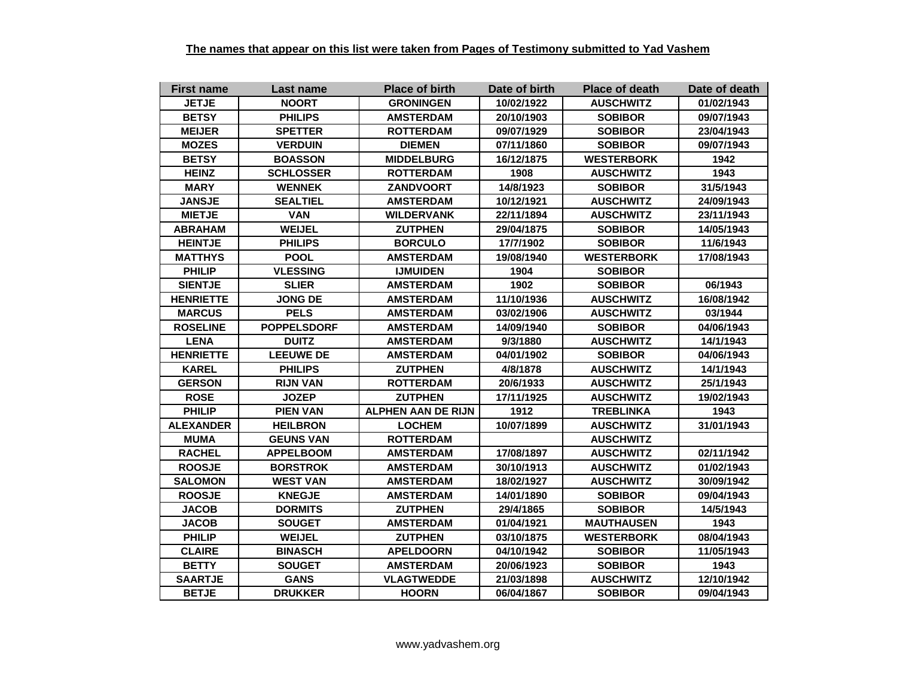**The names that appear on this list were taken from Pages of Testimony submitted to Yad Vashem**

| First name | Last name | Place of birth | Date of birth | Place of death | Date of death |
|---|---|---|---|---|---|
| JETJE | NOORT | GRONINGEN | 10/02/1922 | AUSCHWITZ | 01/02/1943 |
| BETSY | PHILIPS | AMSTERDAM | 20/10/1903 | SOBIBOR | 09/07/1943 |
| MEIJER | SPETTER | ROTTERDAM | 09/07/1929 | SOBIBOR | 23/04/1943 |
| MOZES | VERDUIN | DIEMEN | 07/11/1860 | SOBIBOR | 09/07/1943 |
| BETSY | BOASSON | MIDDELBURG | 16/12/1875 | WESTERBORK | 1942 |
| HEINZ | SCHLOSSER | ROTTERDAM | 1908 | AUSCHWITZ | 1943 |
| MARY | WENNEK | ZANDVOORT | 14/8/1923 | SOBIBOR | 31/5/1943 |
| JANSJE | SEALTIEL | AMSTERDAM | 10/12/1921 | AUSCHWITZ | 24/09/1943 |
| MIETJE | VAN | WILDERVANK | 22/11/1894 | AUSCHWITZ | 23/11/1943 |
| ABRAHAM | WEIJEL | ZUTPHEN | 29/04/1875 | SOBIBOR | 14/05/1943 |
| HEINTJE | PHILIPS | BORCULO | 17/7/1902 | SOBIBOR | 11/6/1943 |
| MATTHYS | POOL | AMSTERDAM | 19/08/1940 | WESTERBORK | 17/08/1943 |
| PHILIP | VLESSING | IJMUIDEN | 1904 | SOBIBOR | |
| SIENTJE | SLIER | AMSTERDAM | 1902 | SOBIBOR | 06/1943 |
| HENRIETTE | JONG DE | AMSTERDAM | 11/10/1936 | AUSCHWITZ | 16/08/1942 |
| MARCUS | PELS | AMSTERDAM | 03/02/1906 | AUSCHWITZ | 03/1944 |
| ROSELINE | POPPELSDORF | AMSTERDAM | 14/09/1940 | SOBIBOR | 04/06/1943 |
| LENA | DUITZ | AMSTERDAM | 9/3/1880 | AUSCHWITZ | 14/1/1943 |
| HENRIETTE | LEEUWE DE | AMSTERDAM | 04/01/1902 | SOBIBOR | 04/06/1943 |
| KAREL | PHILIPS | ZUTPHEN | 4/8/1878 | AUSCHWITZ | 14/1/1943 |
| GERSON | RIJN VAN | ROTTERDAM | 20/6/1933 | AUSCHWITZ | 25/1/1943 |
| ROSE | JOZEP | ZUTPHEN | 17/11/1925 | AUSCHWITZ | 19/02/1943 |
| PHILIP | PIEN VAN | ALPHEN AAN DE RIJN | 1912 | TREBLINKA | 1943 |
| ALEXANDER | HEILBRON | LOCHEM | 10/07/1899 | AUSCHWITZ | 31/01/1943 |
| MUMA | GEUNS VAN | ROTTERDAM | | AUSCHWITZ | |
| RACHEL | APPELBOOM | AMSTERDAM | 17/08/1897 | AUSCHWITZ | 02/11/1942 |
| ROOSJE | BORSTROK | AMSTERDAM | 30/10/1913 | AUSCHWITZ | 01/02/1943 |
| SALOMON | WEST VAN | AMSTERDAM | 18/02/1927 | AUSCHWITZ | 30/09/1942 |
| ROOSJE | KNEGJE | AMSTERDAM | 14/01/1890 | SOBIBOR | 09/04/1943 |
| JACOB | DORMITS | ZUTPHEN | 29/4/1865 | SOBIBOR | 14/5/1943 |
| JACOB | SOUGET | AMSTERDAM | 01/04/1921 | MAUTHAUSEN | 1943 |
| PHILIP | WEIJEL | ZUTPHEN | 03/10/1875 | WESTERBORK | 08/04/1943 |
| CLAIRE | BINASCH | APELDOORN | 04/10/1942 | SOBIBOR | 11/05/1943 |
| BETTY | SOUGET | AMSTERDAM | 20/06/1923 | SOBIBOR | 1943 |
| SAARTJE | GANS | VLAGTWEDDE | 21/03/1898 | AUSCHWITZ | 12/10/1942 |
| BETJE | DRUKKER | HOORN | 06/04/1867 | SOBIBOR | 09/04/1943 |

www.yadvashem.org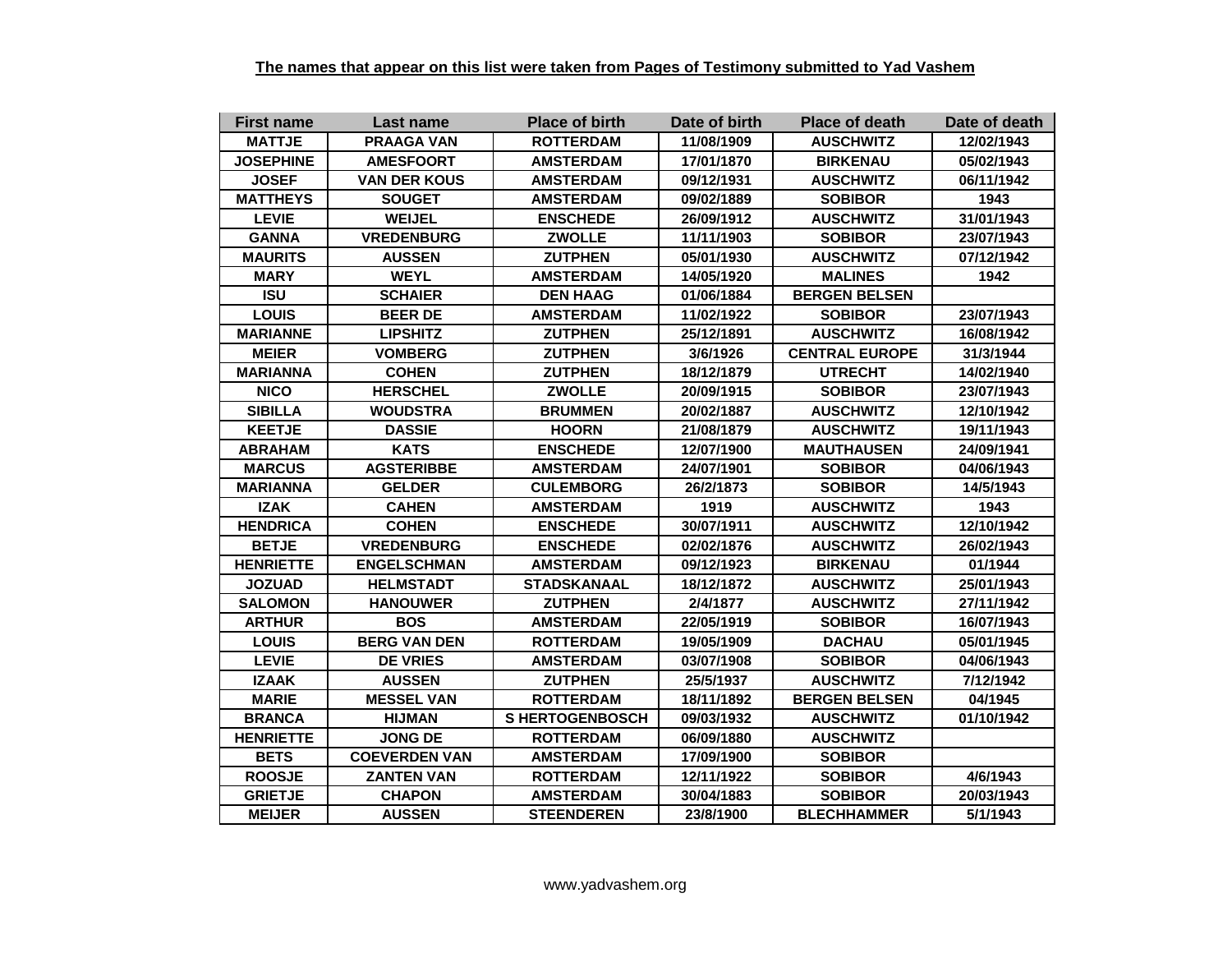**The names that appear on this list were taken from Pages of Testimony submitted to Yad Vashem**

| First name | Last name | Place of birth | Date of birth | Place of death | Date of death |
|---|---|---|---|---|---|
| MATTJE | PRAAGA VAN | ROTTERDAM | 11/08/1909 | AUSCHWITZ | 12/02/1943 |
| JOSEPHINE | AMESFOORT | AMSTERDAM | 17/01/1870 | BIRKENAU | 05/02/1943 |
| JOSEF | VAN DER KOUS | AMSTERDAM | 09/12/1931 | AUSCHWITZ | 06/11/1942 |
| MATTHEYS | SOUGET | AMSTERDAM | 09/02/1889 | SOBIBOR | 1943 |
| LEVIE | WEIJEL | ENSCHEDE | 26/09/1912 | AUSCHWITZ | 31/01/1943 |
| GANNA | VREDENBURG | ZWOLLE | 11/11/1903 | SOBIBOR | 23/07/1943 |
| MAURITS | AUSSEN | ZUTPHEN | 05/01/1930 | AUSCHWITZ | 07/12/1942 |
| MARY | WEYL | AMSTERDAM | 14/05/1920 | MALINES | 1942 |
| ISU | SCHAIER | DEN HAAG | 01/06/1884 | BERGEN BELSEN | |
| LOUIS | BEER DE | AMSTERDAM | 11/02/1922 | SOBIBOR | 23/07/1943 |
| MARIANNE | LIPSHITZ | ZUTPHEN | 25/12/1891 | AUSCHWITZ | 16/08/1942 |
| MEIER | VOMBERG | ZUTPHEN | 3/6/1926 | CENTRAL EUROPE | 31/3/1944 |
| MARIANNA | COHEN | ZUTPHEN | 18/12/1879 | UTRECHT | 14/02/1940 |
| NICO | HERSCHEL | ZWOLLE | 20/09/1915 | SOBIBOR | 23/07/1943 |
| SIBILLA | WOUDSTRA | BRUMMEN | 20/02/1887 | AUSCHWITZ | 12/10/1942 |
| KEETJE | DASSIE | HOORN | 21/08/1879 | AUSCHWITZ | 19/11/1943 |
| ABRAHAM | KATS | ENSCHEDE | 12/07/1900 | MAUTHAUSEN | 24/09/1941 |
| MARCUS | AGSTERIBBE | AMSTERDAM | 24/07/1901 | SOBIBOR | 04/06/1943 |
| MARIANNA | GELDER | CULEMBORG | 26/2/1873 | SOBIBOR | 14/5/1943 |
| IZAK | CAHEN | AMSTERDAM | 1919 | AUSCHWITZ | 1943 |
| HENDRICA | COHEN | ENSCHEDE | 30/07/1911 | AUSCHWITZ | 12/10/1942 |
| BETJE | VREDENBURG | ENSCHEDE | 02/02/1876 | AUSCHWITZ | 26/02/1943 |
| HENRIETTE | ENGELSCHMAN | AMSTERDAM | 09/12/1923 | BIRKENAU | 01/1944 |
| JOZUAD | HELMSTADT | STADSKANAAL | 18/12/1872 | AUSCHWITZ | 25/01/1943 |
| SALOMON | HANOUWER | ZUTPHEN | 2/4/1877 | AUSCHWITZ | 27/11/1942 |
| ARTHUR | BOS | AMSTERDAM | 22/05/1919 | SOBIBOR | 16/07/1943 |
| LOUIS | BERG VAN DEN | ROTTERDAM | 19/05/1909 | DACHAU | 05/01/1945 |
| LEVIE | DE VRIES | AMSTERDAM | 03/07/1908 | SOBIBOR | 04/06/1943 |
| IZAAK | AUSSEN | ZUTPHEN | 25/5/1937 | AUSCHWITZ | 7/12/1942 |
| MARIE | MESSEL VAN | ROTTERDAM | 18/11/1892 | BERGEN BELSEN | 04/1945 |
| BRANCA | HIJMAN | S HERTOGENBOSCH | 09/03/1932 | AUSCHWITZ | 01/10/1942 |
| HENRIETTE | JONG DE | ROTTERDAM | 06/09/1880 | AUSCHWITZ | |
| BETS | COEVERDEN VAN | AMSTERDAM | 17/09/1900 | SOBIBOR | |
| ROOSJE | ZANTEN VAN | ROTTERDAM | 12/11/1922 | SOBIBOR | 4/6/1943 |
| GRIETJE | CHAPON | AMSTERDAM | 30/04/1883 | SOBIBOR | 20/03/1943 |
| MEIJER | AUSSEN | STEENDEREN | 23/8/1900 | BLECHHAMMER | 5/1/1943 |

www.yadvashem.org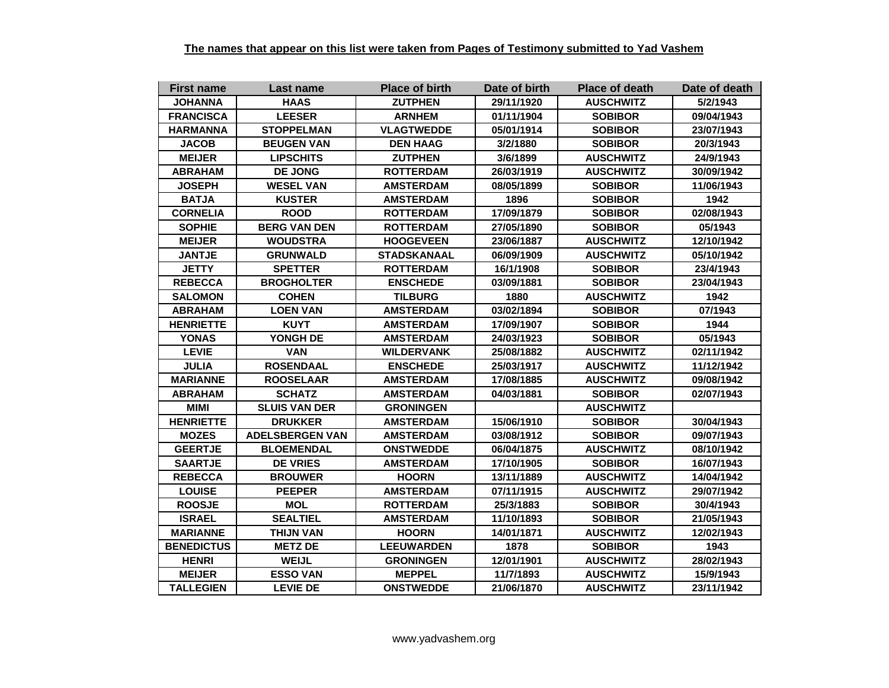**The names that appear on this list were taken from Pages of Testimony submitted to Yad Vashem**

| First name | Last name | Place of birth | Date of birth | Place of death | Date of death |
|---|---|---|---|---|---|
| JOHANNA | HAAS | ZUTPHEN | 29/11/1920 | AUSCHWITZ | 5/2/1943 |
| FRANCISCA | LEESER | ARNHEM | 01/11/1904 | SOBIBOR | 09/04/1943 |
| HARMANNA | STOPPELMAN | VLAGTWEDDE | 05/01/1914 | SOBIBOR | 23/07/1943 |
| JACOB | BEUGEN VAN | DEN HAAG | 3/2/1880 | SOBIBOR | 20/3/1943 |
| MEIJER | LIPSCHITS | ZUTPHEN | 3/6/1899 | AUSCHWITZ | 24/9/1943 |
| ABRAHAM | DE JONG | ROTTERDAM | 26/03/1919 | AUSCHWITZ | 30/09/1942 |
| JOSEPH | WESEL VAN | AMSTERDAM | 08/05/1899 | SOBIBOR | 11/06/1943 |
| BATJA | KUSTER | AMSTERDAM | 1896 | SOBIBOR | 1942 |
| CORNELIA | ROOD | ROTTERDAM | 17/09/1879 | SOBIBOR | 02/08/1943 |
| SOPHIE | BERG VAN DEN | ROTTERDAM | 27/05/1890 | SOBIBOR | 05/1943 |
| MEIJER | WOUDSTRA | HOOGEVEEN | 23/06/1887 | AUSCHWITZ | 12/10/1942 |
| JANTJE | GRUNWALD | STADSKANAAL | 06/09/1909 | AUSCHWITZ | 05/10/1942 |
| JETTY | SPETTER | ROTTERDAM | 16/1/1908 | SOBIBOR | 23/4/1943 |
| REBECCA | BROGHOLTER | ENSCHEDE | 03/09/1881 | SOBIBOR | 23/04/1943 |
| SALOMON | COHEN | TILBURG | 1880 | AUSCHWITZ | 1942 |
| ABRAHAM | LOEN VAN | AMSTERDAM | 03/02/1894 | SOBIBOR | 07/1943 |
| HENRIETTE | KUYT | AMSTERDAM | 17/09/1907 | SOBIBOR | 1944 |
| YONAS | YONGH DE | AMSTERDAM | 24/03/1923 | SOBIBOR | 05/1943 |
| LEVIE | VAN | WILDERVANK | 25/08/1882 | AUSCHWITZ | 02/11/1942 |
| JULIA | ROSENDAAL | ENSCHEDE | 25/03/1917 | AUSCHWITZ | 11/12/1942 |
| MARIANNE | ROOSELAAR | AMSTERDAM | 17/08/1885 | AUSCHWITZ | 09/08/1942 |
| ABRAHAM | SCHATZ | AMSTERDAM | 04/03/1881 | SOBIBOR | 02/07/1943 |
| MIMI | SLUIS VAN DER | GRONINGEN | | AUSCHWITZ | |
| HENRIETTE | DRUKKER | AMSTERDAM | 15/06/1910 | SOBIBOR | 30/04/1943 |
| MOZES | ADELSBERGEN VAN | AMSTERDAM | 03/08/1912 | SOBIBOR | 09/07/1943 |
| GEERTJE | BLOEMENDAL | ONSTWEDDE | 06/04/1875 | AUSCHWITZ | 08/10/1942 |
| SAARTJE | DE VRIES | AMSTERDAM | 17/10/1905 | SOBIBOR | 16/07/1943 |
| REBECCA | BROUWER | HOORN | 13/11/1889 | AUSCHWITZ | 14/04/1942 |
| LOUISE | PEEPER | AMSTERDAM | 07/11/1915 | AUSCHWITZ | 29/07/1942 |
| ROOSJE | MOL | ROTTERDAM | 25/3/1883 | SOBIBOR | 30/4/1943 |
| ISRAEL | SEALTIEL | AMSTERDAM | 11/10/1893 | SOBIBOR | 21/05/1943 |
| MARIANNE | THIJN VAN | HOORN | 14/01/1871 | AUSCHWITZ | 12/02/1943 |
| BENEDICTUS | METZ DE | LEEUWARDEN | 1878 | SOBIBOR | 1943 |
| HENRI | WEIJL | GRONINGEN | 12/01/1901 | AUSCHWITZ | 28/02/1943 |
| MEIJER | ESSO VAN | MEPPEL | 11/7/1893 | AUSCHWITZ | 15/9/1943 |
| TALLEGIEN | LEVIE DE | ONSTWEDDE | 21/06/1870 | AUSCHWITZ | 23/11/1942 |

www.yadvashem.org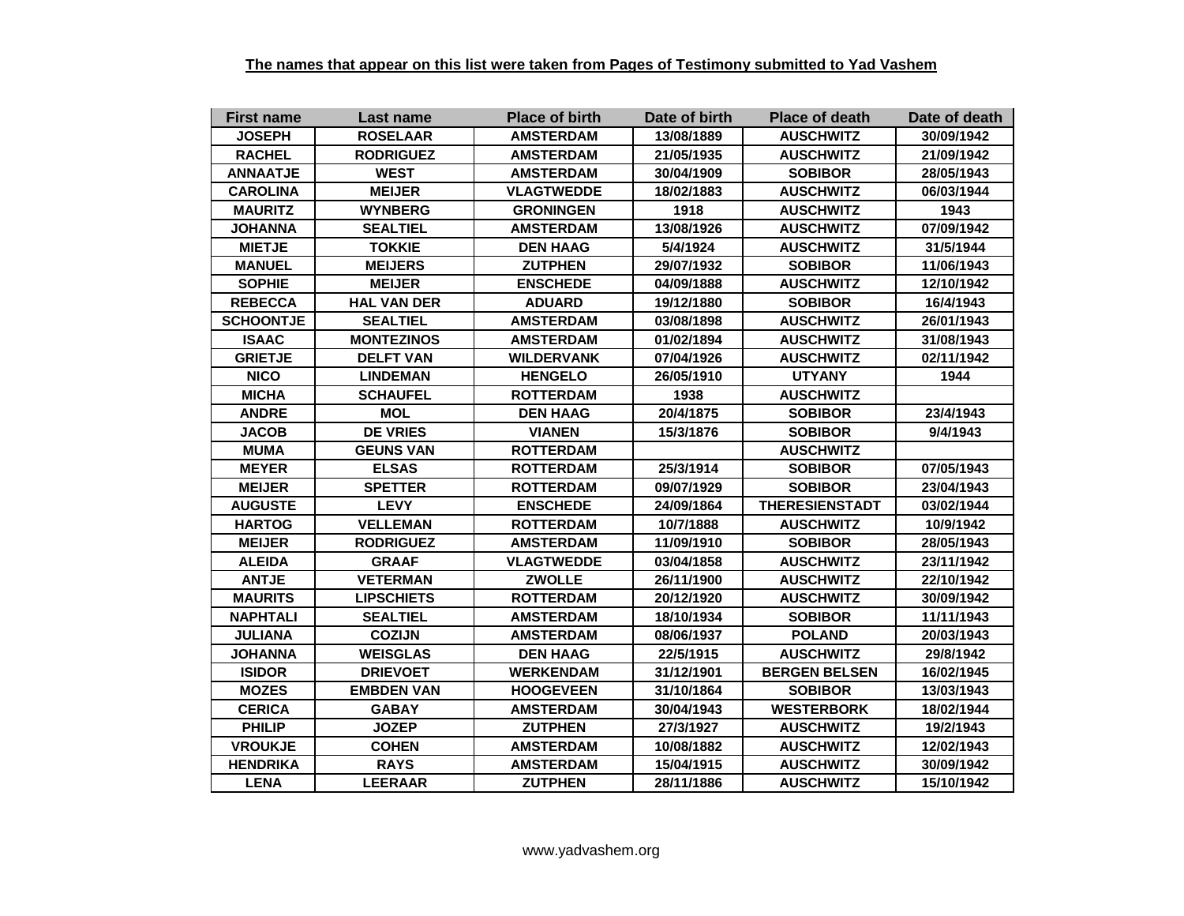**The names that appear on this list were taken from Pages of Testimony submitted to Yad Vashem**

| First name | Last name | Place of birth | Date of birth | Place of death | Date of death |
|---|---|---|---|---|---|
| JOSEPH | ROSELAAR | AMSTERDAM | 13/08/1889 | AUSCHWITZ | 30/09/1942 |
| RACHEL | RODRIGUEZ | AMSTERDAM | 21/05/1935 | AUSCHWITZ | 21/09/1942 |
| ANNAATJE | WEST | AMSTERDAM | 30/04/1909 | SOBIBOR | 28/05/1943 |
| CAROLINA | MEIJER | VLAGTWEDDE | 18/02/1883 | AUSCHWITZ | 06/03/1944 |
| MAURITZ | WYNBERG | GRONINGEN | 1918 | AUSCHWITZ | 1943 |
| JOHANNA | SEALTIEL | AMSTERDAM | 13/08/1926 | AUSCHWITZ | 07/09/1942 |
| MIETJE | TOKKIE | DEN HAAG | 5/4/1924 | AUSCHWITZ | 31/5/1944 |
| MANUEL | MEIJERS | ZUTPHEN | 29/07/1932 | SOBIBOR | 11/06/1943 |
| SOPHIE | MEIJER | ENSCHEDE | 04/09/1888 | AUSCHWITZ | 12/10/1942 |
| REBECCA | HAL VAN DER | ADUARD | 19/12/1880 | SOBIBOR | 16/4/1943 |
| SCHOONTJE | SEALTIEL | AMSTERDAM | 03/08/1898 | AUSCHWITZ | 26/01/1943 |
| ISAAC | MONTEZINOS | AMSTERDAM | 01/02/1894 | AUSCHWITZ | 31/08/1943 |
| GRIETJE | DELFT VAN | WILDERVANK | 07/04/1926 | AUSCHWITZ | 02/11/1942 |
| NICO | LINDEMAN | HENGELO | 26/05/1910 | UTYANY | 1944 |
| MICHA | SCHAUFEL | ROTTERDAM | 1938 | AUSCHWITZ | |
| ANDRE | MOL | DEN HAAG | 20/4/1875 | SOBIBOR | 23/4/1943 |
| JACOB | DE VRIES | VIANEN | 15/3/1876 | SOBIBOR | 9/4/1943 |
| MUMA | GEUNS VAN | ROTTERDAM | | AUSCHWITZ | |
| MEYER | ELSAS | ROTTERDAM | 25/3/1914 | SOBIBOR | 07/05/1943 |
| MEIJER | SPETTER | ROTTERDAM | 09/07/1929 | SOBIBOR | 23/04/1943 |
| AUGUSTE | LEVY | ENSCHEDE | 24/09/1864 | THERESIENSTADT | 03/02/1944 |
| HARTOG | VELLEMAN | ROTTERDAM | 10/7/1888 | AUSCHWITZ | 10/9/1942 |
| MEIJER | RODRIGUEZ | AMSTERDAM | 11/09/1910 | SOBIBOR | 28/05/1943 |
| ALEIDA | GRAAF | VLAGTWEDDE | 03/04/1858 | AUSCHWITZ | 23/11/1942 |
| ANTJE | VETERMAN | ZWOLLE | 26/11/1900 | AUSCHWITZ | 22/10/1942 |
| MAURITS | LIPSCHIETS | ROTTERDAM | 20/12/1920 | AUSCHWITZ | 30/09/1942 |
| NAPHTALI | SEALTIEL | AMSTERDAM | 18/10/1934 | SOBIBOR | 11/11/1943 |
| JULIANA | COZIJN | AMSTERDAM | 08/06/1937 | POLAND | 20/03/1943 |
| JOHANNA | WEISGLAS | DEN HAAG | 22/5/1915 | AUSCHWITZ | 29/8/1942 |
| ISIDOR | DRIEVOET | WERKENDAM | 31/12/1901 | BERGEN BELSEN | 16/02/1945 |
| MOZES | EMBDEN VAN | HOOGEVEEN | 31/10/1864 | SOBIBOR | 13/03/1943 |
| CERICA | GABAY | AMSTERDAM | 30/04/1943 | WESTERBORK | 18/02/1944 |
| PHILIP | JOZEP | ZUTPHEN | 27/3/1927 | AUSCHWITZ | 19/2/1943 |
| VROUKJE | COHEN | AMSTERDAM | 10/08/1882 | AUSCHWITZ | 12/02/1943 |
| HENDRIKA | RAYS | AMSTERDAM | 15/04/1915 | AUSCHWITZ | 30/09/1942 |
| LENA | LEERAAR | ZUTPHEN | 28/11/1886 | AUSCHWITZ | 15/10/1942 |

www.yadvashem.org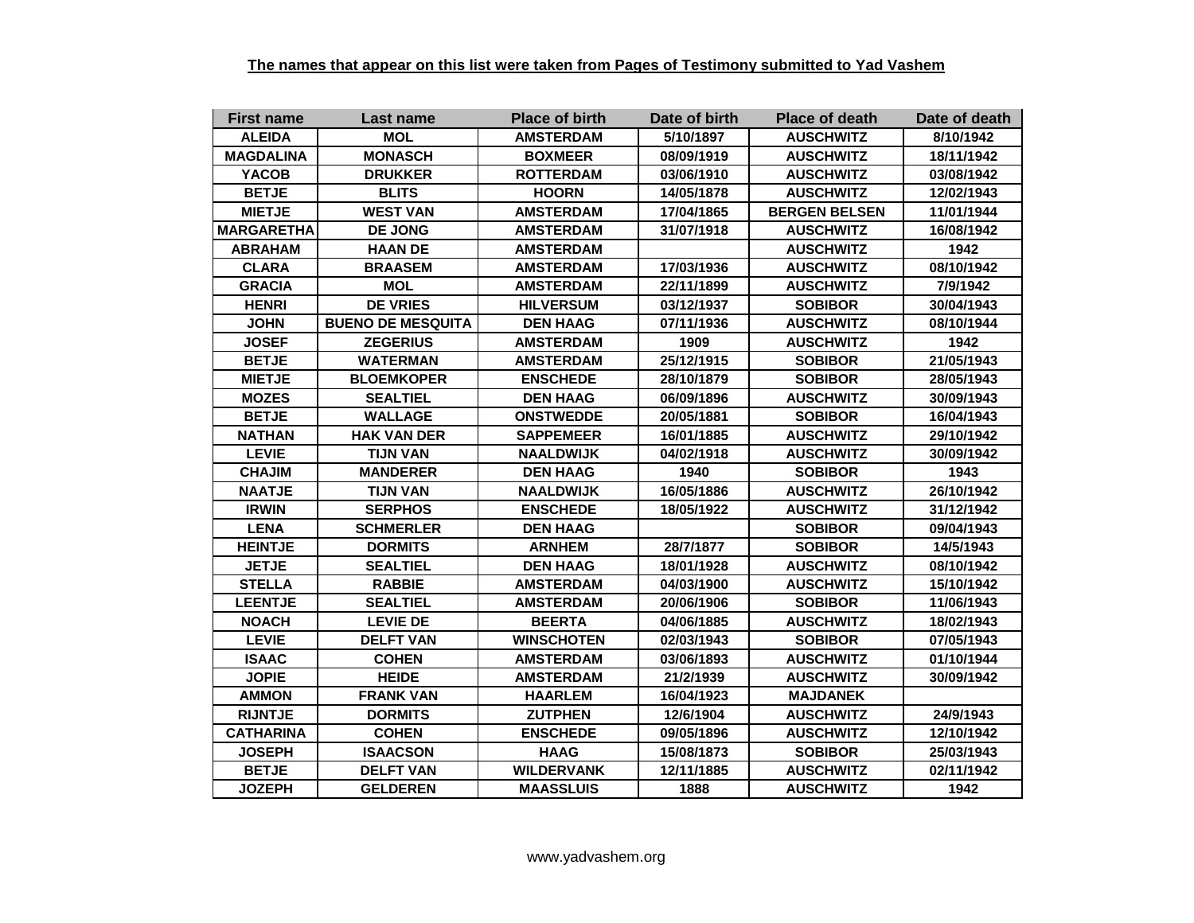**The names that appear on this list were taken from Pages of Testimony submitted to Yad Vashem**

| First name | Last name | Place of birth | Date of birth | Place of death | Date of death |
|---|---|---|---|---|---|
| ALEIDA | MOL | AMSTERDAM | 5/10/1897 | AUSCHWITZ | 8/10/1942 |
| MAGDALINA | MONASCH | BOXMEER | 08/09/1919 | AUSCHWITZ | 18/11/1942 |
| YACOB | DRUKKER | ROTTERDAM | 03/06/1910 | AUSCHWITZ | 03/08/1942 |
| BETJE | BLITS | HOORN | 14/05/1878 | AUSCHWITZ | 12/02/1943 |
| MIETJE | WEST VAN | AMSTERDAM | 17/04/1865 | BERGEN BELSEN | 11/01/1944 |
| MARGARETHA | DE JONG | AMSTERDAM | 31/07/1918 | AUSCHWITZ | 16/08/1942 |
| ABRAHAM | HAAN DE | AMSTERDAM | | AUSCHWITZ | 1942 |
| CLARA | BRAASEM | AMSTERDAM | 17/03/1936 | AUSCHWITZ | 08/10/1942 |
| GRACIA | MOL | AMSTERDAM | 22/11/1899 | AUSCHWITZ | 7/9/1942 |
| HENRI | DE VRIES | HILVERSUM | 03/12/1937 | SOBIBOR | 30/04/1943 |
| JOHN | BUENO DE MESQUITA | DEN HAAG | 07/11/1936 | AUSCHWITZ | 08/10/1944 |
| JOSEF | ZEGERIUS | AMSTERDAM | 1909 | AUSCHWITZ | 1942 |
| BETJE | WATERMAN | AMSTERDAM | 25/12/1915 | SOBIBOR | 21/05/1943 |
| MIETJE | BLOEMKOPER | ENSCHEDE | 28/10/1879 | SOBIBOR | 28/05/1943 |
| MOZES | SEALTIEL | DEN HAAG | 06/09/1896 | AUSCHWITZ | 30/09/1943 |
| BETJE | WALLAGE | ONSTWEDDE | 20/05/1881 | SOBIBOR | 16/04/1943 |
| NATHAN | HAK VAN DER | SAPPEMEER | 16/01/1885 | AUSCHWITZ | 29/10/1942 |
| LEVIE | TIJN VAN | NAALDWIJK | 04/02/1918 | AUSCHWITZ | 30/09/1942 |
| CHAJIM | MANDERER | DEN HAAG | 1940 | SOBIBOR | 1943 |
| NAATJE | TIJN VAN | NAALDWIJK | 16/05/1886 | AUSCHWITZ | 26/10/1942 |
| IRWIN | SERPHOS | ENSCHEDE | 18/05/1922 | AUSCHWITZ | 31/12/1942 |
| LENA | SCHMERLER | DEN HAAG | | SOBIBOR | 09/04/1943 |
| HEINTJE | DORMITS | ARNHEM | 28/7/1877 | SOBIBOR | 14/5/1943 |
| JETJE | SEALTIEL | DEN HAAG | 18/01/1928 | AUSCHWITZ | 08/10/1942 |
| STELLA | RABBIE | AMSTERDAM | 04/03/1900 | AUSCHWITZ | 15/10/1942 |
| LEENTJE | SEALTIEL | AMSTERDAM | 20/06/1906 | SOBIBOR | 11/06/1943 |
| NOACH | LEVIE DE | BEERTA | 04/06/1885 | AUSCHWITZ | 18/02/1943 |
| LEVIE | DELFT VAN | WINSCHOTEN | 02/03/1943 | SOBIBOR | 07/05/1943 |
| ISAAC | COHEN | AMSTERDAM | 03/06/1893 | AUSCHWITZ | 01/10/1944 |
| JOPIE | HEIDE | AMSTERDAM | 21/2/1939 | AUSCHWITZ | 30/09/1942 |
| AMMON | FRANK VAN | HAARLEM | 16/04/1923 | MAJDANEK | |
| RIJNTJE | DORMITS | ZUTPHEN | 12/6/1904 | AUSCHWITZ | 24/9/1943 |
| CATHARINA | COHEN | ENSCHEDE | 09/05/1896 | AUSCHWITZ | 12/10/1942 |
| JOSEPH | ISAACSON | HAAG | 15/08/1873 | SOBIBOR | 25/03/1943 |
| BETJE | DELFT VAN | WILDERVANK | 12/11/1885 | AUSCHWITZ | 02/11/1942 |
| JOZEPH | GELDEREN | MAASSLUIS | 1888 | AUSCHWITZ | 1942 |

www.yadvashem.org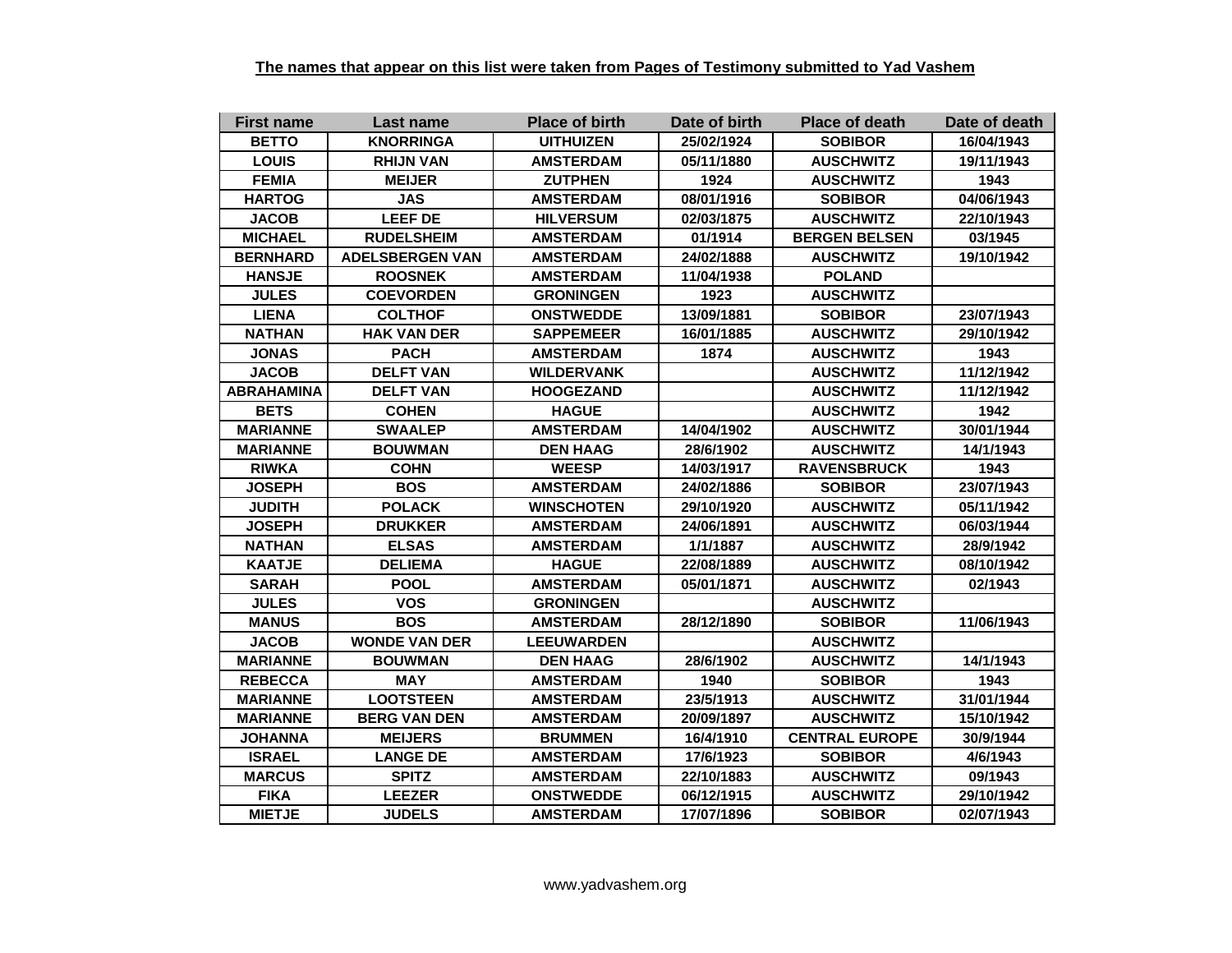**The names that appear on this list were taken from Pages of Testimony submitted to Yad Vashem**

| First name | Last name | Place of birth | Date of birth | Place of death | Date of death |
|---|---|---|---|---|---|
| BETTO | KNORRINGA | UITHUIZEN | 25/02/1924 | SOBIBOR | 16/04/1943 |
| LOUIS | RHIJN VAN | AMSTERDAM | 05/11/1880 | AUSCHWITZ | 19/11/1943 |
| FEMIA | MEIJER | ZUTPHEN | 1924 | AUSCHWITZ | 1943 |
| HARTOG | JAS | AMSTERDAM | 08/01/1916 | SOBIBOR | 04/06/1943 |
| JACOB | LEEF DE | HILVERSUM | 02/03/1875 | AUSCHWITZ | 22/10/1943 |
| MICHAEL | RUDELSHEIM | AMSTERDAM | 01/1914 | BERGEN BELSEN | 03/1945 |
| BERNHARD | ADELSBERGEN VAN | AMSTERDAM | 24/02/1888 | AUSCHWITZ | 19/10/1942 |
| HANSJE | ROOSNEK | AMSTERDAM | 11/04/1938 | POLAND | |
| JULES | COEVORDEN | GRONINGEN | 1923 | AUSCHWITZ | |
| LIENA | COLTHOF | ONSTWEDDE | 13/09/1881 | SOBIBOR | 23/07/1943 |
| NATHAN | HAK VAN DER | SAPPEMEER | 16/01/1885 | AUSCHWITZ | 29/10/1942 |
| JONAS | PACH | AMSTERDAM | 1874 | AUSCHWITZ | 1943 |
| JACOB | DELFT VAN | WILDERVANK | | AUSCHWITZ | 11/12/1942 |
| ABRAHAMINA | DELFT VAN | HOOGEZAND | | AUSCHWITZ | 11/12/1942 |
| BETS | COHEN | HAGUE | | AUSCHWITZ | 1942 |
| MARIANNE | SWAALEP | AMSTERDAM | 14/04/1902 | AUSCHWITZ | 30/01/1944 |
| MARIANNE | BOUWMAN | DEN HAAG | 28/6/1902 | AUSCHWITZ | 14/1/1943 |
| RIWKA | COHN | WEESP | 14/03/1917 | RAVENSBRUCK | 1943 |
| JOSEPH | BOS | AMSTERDAM | 24/02/1886 | SOBIBOR | 23/07/1943 |
| JUDITH | POLACK | WINSCHOTEN | 29/10/1920 | AUSCHWITZ | 05/11/1942 |
| JOSEPH | DRUKKER | AMSTERDAM | 24/06/1891 | AUSCHWITZ | 06/03/1944 |
| NATHAN | ELSAS | AMSTERDAM | 1/1/1887 | AUSCHWITZ | 28/9/1942 |
| KAATJE | DELIEMA | HAGUE | 22/08/1889 | AUSCHWITZ | 08/10/1942 |
| SARAH | POOL | AMSTERDAM | 05/01/1871 | AUSCHWITZ | 02/1943 |
| JULES | VOS | GRONINGEN | | AUSCHWITZ | |
| MANUS | BOS | AMSTERDAM | 28/12/1890 | SOBIBOR | 11/06/1943 |
| JACOB | WONDE VAN DER | LEEUWARDEN | | AUSCHWITZ | |
| MARIANNE | BOUWMAN | DEN HAAG | 28/6/1902 | AUSCHWITZ | 14/1/1943 |
| REBECCA | MAY | AMSTERDAM | 1940 | SOBIBOR | 1943 |
| MARIANNE | LOOTSTEEN | AMSTERDAM | 23/5/1913 | AUSCHWITZ | 31/01/1944 |
| MARIANNE | BERG VAN DEN | AMSTERDAM | 20/09/1897 | AUSCHWITZ | 15/10/1942 |
| JOHANNA | MEIJERS | BRUMMEN | 16/4/1910 | CENTRAL EUROPE | 30/9/1944 |
| ISRAEL | LANGE DE | AMSTERDAM | 17/6/1923 | SOBIBOR | 4/6/1943 |
| MARCUS | SPITZ | AMSTERDAM | 22/10/1883 | AUSCHWITZ | 09/1943 |
| FIKA | LEEZER | ONSTWEDDE | 06/12/1915 | AUSCHWITZ | 29/10/1942 |
| MIETJE | JUDELS | AMSTERDAM | 17/07/1896 | SOBIBOR | 02/07/1943 |

www.yadvashem.org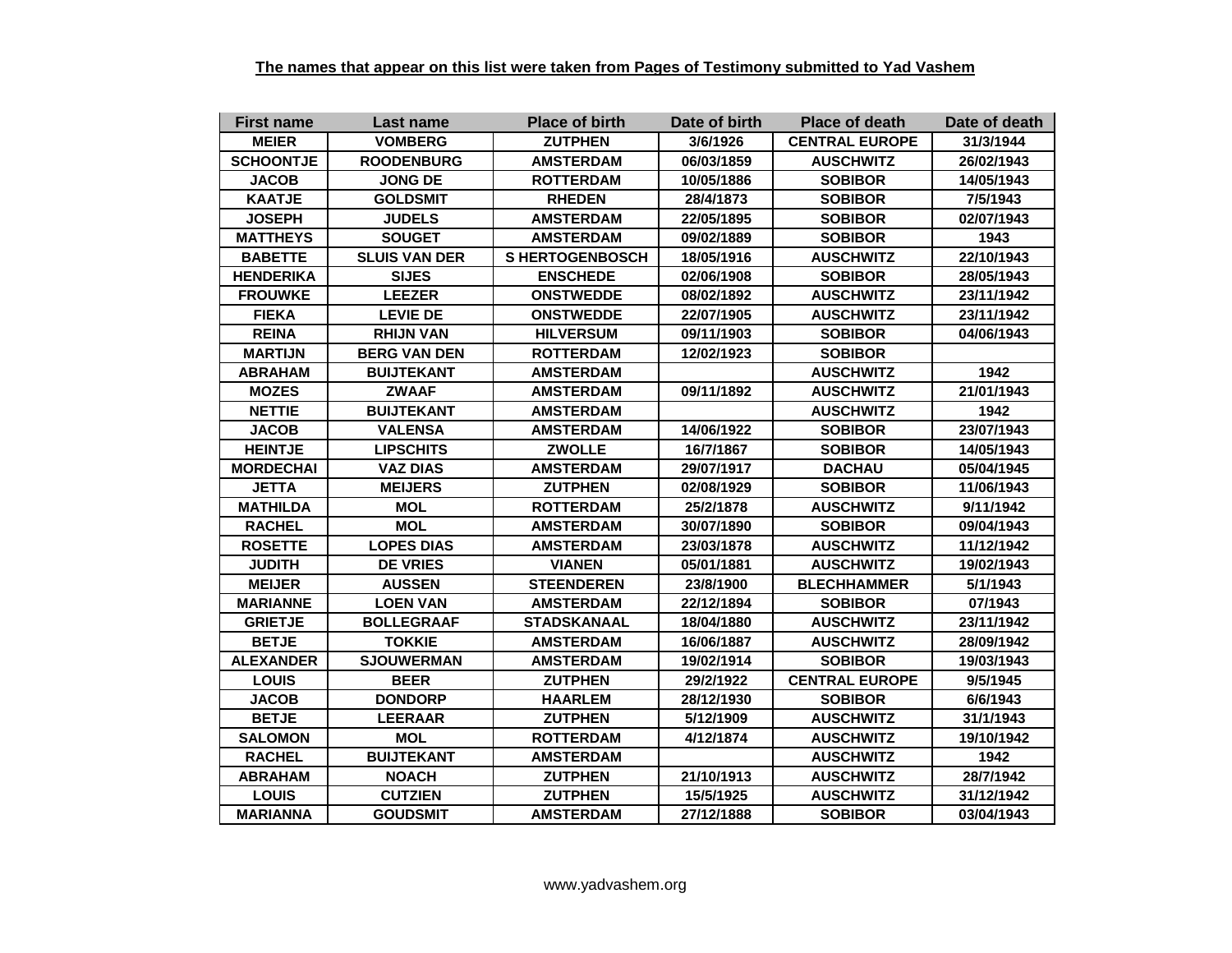**The names that appear on this list were taken from Pages of Testimony submitted to Yad Vashem**

| First name | Last name | Place of birth | Date of birth | Place of death | Date of death |
|---|---|---|---|---|---|
| MEIER | VOMBERG | ZUTPHEN | 3/6/1926 | CENTRAL EUROPE | 31/3/1944 |
| SCHOONTJE | ROODENBURG | AMSTERDAM | 06/03/1859 | AUSCHWITZ | 26/02/1943 |
| JACOB | JONG DE | ROTTERDAM | 10/05/1886 | SOBIBOR | 14/05/1943 |
| KAATJE | GOLDSMIT | RHEDEN | 28/4/1873 | SOBIBOR | 7/5/1943 |
| JOSEPH | JUDELS | AMSTERDAM | 22/05/1895 | SOBIBOR | 02/07/1943 |
| MATTHEYS | SOUGET | AMSTERDAM | 09/02/1889 | SOBIBOR | 1943 |
| BABETTE | SLUIS VAN DER | S HERTOGENBOSCH | 18/05/1916 | AUSCHWITZ | 22/10/1943 |
| HENDERIKA | SIJES | ENSCHEDE | 02/06/1908 | SOBIBOR | 28/05/1943 |
| FROUWKE | LEEZER | ONSTWEDDE | 08/02/1892 | AUSCHWITZ | 23/11/1942 |
| FIEKA | LEVIE DE | ONSTWEDDE | 22/07/1905 | AUSCHWITZ | 23/11/1942 |
| REINA | RHIJN VAN | HILVERSUM | 09/11/1903 | SOBIBOR | 04/06/1943 |
| MARTIJN | BERG VAN DEN | ROTTERDAM | 12/02/1923 | SOBIBOR | |
| ABRAHAM | BUIJTEKANT | AMSTERDAM | | AUSCHWITZ | 1942 |
| MOZES | ZWAAF | AMSTERDAM | 09/11/1892 | AUSCHWITZ | 21/01/1943 |
| NETTIE | BUIJTEKANT | AMSTERDAM | | AUSCHWITZ | 1942 |
| JACOB | VALENSA | AMSTERDAM | 14/06/1922 | SOBIBOR | 23/07/1943 |
| HEINTJE | LIPSCHITS | ZWOLLE | 16/7/1867 | SOBIBOR | 14/05/1943 |
| MORDECHAI | VAZ DIAS | AMSTERDAM | 29/07/1917 | DACHAU | 05/04/1945 |
| JETTA | MEIJERS | ZUTPHEN | 02/08/1929 | SOBIBOR | 11/06/1943 |
| MATHILDA | MOL | ROTTERDAM | 25/2/1878 | AUSCHWITZ | 9/11/1942 |
| RACHEL | MOL | AMSTERDAM | 30/07/1890 | SOBIBOR | 09/04/1943 |
| ROSETTE | LOPES DIAS | AMSTERDAM | 23/03/1878 | AUSCHWITZ | 11/12/1942 |
| JUDITH | DE VRIES | VIANEN | 05/01/1881 | AUSCHWITZ | 19/02/1943 |
| MEIJER | AUSSEN | STEENDEREN | 23/8/1900 | BLECHHAMMER | 5/1/1943 |
| MARIANNE | LOEN VAN | AMSTERDAM | 22/12/1894 | SOBIBOR | 07/1943 |
| GRIETJE | BOLLEGRAAF | STADSKANAAL | 18/04/1880 | AUSCHWITZ | 23/11/1942 |
| BETJE | TOKKIE | AMSTERDAM | 16/06/1887 | AUSCHWITZ | 28/09/1942 |
| ALEXANDER | SJOUWERMAN | AMSTERDAM | 19/02/1914 | SOBIBOR | 19/03/1943 |
| LOUIS | BEER | ZUTPHEN | 29/2/1922 | CENTRAL EUROPE | 9/5/1945 |
| JACOB | DONDORP | HAARLEM | 28/12/1930 | SOBIBOR | 6/6/1943 |
| BETJE | LEERAAR | ZUTPHEN | 5/12/1909 | AUSCHWITZ | 31/1/1943 |
| SALOMON | MOL | ROTTERDAM | 4/12/1874 | AUSCHWITZ | 19/10/1942 |
| RACHEL | BUIJTEKANT | AMSTERDAM | | AUSCHWITZ | 1942 |
| ABRAHAM | NOACH | ZUTPHEN | 21/10/1913 | AUSCHWITZ | 28/7/1942 |
| LOUIS | CUTZIEN | ZUTPHEN | 15/5/1925 | AUSCHWITZ | 31/12/1942 |
| MARIANNA | GOUDSMIT | AMSTERDAM | 27/12/1888 | SOBIBOR | 03/04/1943 |

www.yadvashem.org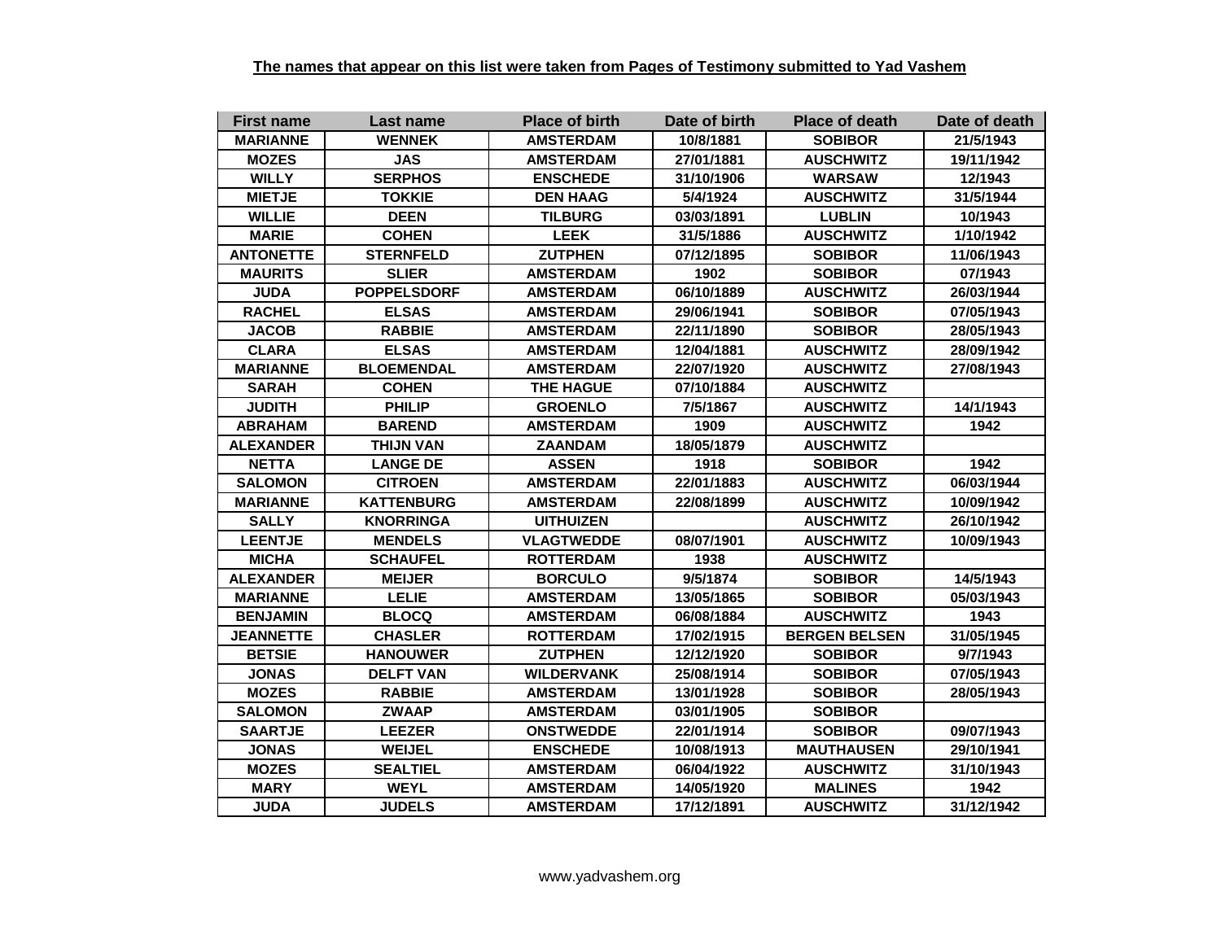**The names that appear on this list were taken from Pages of Testimony submitted to Yad Vashem**

| First name | Last name | Place of birth | Date of birth | Place of death | Date of death |
|---|---|---|---|---|---|
| MARIANNE | WENNEK | AMSTERDAM | 10/8/1881 | SOBIBOR | 21/5/1943 |
| MOZES | JAS | AMSTERDAM | 27/01/1881 | AUSCHWITZ | 19/11/1942 |
| WILLY | SERPHOS | ENSCHEDE | 31/10/1906 | WARSAW | 12/1943 |
| MIETJE | TOKKIE | DEN HAAG | 5/4/1924 | AUSCHWITZ | 31/5/1944 |
| WILLIE | DEEN | TILBURG | 03/03/1891 | LUBLIN | 10/1943 |
| MARIE | COHEN | LEEK | 31/5/1886 | AUSCHWITZ | 1/10/1942 |
| ANTONETTE | STERNFELD | ZUTPHEN | 07/12/1895 | SOBIBOR | 11/06/1943 |
| MAURITS | SLIER | AMSTERDAM | 1902 | SOBIBOR | 07/1943 |
| JUDA | POPPELSDORF | AMSTERDAM | 06/10/1889 | AUSCHWITZ | 26/03/1944 |
| RACHEL | ELSAS | AMSTERDAM | 29/06/1941 | SOBIBOR | 07/05/1943 |
| JACOB | RABBIE | AMSTERDAM | 22/11/1890 | SOBIBOR | 28/05/1943 |
| CLARA | ELSAS | AMSTERDAM | 12/04/1881 | AUSCHWITZ | 28/09/1942 |
| MARIANNE | BLOEMENDAL | AMSTERDAM | 22/07/1920 | AUSCHWITZ | 27/08/1943 |
| SARAH | COHEN | THE HAGUE | 07/10/1884 | AUSCHWITZ | |
| JUDITH | PHILIP | GROENLO | 7/5/1867 | AUSCHWITZ | 14/1/1943 |
| ABRAHAM | BAREND | AMSTERDAM | 1909 | AUSCHWITZ | 1942 |
| ALEXANDER | THIJN VAN | ZAANDAM | 18/05/1879 | AUSCHWITZ | |
| NETTA | LANGE DE | ASSEN | 1918 | SOBIBOR | 1942 |
| SALOMON | CITROEN | AMSTERDAM | 22/01/1883 | AUSCHWITZ | 06/03/1944 |
| MARIANNE | KATTENBURG | AMSTERDAM | 22/08/1899 | AUSCHWITZ | 10/09/1942 |
| SALLY | KNORRINGA | UITHUIZEN | | AUSCHWITZ | 26/10/1942 |
| LEENTJE | MENDELS | VLAGTWEDDE | 08/07/1901 | AUSCHWITZ | 10/09/1943 |
| MICHA | SCHAUFEL | ROTTERDAM | 1938 | AUSCHWITZ | |
| ALEXANDER | MEIJER | BORCULO | 9/5/1874 | SOBIBOR | 14/5/1943 |
| MARIANNE | LELIE | AMSTERDAM | 13/05/1865 | SOBIBOR | 05/03/1943 |
| BENJAMIN | BLOCQ | AMSTERDAM | 06/08/1884 | AUSCHWITZ | 1943 |
| JEANNETTE | CHASLER | ROTTERDAM | 17/02/1915 | BERGEN BELSEN | 31/05/1945 |
| BETSIE | HANOUWER | ZUTPHEN | 12/12/1920 | SOBIBOR | 9/7/1943 |
| JONAS | DELFT VAN | WILDERVANK | 25/08/1914 | SOBIBOR | 07/05/1943 |
| MOZES | RABBIE | AMSTERDAM | 13/01/1928 | SOBIBOR | 28/05/1943 |
| SALOMON | ZWAAP | AMSTERDAM | 03/01/1905 | SOBIBOR | |
| SAARTJE | LEEZER | ONSTWEDDE | 22/01/1914 | SOBIBOR | 09/07/1943 |
| JONAS | WEIJEL | ENSCHEDE | 10/08/1913 | MAUTHAUSEN | 29/10/1941 |
| MOZES | SEALTIEL | AMSTERDAM | 06/04/1922 | AUSCHWITZ | 31/10/1943 |
| MARY | WEYL | AMSTERDAM | 14/05/1920 | MALINES | 1942 |
| JUDA | JUDELS | AMSTERDAM | 17/12/1891 | AUSCHWITZ | 31/12/1942 |

www.yadvashem.org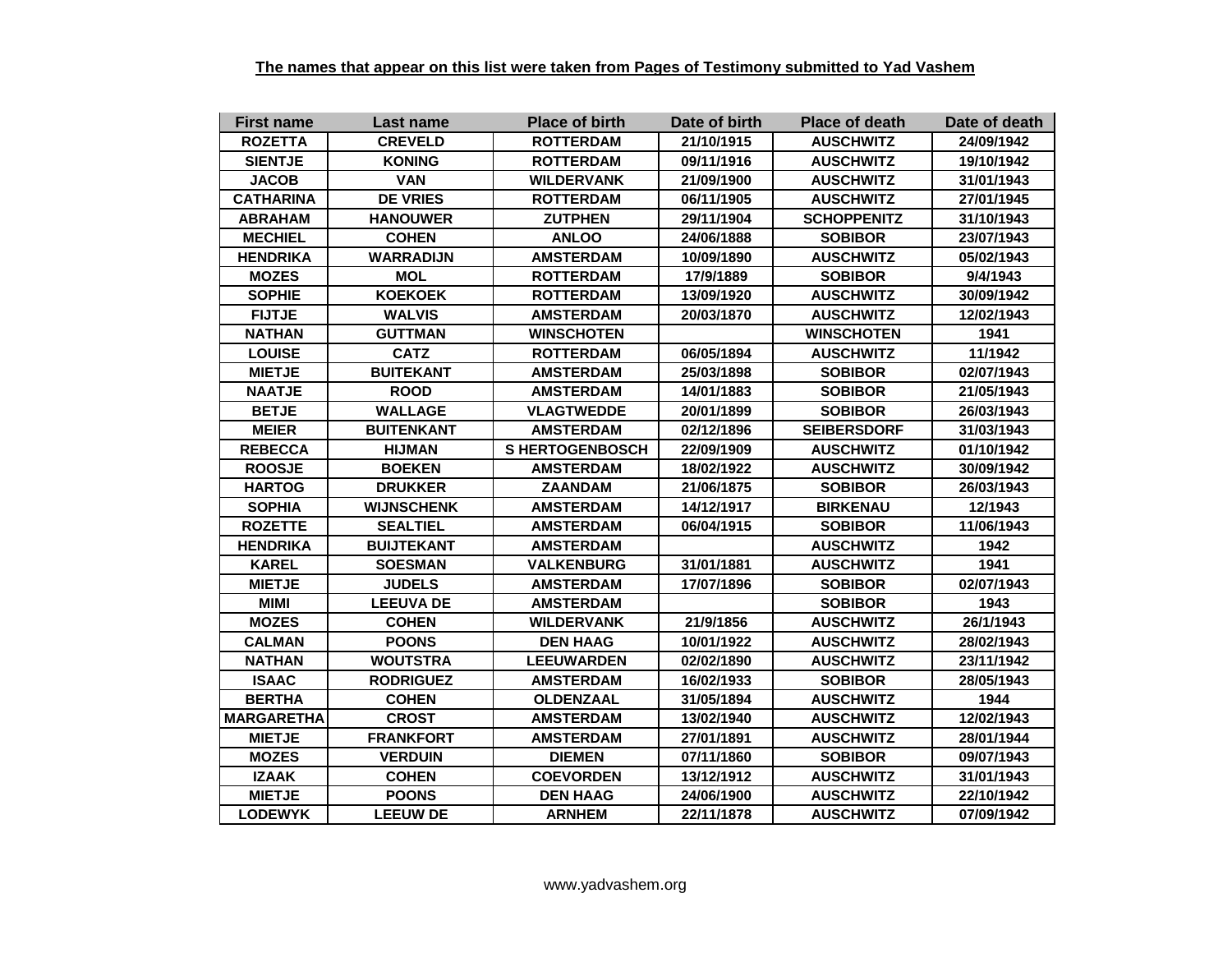**The names that appear on this list were taken from Pages of Testimony submitted to Yad Vashem**

| First name | Last name | Place of birth | Date of birth | Place of death | Date of death |
|---|---|---|---|---|---|
| ROZETTA | CREVELD | ROTTERDAM | 21/10/1915 | AUSCHWITZ | 24/09/1942 |
| SIENTJE | KONING | ROTTERDAM | 09/11/1916 | AUSCHWITZ | 19/10/1942 |
| JACOB | VAN | WILDERVANK | 21/09/1900 | AUSCHWITZ | 31/01/1943 |
| CATHARINA | DE VRIES | ROTTERDAM | 06/11/1905 | AUSCHWITZ | 27/01/1945 |
| ABRAHAM | HANOUWER | ZUTPHEN | 29/11/1904 | SCHOPPENITZ | 31/10/1943 |
| MECHIEL | COHEN | ANLOO | 24/06/1888 | SOBIBOR | 23/07/1943 |
| HENDRIKA | WARRADIJN | AMSTERDAM | 10/09/1890 | AUSCHWITZ | 05/02/1943 |
| MOZES | MOL | ROTTERDAM | 17/9/1889 | SOBIBOR | 9/4/1943 |
| SOPHIE | KOEKOEK | ROTTERDAM | 13/09/1920 | AUSCHWITZ | 30/09/1942 |
| FIJTJE | WALVIS | AMSTERDAM | 20/03/1870 | AUSCHWITZ | 12/02/1943 |
| NATHAN | GUTTMAN | WINSCHOTEN | | WINSCHOTEN | 1941 |
| LOUISE | CATZ | ROTTERDAM | 06/05/1894 | AUSCHWITZ | 11/1942 |
| MIETJE | BUITEKANT | AMSTERDAM | 25/03/1898 | SOBIBOR | 02/07/1943 |
| NAATJE | ROOD | AMSTERDAM | 14/01/1883 | SOBIBOR | 21/05/1943 |
| BETJE | WALLAGE | VLAGTWEDDE | 20/01/1899 | SOBIBOR | 26/03/1943 |
| MEIER | BUITENKANT | AMSTERDAM | 02/12/1896 | SEIBERSDORF | 31/03/1943 |
| REBECCA | HIJMAN | S HERTOGENBOSCH | 22/09/1909 | AUSCHWITZ | 01/10/1942 |
| ROOSJE | BOEKEN | AMSTERDAM | 18/02/1922 | AUSCHWITZ | 30/09/1942 |
| HARTOG | DRUKKER | ZAANDAM | 21/06/1875 | SOBIBOR | 26/03/1943 |
| SOPHIA | WIJNSCHENK | AMSTERDAM | 14/12/1917 | BIRKENAU | 12/1943 |
| ROZETTE | SEALTIEL | AMSTERDAM | 06/04/1915 | SOBIBOR | 11/06/1943 |
| HENDRIKA | BUIJTEKANT | AMSTERDAM | | AUSCHWITZ | 1942 |
| KAREL | SOESMAN | VALKENBURG | 31/01/1881 | AUSCHWITZ | 1941 |
| MIETJE | JUDELS | AMSTERDAM | 17/07/1896 | SOBIBOR | 02/07/1943 |
| MIMI | LEEUVA DE | AMSTERDAM | | SOBIBOR | 1943 |
| MOZES | COHEN | WILDERVANK | 21/9/1856 | AUSCHWITZ | 26/1/1943 |
| CALMAN | POONS | DEN HAAG | 10/01/1922 | AUSCHWITZ | 28/02/1943 |
| NATHAN | WOUTSTRA | LEEUWARDEN | 02/02/1890 | AUSCHWITZ | 23/11/1942 |
| ISAAC | RODRIGUEZ | AMSTERDAM | 16/02/1933 | SOBIBOR | 28/05/1943 |
| BERTHA | COHEN | OLDENZAAL | 31/05/1894 | AUSCHWITZ | 1944 |
| MARGARETHA | CROST | AMSTERDAM | 13/02/1940 | AUSCHWITZ | 12/02/1943 |
| MIETJE | FRANKFORT | AMSTERDAM | 27/01/1891 | AUSCHWITZ | 28/01/1944 |
| MOZES | VERDUIN | DIEMEN | 07/11/1860 | SOBIBOR | 09/07/1943 |
| IZAAK | COHEN | COEVORDEN | 13/12/1912 | AUSCHWITZ | 31/01/1943 |
| MIETJE | POONS | DEN HAAG | 24/06/1900 | AUSCHWITZ | 22/10/1942 |
| LODEWYK | LEEUW DE | ARNHEM | 22/11/1878 | AUSCHWITZ | 07/09/1942 |

www.yadvashem.org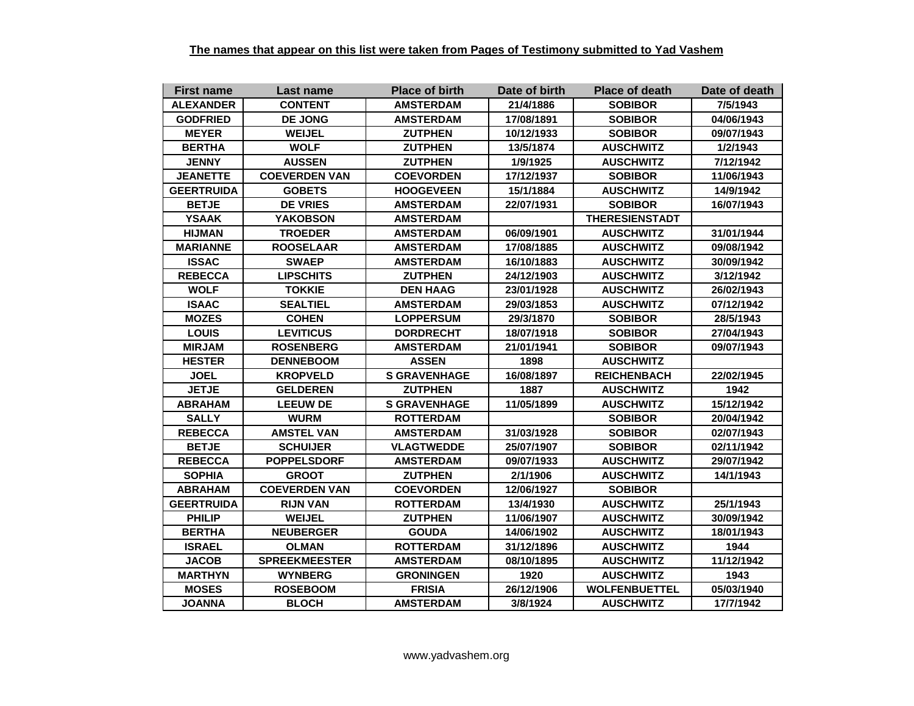**The names that appear on this list were taken from Pages of Testimony submitted to Yad Vashem**

| First name | Last name | Place of birth | Date of birth | Place of death | Date of death |
|---|---|---|---|---|---|
| ALEXANDER | CONTENT | AMSTERDAM | 21/4/1886 | SOBIBOR | 7/5/1943 |
| GODFRIED | DE JONG | AMSTERDAM | 17/08/1891 | SOBIBOR | 04/06/1943 |
| MEYER | WEIJEL | ZUTPHEN | 10/12/1933 | SOBIBOR | 09/07/1943 |
| BERTHA | WOLF | ZUTPHEN | 13/5/1874 | AUSCHWITZ | 1/2/1943 |
| JENNY | AUSSEN | ZUTPHEN | 1/9/1925 | AUSCHWITZ | 7/12/1942 |
| JEANETTE | COEVERDEN VAN | COEVORDEN | 17/12/1937 | SOBIBOR | 11/06/1943 |
| GEERTRUIDA | GOBETS | HOOGEVEEN | 15/1/1884 | AUSCHWITZ | 14/9/1942 |
| BETJE | DE VRIES | AMSTERDAM | 22/07/1931 | SOBIBOR | 16/07/1943 |
| YSAAK | YAKOBSON | AMSTERDAM | | THERESIENSTADT | |
| HIJMAN | TROEDER | AMSTERDAM | 06/09/1901 | AUSCHWITZ | 31/01/1944 |
| MARIANNE | ROOSELAAR | AMSTERDAM | 17/08/1885 | AUSCHWITZ | 09/08/1942 |
| ISSAC | SWAEP | AMSTERDAM | 16/10/1883 | AUSCHWITZ | 30/09/1942 |
| REBECCA | LIPSCHITS | ZUTPHEN | 24/12/1903 | AUSCHWITZ | 3/12/1942 |
| WOLF | TOKKIE | DEN HAAG | 23/01/1928 | AUSCHWITZ | 26/02/1943 |
| ISAAC | SEALTIEL | AMSTERDAM | 29/03/1853 | AUSCHWITZ | 07/12/1942 |
| MOZES | COHEN | LOPPERSUM | 29/3/1870 | SOBIBOR | 28/5/1943 |
| LOUIS | LEVITICUS | DORDRECHT | 18/07/1918 | SOBIBOR | 27/04/1943 |
| MIRJAM | ROSENBERG | AMSTERDAM | 21/01/1941 | SOBIBOR | 09/07/1943 |
| HESTER | DENNEBOOM | ASSEN | 1898 | AUSCHWITZ | |
| JOEL | KROPVELD | S GRAVENHAGE | 16/08/1897 | REICHENBACH | 22/02/1945 |
| JETJE | GELDEREN | ZUTPHEN | 1887 | AUSCHWITZ | 1942 |
| ABRAHAM | LEEUW DE | S GRAVENHAGE | 11/05/1899 | AUSCHWITZ | 15/12/1942 |
| SALLY | WURM | ROTTERDAM | | SOBIBOR | 20/04/1942 |
| REBECCA | AMSTEL VAN | AMSTERDAM | 31/03/1928 | SOBIBOR | 02/07/1943 |
| BETJE | SCHUIJER | VLAGTWEDDE | 25/07/1907 | SOBIBOR | 02/11/1942 |
| REBECCA | POPPELSDORF | AMSTERDAM | 09/07/1933 | AUSCHWITZ | 29/07/1942 |
| SOPHIA | GROOT | ZUTPHEN | 2/1/1906 | AUSCHWITZ | 14/1/1943 |
| ABRAHAM | COEVERDEN VAN | COEVORDEN | 12/06/1927 | SOBIBOR | |
| GEERTRUIDA | RIJN VAN | ROTTERDAM | 13/4/1930 | AUSCHWITZ | 25/1/1943 |
| PHILIP | WEIJEL | ZUTPHEN | 11/06/1907 | AUSCHWITZ | 30/09/1942 |
| BERTHA | NEUBERGER | GOUDA | 14/06/1902 | AUSCHWITZ | 18/01/1943 |
| ISRAEL | OLMAN | ROTTERDAM | 31/12/1896 | AUSCHWITZ | 1944 |
| JACOB | SPREEKMEESTER | AMSTERDAM | 08/10/1895 | AUSCHWITZ | 11/12/1942 |
| MARTHYN | WYNBERG | GRONINGEN | 1920 | AUSCHWITZ | 1943 |
| MOSES | ROSEBOOM | FRISIA | 26/12/1906 | WOLFENBUETTEL | 05/03/1940 |
| JOANNA | BLOCH | AMSTERDAM | 3/8/1924 | AUSCHWITZ | 17/7/1942 |

www.yadvashem.org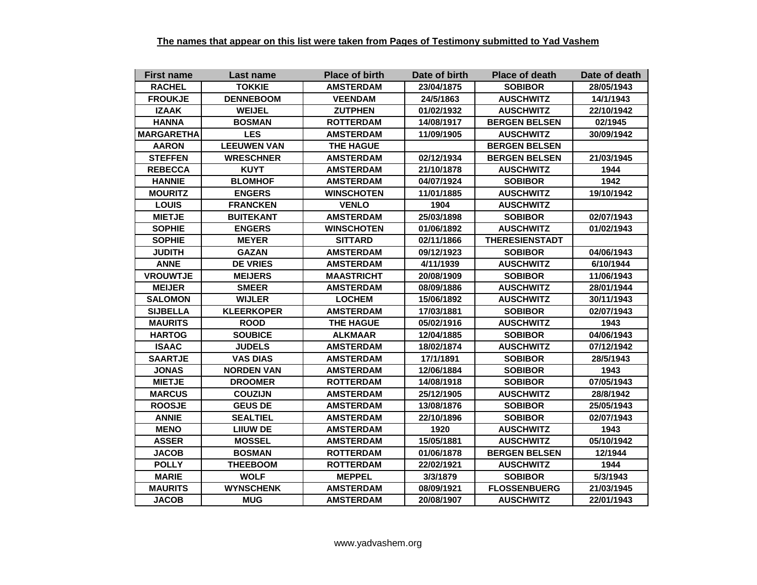**The names that appear on this list were taken from Pages of Testimony submitted to Yad Vashem**

| First name | Last name | Place of birth | Date of birth | Place of death | Date of death |
|---|---|---|---|---|---|
| RACHEL | TOKKIE | AMSTERDAM | 23/04/1875 | SOBIBOR | 28/05/1943 |
| FROUKJE | DENNEBOOM | VEENDAM | 24/5/1863 | AUSCHWITZ | 14/1/1943 |
| IZAAK | WEIJEL | ZUTPHEN | 01/02/1932 | AUSCHWITZ | 22/10/1942 |
| HANNA | BOSMAN | ROTTERDAM | 14/08/1917 | BERGEN BELSEN | 02/1945 |
| MARGARETHA | LES | AMSTERDAM | 11/09/1905 | AUSCHWITZ | 30/09/1942 |
| AARON | LEEUWEN VAN | THE HAGUE | | BERGEN BELSEN | |
| STEFFEN | WRESCHNER | AMSTERDAM | 02/12/1934 | BERGEN BELSEN | 21/03/1945 |
| REBECCA | KUYT | AMSTERDAM | 21/10/1878 | AUSCHWITZ | 1944 |
| HANNIE | BLOMHOF | AMSTERDAM | 04/07/1924 | SOBIBOR | 1942 |
| MOURITZ | ENGERS | WINSCHOTEN | 11/01/1885 | AUSCHWITZ | 19/10/1942 |
| LOUIS | FRANCKEN | VENLO | 1904 | AUSCHWITZ | |
| MIETJE | BUITEKANT | AMSTERDAM | 25/03/1898 | SOBIBOR | 02/07/1943 |
| SOPHIE | ENGERS | WINSCHOTEN | 01/06/1892 | AUSCHWITZ | 01/02/1943 |
| SOPHIE | MEYER | SITTARD | 02/11/1866 | THERESIENSTADT | |
| JUDITH | GAZAN | AMSTERDAM | 09/12/1923 | SOBIBOR | 04/06/1943 |
| ANNE | DE VRIES | AMSTERDAM | 4/11/1939 | AUSCHWITZ | 6/10/1944 |
| VROUWTJE | MEIJERS | MAASTRICHT | 20/08/1909 | SOBIBOR | 11/06/1943 |
| MEIJER | SMEER | AMSTERDAM | 08/09/1886 | AUSCHWITZ | 28/01/1944 |
| SALOMON | WIJLER | LOCHEM | 15/06/1892 | AUSCHWITZ | 30/11/1943 |
| SIJBELLA | KLEERKOPER | AMSTERDAM | 17/03/1881 | SOBIBOR | 02/07/1943 |
| MAURITS | ROOD | THE HAGUE | 05/02/1916 | AUSCHWITZ | 1943 |
| HARTOG | SOUBICE | ALKMAAR | 12/04/1885 | SOBIBOR | 04/06/1943 |
| ISAAC | JUDELS | AMSTERDAM | 18/02/1874 | AUSCHWITZ | 07/12/1942 |
| SAARTJE | VAS DIAS | AMSTERDAM | 17/1/1891 | SOBIBOR | 28/5/1943 |
| JONAS | NORDEN VAN | AMSTERDAM | 12/06/1884 | SOBIBOR | 1943 |
| MIETJE | DROOMER | ROTTERDAM | 14/08/1918 | SOBIBOR | 07/05/1943 |
| MARCUS | COUZIJN | AMSTERDAM | 25/12/1905 | AUSCHWITZ | 28/8/1942 |
| ROOSJE | GEUS DE | AMSTERDAM | 13/08/1876 | SOBIBOR | 25/05/1943 |
| ANNIE | SEALTIEL | AMSTERDAM | 22/10/1896 | SOBIBOR | 02/07/1943 |
| MENO | LIIUW DE | AMSTERDAM | 1920 | AUSCHWITZ | 1943 |
| ASSER | MOSSEL | AMSTERDAM | 15/05/1881 | AUSCHWITZ | 05/10/1942 |
| JACOB | BOSMAN | ROTTERDAM | 01/06/1878 | BERGEN BELSEN | 12/1944 |
| POLLY | THEEBOOM | ROTTERDAM | 22/02/1921 | AUSCHWITZ | 1944 |
| MARIE | WOLF | MEPPEL | 3/3/1879 | SOBIBOR | 5/3/1943 |
| MAURITS | WYNSCHENK | AMSTERDAM | 08/09/1921 | FLOSSENBUERG | 21/03/1945 |
| JACOB | MUG | AMSTERDAM | 20/08/1907 | AUSCHWITZ | 22/01/1943 |

www.yadvashem.org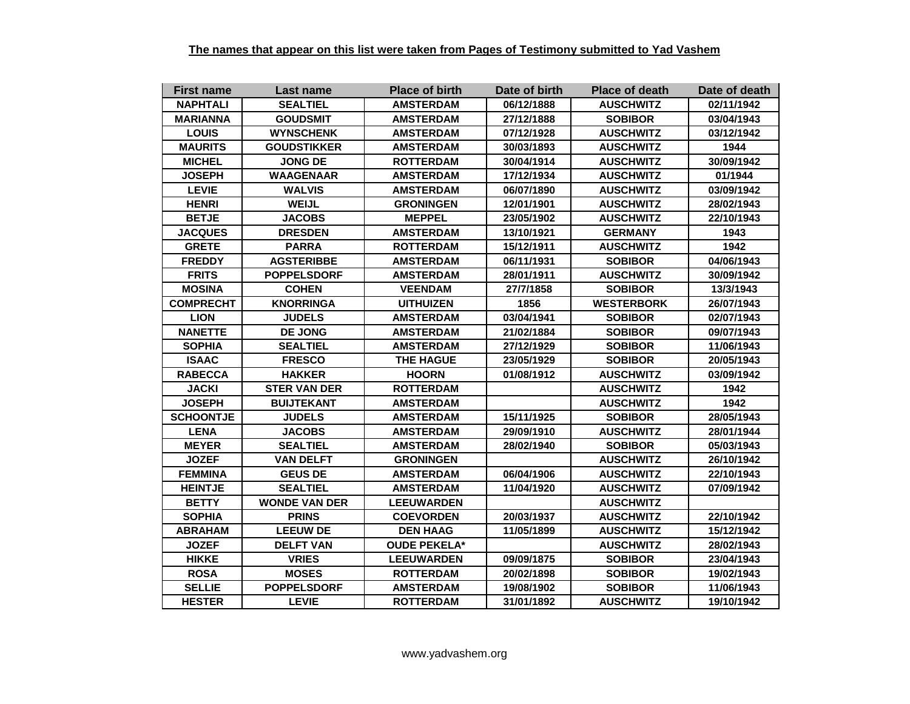**The names that appear on this list were taken from Pages of Testimony submitted to Yad Vashem**

| First name | Last name | Place of birth | Date of birth | Place of death | Date of death |
|---|---|---|---|---|---|
| NAPHTALI | SEALTIEL | AMSTERDAM | 06/12/1888 | AUSCHWITZ | 02/11/1942 |
| MARIANNA | GOUDSMIT | AMSTERDAM | 27/12/1888 | SOBIBOR | 03/04/1943 |
| LOUIS | WYNSCHENK | AMSTERDAM | 07/12/1928 | AUSCHWITZ | 03/12/1942 |
| MAURITS | GOUDSTIKKER | AMSTERDAM | 30/03/1893 | AUSCHWITZ | 1944 |
| MICHEL | JONG DE | ROTTERDAM | 30/04/1914 | AUSCHWITZ | 30/09/1942 |
| JOSEPH | WAAGENAAR | AMSTERDAM | 17/12/1934 | AUSCHWITZ | 01/1944 |
| LEVIE | WALVIS | AMSTERDAM | 06/07/1890 | AUSCHWITZ | 03/09/1942 |
| HENRI | WEIJL | GRONINGEN | 12/01/1901 | AUSCHWITZ | 28/02/1943 |
| BETJE | JACOBS | MEPPEL | 23/05/1902 | AUSCHWITZ | 22/10/1943 |
| JACQUES | DRESDEN | AMSTERDAM | 13/10/1921 | GERMANY | 1943 |
| GRETE | PARRA | ROTTERDAM | 15/12/1911 | AUSCHWITZ | 1942 |
| FREDDY | AGSTERIBBE | AMSTERDAM | 06/11/1931 | SOBIBOR | 04/06/1943 |
| FRITS | POPPELSDORF | AMSTERDAM | 28/01/1911 | AUSCHWITZ | 30/09/1942 |
| MOSINA | COHEN | VEENDAM | 27/7/1858 | SOBIBOR | 13/3/1943 |
| COMPRECHT | KNORRINGA | UITHUIZEN | 1856 | WESTERBORK | 26/07/1943 |
| LION | JUDELS | AMSTERDAM | 03/04/1941 | SOBIBOR | 02/07/1943 |
| NANETTE | DE JONG | AMSTERDAM | 21/02/1884 | SOBIBOR | 09/07/1943 |
| SOPHIA | SEALTIEL | AMSTERDAM | 27/12/1929 | SOBIBOR | 11/06/1943 |
| ISAAC | FRESCO | THE HAGUE | 23/05/1929 | SOBIBOR | 20/05/1943 |
| RABECCA | HAKKER | HOORN | 01/08/1912 | AUSCHWITZ | 03/09/1942 |
| JACKI | STER VAN DER | ROTTERDAM | | AUSCHWITZ | 1942 |
| JOSEPH | BUIJTEKANT | AMSTERDAM | | AUSCHWITZ | 1942 |
| SCHOONTJE | JUDELS | AMSTERDAM | 15/11/1925 | SOBIBOR | 28/05/1943 |
| LENA | JACOBS | AMSTERDAM | 29/09/1910 | AUSCHWITZ | 28/01/1944 |
| MEYER | SEALTIEL | AMSTERDAM | 28/02/1940 | SOBIBOR | 05/03/1943 |
| JOZEF | VAN DELFT | GRONINGEN | | AUSCHWITZ | 26/10/1942 |
| FEMMINA | GEUS DE | AMSTERDAM | 06/04/1906 | AUSCHWITZ | 22/10/1943 |
| HEINTJE | SEALTIEL | AMSTERDAM | 11/04/1920 | AUSCHWITZ | 07/09/1942 |
| BETTY | WONDE VAN DER | LEEUWARDEN | | AUSCHWITZ | |
| SOPHIA | PRINS | COEVORDEN | 20/03/1937 | AUSCHWITZ | 22/10/1942 |
| ABRAHAM | LEEUW DE | DEN HAAG | 11/05/1899 | AUSCHWITZ | 15/12/1942 |
| JOZEF | DELFT VAN | OUDE PEKELA* | | AUSCHWITZ | 28/02/1943 |
| HIKKE | VRIES | LEEUWARDEN | 09/09/1875 | SOBIBOR | 23/04/1943 |
| ROSA | MOSES | ROTTERDAM | 20/02/1898 | SOBIBOR | 19/02/1943 |
| SELLIE | POPPELSDORF | AMSTERDAM | 19/08/1902 | SOBIBOR | 11/06/1943 |
| HESTER | LEVIE | ROTTERDAM | 31/01/1892 | AUSCHWITZ | 19/10/1942 |

www.yadvashem.org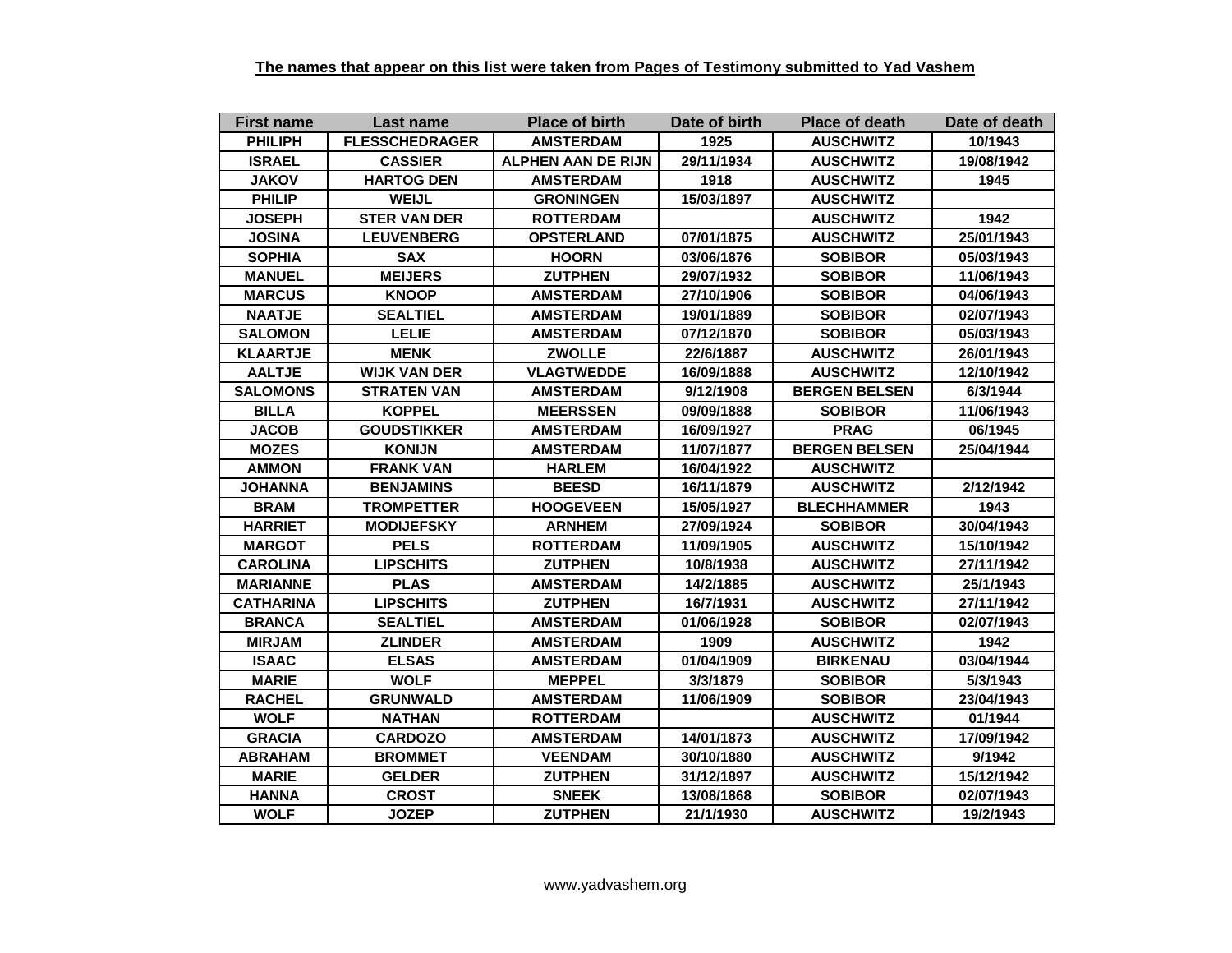**The names that appear on this list were taken from Pages of Testimony submitted to Yad Vashem**

| First name | Last name | Place of birth | Date of birth | Place of death | Date of death |
|---|---|---|---|---|---|
| PHILIPH | FLESSCHEDRAGER | AMSTERDAM | 1925 | AUSCHWITZ | 10/1943 |
| ISRAEL | CASSIER | ALPHEN AAN DE RIJN | 29/11/1934 | AUSCHWITZ | 19/08/1942 |
| JAKOV | HARTOG DEN | AMSTERDAM | 1918 | AUSCHWITZ | 1945 |
| PHILIP | WEIJL | GRONINGEN | 15/03/1897 | AUSCHWITZ | |
| JOSEPH | STER VAN DER | ROTTERDAM | | AUSCHWITZ | 1942 |
| JOSINA | LEUVENBERG | OPSTERLAND | 07/01/1875 | AUSCHWITZ | 25/01/1943 |
| SOPHIA | SAX | HOORN | 03/06/1876 | SOBIBOR | 05/03/1943 |
| MANUEL | MEIJERS | ZUTPHEN | 29/07/1932 | SOBIBOR | 11/06/1943 |
| MARCUS | KNOOP | AMSTERDAM | 27/10/1906 | SOBIBOR | 04/06/1943 |
| NAATJE | SEALTIEL | AMSTERDAM | 19/01/1889 | SOBIBOR | 02/07/1943 |
| SALOMON | LELIE | AMSTERDAM | 07/12/1870 | SOBIBOR | 05/03/1943 |
| KLAARTJE | MENK | ZWOLLE | 22/6/1887 | AUSCHWITZ | 26/01/1943 |
| AALTJE | WIJK VAN DER | VLAGTWEDDE | 16/09/1888 | AUSCHWITZ | 12/10/1942 |
| SALOMONS | STRATEN VAN | AMSTERDAM | 9/12/1908 | BERGEN BELSEN | 6/3/1944 |
| BILLA | KOPPEL | MEERSSEN | 09/09/1888 | SOBIBOR | 11/06/1943 |
| JACOB | GOUDSTIKKER | AMSTERDAM | 16/09/1927 | PRAG | 06/1945 |
| MOZES | KONIJN | AMSTERDAM | 11/07/1877 | BERGEN BELSEN | 25/04/1944 |
| AMMON | FRANK VAN | HARLEM | 16/04/1922 | AUSCHWITZ | |
| JOHANNA | BENJAMINS | BEESD | 16/11/1879 | AUSCHWITZ | 2/12/1942 |
| BRAM | TROMPETTER | HOOGEVEEN | 15/05/1927 | BLECHHAMMER | 1943 |
| HARRIET | MODIJEFSKY | ARNHEM | 27/09/1924 | SOBIBOR | 30/04/1943 |
| MARGOT | PELS | ROTTERDAM | 11/09/1905 | AUSCHWITZ | 15/10/1942 |
| CAROLINA | LIPSCHITS | ZUTPHEN | 10/8/1938 | AUSCHWITZ | 27/11/1942 |
| MARIANNE | PLAS | AMSTERDAM | 14/2/1885 | AUSCHWITZ | 25/1/1943 |
| CATHARINA | LIPSCHITS | ZUTPHEN | 16/7/1931 | AUSCHWITZ | 27/11/1942 |
| BRANCA | SEALTIEL | AMSTERDAM | 01/06/1928 | SOBIBOR | 02/07/1943 |
| MIRJAM | ZLINDER | AMSTERDAM | 1909 | AUSCHWITZ | 1942 |
| ISAAC | ELSAS | AMSTERDAM | 01/04/1909 | BIRKENAU | 03/04/1944 |
| MARIE | WOLF | MEPPEL | 3/3/1879 | SOBIBOR | 5/3/1943 |
| RACHEL | GRUNWALD | AMSTERDAM | 11/06/1909 | SOBIBOR | 23/04/1943 |
| WOLF | NATHAN | ROTTERDAM | | AUSCHWITZ | 01/1944 |
| GRACIA | CARDOZO | AMSTERDAM | 14/01/1873 | AUSCHWITZ | 17/09/1942 |
| ABRAHAM | BROMMET | VEENDAM | 30/10/1880 | AUSCHWITZ | 9/1942 |
| MARIE | GELDER | ZUTPHEN | 31/12/1897 | AUSCHWITZ | 15/12/1942 |
| HANNA | CROST | SNEEK | 13/08/1868 | SOBIBOR | 02/07/1943 |
| WOLF | JOZEP | ZUTPHEN | 21/1/1930 | AUSCHWITZ | 19/2/1943 |

www.yadvashem.org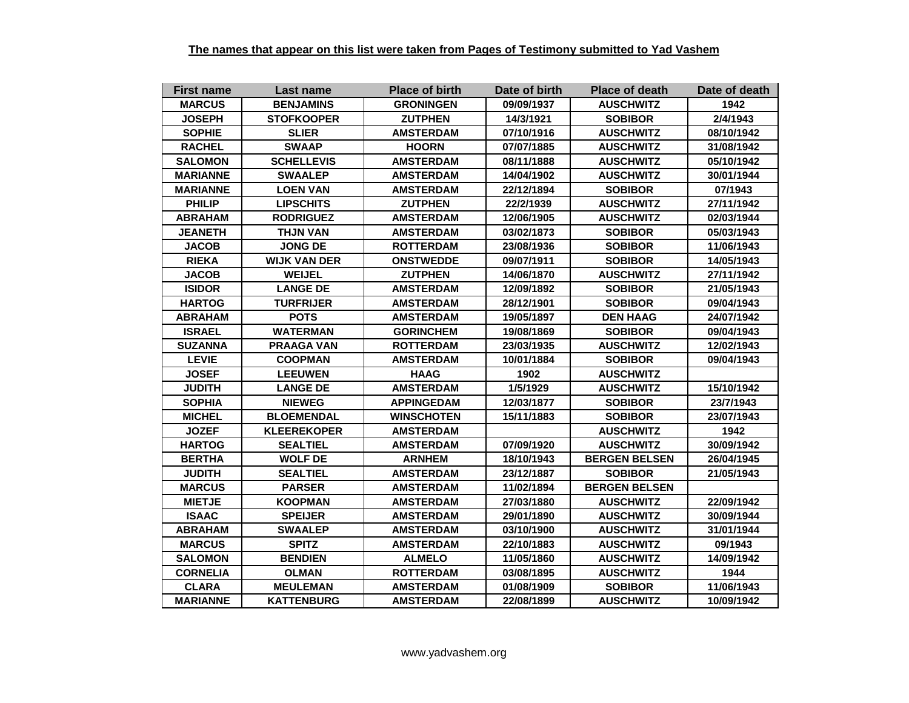**The names that appear on this list were taken from Pages of Testimony submitted to Yad Vashem**

| First name | Last name | Place of birth | Date of birth | Place of death | Date of death |
|---|---|---|---|---|---|
| MARCUS | BENJAMINS | GRONINGEN | 09/09/1937 | AUSCHWITZ | 1942 |
| JOSEPH | STOFKOOPER | ZUTPHEN | 14/3/1921 | SOBIBOR | 2/4/1943 |
| SOPHIE | SLIER | AMSTERDAM | 07/10/1916 | AUSCHWITZ | 08/10/1942 |
| RACHEL | SWAAP | HOORN | 07/07/1885 | AUSCHWITZ | 31/08/1942 |
| SALOMON | SCHELLEVIS | AMSTERDAM | 08/11/1888 | AUSCHWITZ | 05/10/1942 |
| MARIANNE | SWAALEP | AMSTERDAM | 14/04/1902 | AUSCHWITZ | 30/01/1944 |
| MARIANNE | LOEN VAN | AMSTERDAM | 22/12/1894 | SOBIBOR | 07/1943 |
| PHILIP | LIPSCHITS | ZUTPHEN | 22/2/1939 | AUSCHWITZ | 27/11/1942 |
| ABRAHAM | RODRIGUEZ | AMSTERDAM | 12/06/1905 | AUSCHWITZ | 02/03/1944 |
| JEANETH | THJN VAN | AMSTERDAM | 03/02/1873 | SOBIBOR | 05/03/1943 |
| JACOB | JONG DE | ROTTERDAM | 23/08/1936 | SOBIBOR | 11/06/1943 |
| RIEKA | WIJK VAN DER | ONSTWEDDE | 09/07/1911 | SOBIBOR | 14/05/1943 |
| JACOB | WEIJEL | ZUTPHEN | 14/06/1870 | AUSCHWITZ | 27/11/1942 |
| ISIDOR | LANGE DE | AMSTERDAM | 12/09/1892 | SOBIBOR | 21/05/1943 |
| HARTOG | TURFRIJER | AMSTERDAM | 28/12/1901 | SOBIBOR | 09/04/1943 |
| ABRAHAM | POTS | AMSTERDAM | 19/05/1897 | DEN HAAG | 24/07/1942 |
| ISRAEL | WATERMAN | GORINCHEM | 19/08/1869 | SOBIBOR | 09/04/1943 |
| SUZANNA | PRAAGA VAN | ROTTERDAM | 23/03/1935 | AUSCHWITZ | 12/02/1943 |
| LEVIE | COOPMAN | AMSTERDAM | 10/01/1884 | SOBIBOR | 09/04/1943 |
| JOSEF | LEEUWEN | HAAG | 1902 | AUSCHWITZ | |
| JUDITH | LANGE DE | AMSTERDAM | 1/5/1929 | AUSCHWITZ | 15/10/1942 |
| SOPHIA | NIEWEG | APPINGEDAM | 12/03/1877 | SOBIBOR | 23/7/1943 |
| MICHEL | BLOEMENDAL | WINSCHOTEN | 15/11/1883 | SOBIBOR | 23/07/1943 |
| JOZEF | KLEEREKOPER | AMSTERDAM | | AUSCHWITZ | 1942 |
| HARTOG | SEALTIEL | AMSTERDAM | 07/09/1920 | AUSCHWITZ | 30/09/1942 |
| BERTHA | WOLF DE | ARNHEM | 18/10/1943 | BERGEN BELSEN | 26/04/1945 |
| JUDITH | SEALTIEL | AMSTERDAM | 23/12/1887 | SOBIBOR | 21/05/1943 |
| MARCUS | PARSER | AMSTERDAM | 11/02/1894 | BERGEN BELSEN | |
| MIETJE | KOOPMAN | AMSTERDAM | 27/03/1880 | AUSCHWITZ | 22/09/1942 |
| ISAAC | SPEIJER | AMSTERDAM | 29/01/1890 | AUSCHWITZ | 30/09/1944 |
| ABRAHAM | SWAALEP | AMSTERDAM | 03/10/1900 | AUSCHWITZ | 31/01/1944 |
| MARCUS | SPITZ | AMSTERDAM | 22/10/1883 | AUSCHWITZ | 09/1943 |
| SALOMON | BENDIEN | ALMELO | 11/05/1860 | AUSCHWITZ | 14/09/1942 |
| CORNELIA | OLMAN | ROTTERDAM | 03/08/1895 | AUSCHWITZ | 1944 |
| CLARA | MEULEMAN | AMSTERDAM | 01/08/1909 | SOBIBOR | 11/06/1943 |
| MARIANNE | KATTENBURG | AMSTERDAM | 22/08/1899 | AUSCHWITZ | 10/09/1942 |

www.yadvashem.org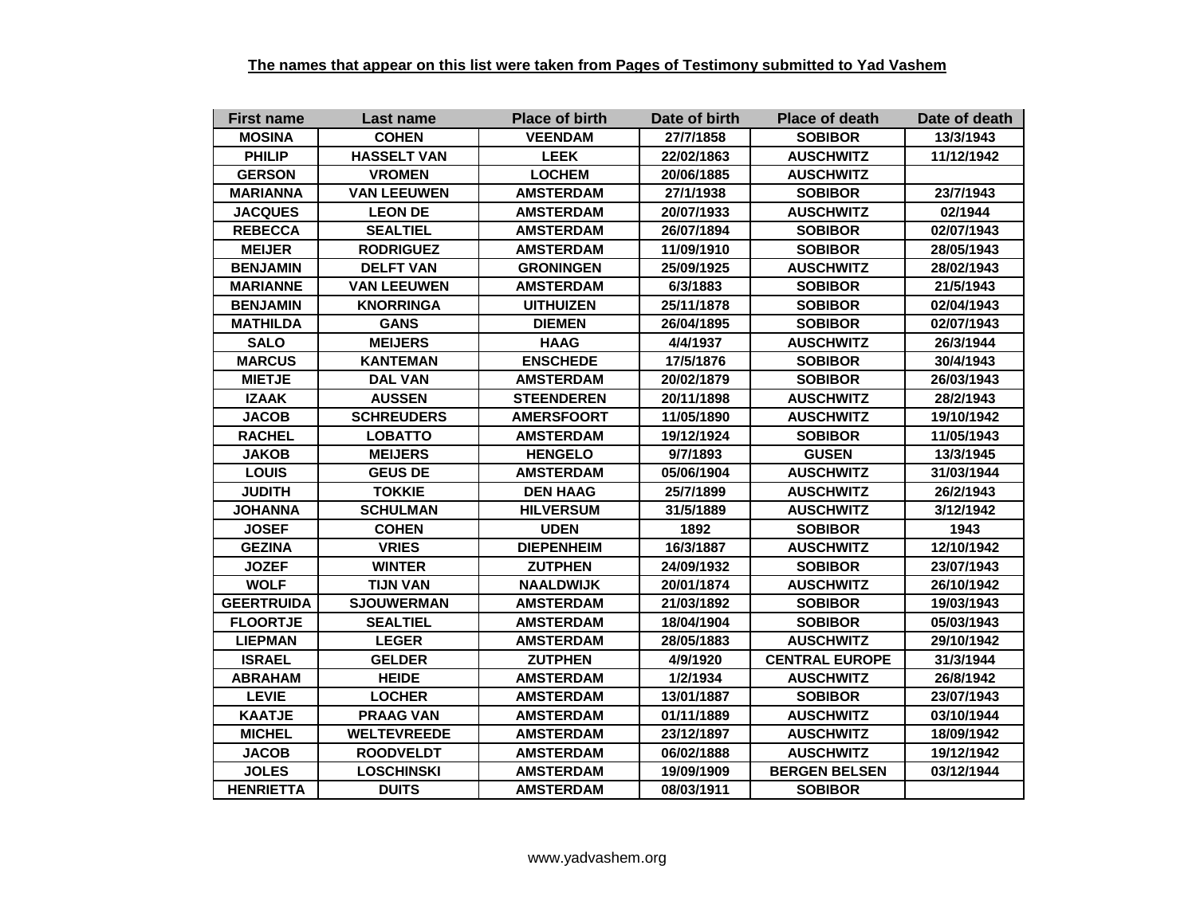**The names that appear on this list were taken from Pages of Testimony submitted to Yad Vashem**

| First name | Last name | Place of birth | Date of birth | Place of death | Date of death |
|---|---|---|---|---|---|
| MOSINA | COHEN | VEENDAM | 27/7/1858 | SOBIBOR | 13/3/1943 |
| PHILIP | HASSELT VAN | LEEK | 22/02/1863 | AUSCHWITZ | 11/12/1942 |
| GERSON | VROMEN | LOCHEM | 20/06/1885 | AUSCHWITZ | |
| MARIANNA | VAN LEEUWEN | AMSTERDAM | 27/1/1938 | SOBIBOR | 23/7/1943 |
| JACQUES | LEON DE | AMSTERDAM | 20/07/1933 | AUSCHWITZ | 02/1944 |
| REBECCA | SEALTIEL | AMSTERDAM | 26/07/1894 | SOBIBOR | 02/07/1943 |
| MEIJER | RODRIGUEZ | AMSTERDAM | 11/09/1910 | SOBIBOR | 28/05/1943 |
| BENJAMIN | DELFT VAN | GRONINGEN | 25/09/1925 | AUSCHWITZ | 28/02/1943 |
| MARIANNE | VAN LEEUWEN | AMSTERDAM | 6/3/1883 | SOBIBOR | 21/5/1943 |
| BENJAMIN | KNORRINGA | UITHUIZEN | 25/11/1878 | SOBIBOR | 02/04/1943 |
| MATHILDA | GANS | DIEMEN | 26/04/1895 | SOBIBOR | 02/07/1943 |
| SALO | MEIJERS | HAAG | 4/4/1937 | AUSCHWITZ | 26/3/1944 |
| MARCUS | KANTEMAN | ENSCHEDE | 17/5/1876 | SOBIBOR | 30/4/1943 |
| MIETJE | DAL VAN | AMSTERDAM | 20/02/1879 | SOBIBOR | 26/03/1943 |
| IZAAK | AUSSEN | STEENDEREN | 20/11/1898 | AUSCHWITZ | 28/2/1943 |
| JACOB | SCHREUDERS | AMERSFOORT | 11/05/1890 | AUSCHWITZ | 19/10/1942 |
| RACHEL | LOBATTO | AMSTERDAM | 19/12/1924 | SOBIBOR | 11/05/1943 |
| JAKOB | MEIJERS | HENGELO | 9/7/1893 | GUSEN | 13/3/1945 |
| LOUIS | GEUS DE | AMSTERDAM | 05/06/1904 | AUSCHWITZ | 31/03/1944 |
| JUDITH | TOKKIE | DEN HAAG | 25/7/1899 | AUSCHWITZ | 26/2/1943 |
| JOHANNA | SCHULMAN | HILVERSUM | 31/5/1889 | AUSCHWITZ | 3/12/1942 |
| JOSEF | COHEN | UDEN | 1892 | SOBIBOR | 1943 |
| GEZINA | VRIES | DIEPENHEIM | 16/3/1887 | AUSCHWITZ | 12/10/1942 |
| JOZEF | WINTER | ZUTPHEN | 24/09/1932 | SOBIBOR | 23/07/1943 |
| WOLF | TIJN VAN | NAALDWIJK | 20/01/1874 | AUSCHWITZ | 26/10/1942 |
| GEERTRUIDA | SJOUWERMAN | AMSTERDAM | 21/03/1892 | SOBIBOR | 19/03/1943 |
| FLOORTJE | SEALTIEL | AMSTERDAM | 18/04/1904 | SOBIBOR | 05/03/1943 |
| LIEPMAN | LEGER | AMSTERDAM | 28/05/1883 | AUSCHWITZ | 29/10/1942 |
| ISRAEL | GELDER | ZUTPHEN | 4/9/1920 | CENTRAL EUROPE | 31/3/1944 |
| ABRAHAM | HEIDE | AMSTERDAM | 1/2/1934 | AUSCHWITZ | 26/8/1942 |
| LEVIE | LOCHER | AMSTERDAM | 13/01/1887 | SOBIBOR | 23/07/1943 |
| KAATJE | PRAAG VAN | AMSTERDAM | 01/11/1889 | AUSCHWITZ | 03/10/1944 |
| MICHEL | WELTEVREEDE | AMSTERDAM | 23/12/1897 | AUSCHWITZ | 18/09/1942 |
| JACOB | ROODVELDT | AMSTERDAM | 06/02/1888 | AUSCHWITZ | 19/12/1942 |
| JOLES | LOSCHINSKI | AMSTERDAM | 19/09/1909 | BERGEN BELSEN | 03/12/1944 |
| HENRIETTA | DUITS | AMSTERDAM | 08/03/1911 | SOBIBOR | |

www.yadvashem.org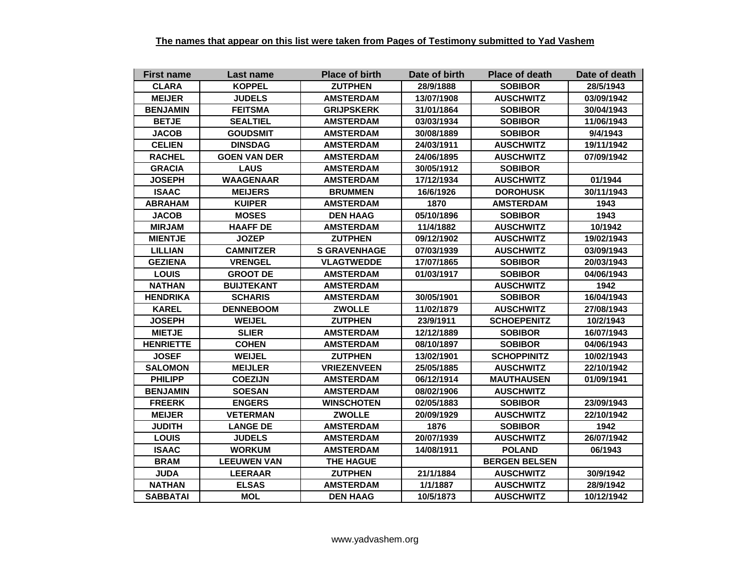**The names that appear on this list were taken from Pages of Testimony submitted to Yad Vashem**

| First name | Last name | Place of birth | Date of birth | Place of death | Date of death |
|---|---|---|---|---|---|
| CLARA | KOPPEL | ZUTPHEN | 28/9/1888 | SOBIBOR | 28/5/1943 |
| MEIJER | JUDELS | AMSTERDAM | 13/07/1908 | AUSCHWITZ | 03/09/1942 |
| BENJAMIN | FEITSMA | GRIJPSKERK | 31/01/1864 | SOBIBOR | 30/04/1943 |
| BETJE | SEALTIEL | AMSTERDAM | 03/03/1934 | SOBIBOR | 11/06/1943 |
| JACOB | GOUDSMIT | AMSTERDAM | 30/08/1889 | SOBIBOR | 9/4/1943 |
| CELIEN | DINSDAG | AMSTERDAM | 24/03/1911 | AUSCHWITZ | 19/11/1942 |
| RACHEL | GOEN VAN DER | AMSTERDAM | 24/06/1895 | AUSCHWITZ | 07/09/1942 |
| GRACIA | LAUS | AMSTERDAM | 30/05/1912 | SOBIBOR | |
| JOSEPH | WAAGENAAR | AMSTERDAM | 17/12/1934 | AUSCHWITZ | 01/1944 |
| ISAAC | MEIJERS | BRUMMEN | 16/6/1926 | DOROHUSK | 30/11/1943 |
| ABRAHAM | KUIPER | AMSTERDAM | 1870 | AMSTERDAM | 1943 |
| JACOB | MOSES | DEN HAAG | 05/10/1896 | SOBIBOR | 1943 |
| MIRJAM | HAAFF DE | AMSTERDAM | 11/4/1882 | AUSCHWITZ | 10/1942 |
| MIENTJE | JOZEP | ZUTPHEN | 09/12/1902 | AUSCHWITZ | 19/02/1943 |
| LILLIAN | CAMNITZER | S GRAVENHAGE | 07/03/1939 | AUSCHWITZ | 03/09/1943 |
| GEZIENA | VRENGEL | VLAGTWEDDE | 17/07/1865 | SOBIBOR | 20/03/1943 |
| LOUIS | GROOT DE | AMSTERDAM | 01/03/1917 | SOBIBOR | 04/06/1943 |
| NATHAN | BUIJTEKANT | AMSTERDAM | | AUSCHWITZ | 1942 |
| HENDRIKA | SCHARIS | AMSTERDAM | 30/05/1901 | SOBIBOR | 16/04/1943 |
| KAREL | DENNEBOOM | ZWOLLE | 11/02/1879 | AUSCHWITZ | 27/08/1943 |
| JOSEPH | WEIJEL | ZUTPHEN | 23/9/1911 | SCHOEPENITZ | 10/2/1943 |
| MIETJE | SLIER | AMSTERDAM | 12/12/1889 | SOBIBOR | 16/07/1943 |
| HENRIETTE | COHEN | AMSTERDAM | 08/10/1897 | SOBIBOR | 04/06/1943 |
| JOSEF | WEIJEL | ZUTPHEN | 13/02/1901 | SCHOPPINITZ | 10/02/1943 |
| SALOMON | MEIJLER | VRIEZENVEEN | 25/05/1885 | AUSCHWITZ | 22/10/1942 |
| PHILIPP | COEZIJN | AMSTERDAM | 06/12/1914 | MAUTHAUSEN | 01/09/1941 |
| BENJAMIN | SOESAN | AMSTERDAM | 08/02/1906 | AUSCHWITZ | |
| FREERK | ENGERS | WINSCHOTEN | 02/05/1883 | SOBIBOR | 23/09/1943 |
| MEIJER | VETERMAN | ZWOLLE | 20/09/1929 | AUSCHWITZ | 22/10/1942 |
| JUDITH | LANGE DE | AMSTERDAM | 1876 | SOBIBOR | 1942 |
| LOUIS | JUDELS | AMSTERDAM | 20/07/1939 | AUSCHWITZ | 26/07/1942 |
| ISAAC | WORKUM | AMSTERDAM | 14/08/1911 | POLAND | 06/1943 |
| BRAM | LEEUWEN VAN | THE HAGUE | | BERGEN BELSEN | |
| JUDA | LEERAAR | ZUTPHEN | 21/1/1884 | AUSCHWITZ | 30/9/1942 |
| NATHAN | ELSAS | AMSTERDAM | 1/1/1887 | AUSCHWITZ | 28/9/1942 |
| SABBATAI | MOL | DEN HAAG | 10/5/1873 | AUSCHWITZ | 10/12/1942 |

www.yadvashem.org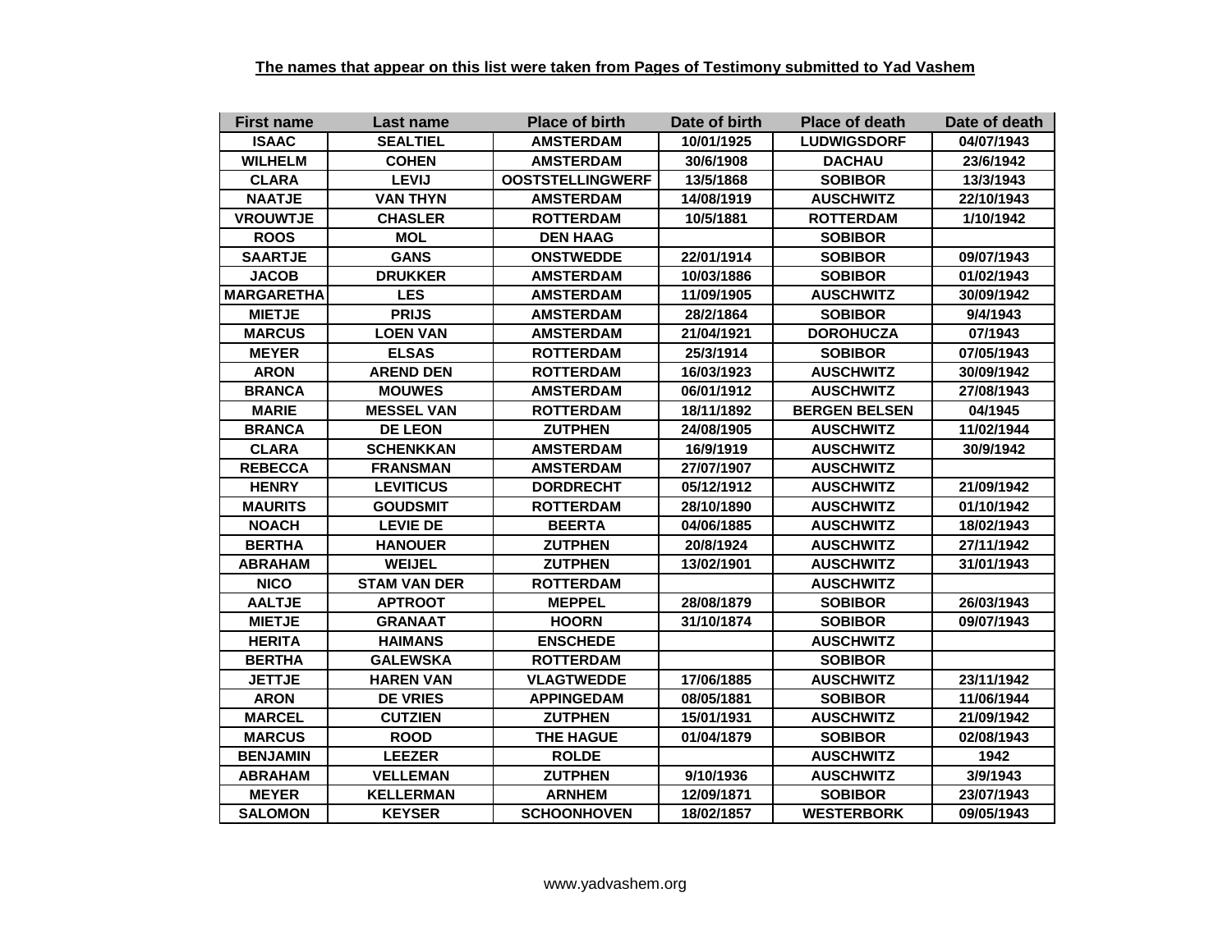**The names that appear on this list were taken from Pages of Testimony submitted to Yad Vashem**

| First name | Last name | Place of birth | Date of birth | Place of death | Date of death |
|---|---|---|---|---|---|
| ISAAC | SEALTIEL | AMSTERDAM | 10/01/1925 | LUDWIGSDORF | 04/07/1943 |
| WILHELM | COHEN | AMSTERDAM | 30/6/1908 | DACHAU | 23/6/1942 |
| CLARA | LEVIJ | OOSTSTELLINGWERF | 13/5/1868 | SOBIBOR | 13/3/1943 |
| NAATJE | VAN THYN | AMSTERDAM | 14/08/1919 | AUSCHWITZ | 22/10/1943 |
| VROUWTJE | CHASLER | ROTTERDAM | 10/5/1881 | ROTTERDAM | 1/10/1942 |
| ROOS | MOL | DEN HAAG | | SOBIBOR | |
| SAARTJE | GANS | ONSTWEDDE | 22/01/1914 | SOBIBOR | 09/07/1943 |
| JACOB | DRUKKER | AMSTERDAM | 10/03/1886 | SOBIBOR | 01/02/1943 |
| MARGARETHA | LES | AMSTERDAM | 11/09/1905 | AUSCHWITZ | 30/09/1942 |
| MIETJE | PRIJS | AMSTERDAM | 28/2/1864 | SOBIBOR | 9/4/1943 |
| MARCUS | LOEN VAN | AMSTERDAM | 21/04/1921 | DOROHUCZA | 07/1943 |
| MEYER | ELSAS | ROTTERDAM | 25/3/1914 | SOBIBOR | 07/05/1943 |
| ARON | AREND DEN | ROTTERDAM | 16/03/1923 | AUSCHWITZ | 30/09/1942 |
| BRANCA | MOUWES | AMSTERDAM | 06/01/1912 | AUSCHWITZ | 27/08/1943 |
| MARIE | MESSEL VAN | ROTTERDAM | 18/11/1892 | BERGEN BELSEN | 04/1945 |
| BRANCA | DE LEON | ZUTPHEN | 24/08/1905 | AUSCHWITZ | 11/02/1944 |
| CLARA | SCHENKKAN | AMSTERDAM | 16/9/1919 | AUSCHWITZ | 30/9/1942 |
| REBECCA | FRANSMAN | AMSTERDAM | 27/07/1907 | AUSCHWITZ | |
| HENRY | LEVITICUS | DORDRECHT | 05/12/1912 | AUSCHWITZ | 21/09/1942 |
| MAURITS | GOUDSMIT | ROTTERDAM | 28/10/1890 | AUSCHWITZ | 01/10/1942 |
| NOACH | LEVIE DE | BEERTA | 04/06/1885 | AUSCHWITZ | 18/02/1943 |
| BERTHA | HANOUER | ZUTPHEN | 20/8/1924 | AUSCHWITZ | 27/11/1942 |
| ABRAHAM | WEIJEL | ZUTPHEN | 13/02/1901 | AUSCHWITZ | 31/01/1943 |
| NICO | STAM VAN DER | ROTTERDAM | | AUSCHWITZ | |
| AALTJE | APTROOT | MEPPEL | 28/08/1879 | SOBIBOR | 26/03/1943 |
| MIETJE | GRANAAT | HOORN | 31/10/1874 | SOBIBOR | 09/07/1943 |
| HERITA | HAIMANS | ENSCHEDE | | AUSCHWITZ | |
| BERTHA | GALEWSKA | ROTTERDAM | | SOBIBOR | |
| JETTJE | HAREN VAN | VLAGTWEDDE | 17/06/1885 | AUSCHWITZ | 23/11/1942 |
| ARON | DE VRIES | APPINGEDAM | 08/05/1881 | SOBIBOR | 11/06/1944 |
| MARCEL | CUTZIEN | ZUTPHEN | 15/01/1931 | AUSCHWITZ | 21/09/1942 |
| MARCUS | ROOD | THE HAGUE | 01/04/1879 | SOBIBOR | 02/08/1943 |
| BENJAMIN | LEEZER | ROLDE | | AUSCHWITZ | 1942 |
| ABRAHAM | VELLEMAN | ZUTPHEN | 9/10/1936 | AUSCHWITZ | 3/9/1943 |
| MEYER | KELLERMAN | ARNHEM | 12/09/1871 | SOBIBOR | 23/07/1943 |
| SALOMON | KEYSER | SCHOONHOVEN | 18/02/1857 | WESTERBORK | 09/05/1943 |

www.yadvashem.org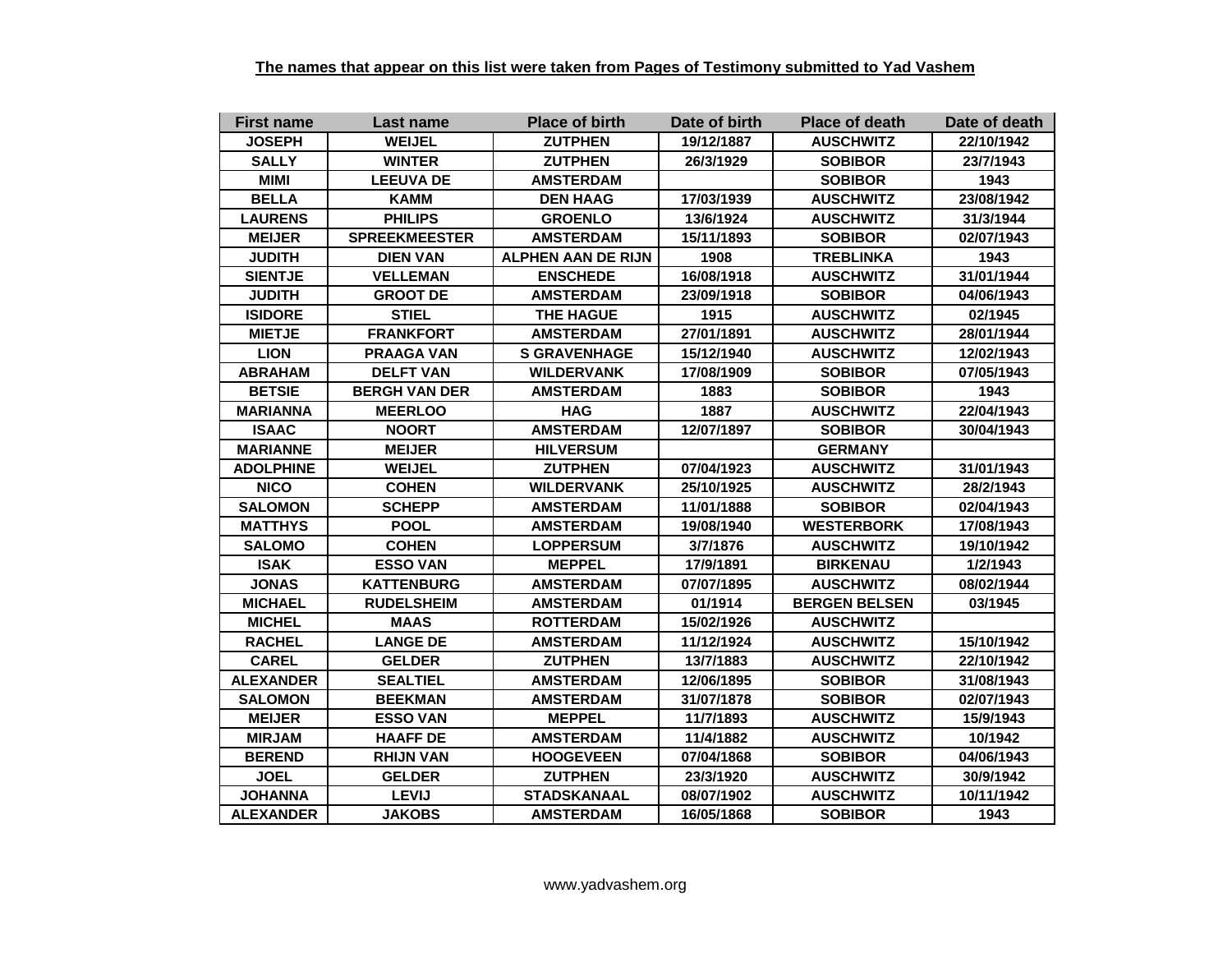**The names that appear on this list were taken from Pages of Testimony submitted to Yad Vashem**

| First name | Last name | Place of birth | Date of birth | Place of death | Date of death |
|---|---|---|---|---|---|
| JOSEPH | WEIJEL | ZUTPHEN | 19/12/1887 | AUSCHWITZ | 22/10/1942 |
| SALLY | WINTER | ZUTPHEN | 26/3/1929 | SOBIBOR | 23/7/1943 |
| MIMI | LEEUVA DE | AMSTERDAM | | SOBIBOR | 1943 |
| BELLA | KAMM | DEN HAAG | 17/03/1939 | AUSCHWITZ | 23/08/1942 |
| LAURENS | PHILIPS | GROENLO | 13/6/1924 | AUSCHWITZ | 31/3/1944 |
| MEIJER | SPREEKMEESTER | AMSTERDAM | 15/11/1893 | SOBIBOR | 02/07/1943 |
| JUDITH | DIEN VAN | ALPHEN AAN DE RIJN | 1908 | TREBLINKA | 1943 |
| SIENTJE | VELLEMAN | ENSCHEDE | 16/08/1918 | AUSCHWITZ | 31/01/1944 |
| JUDITH | GROOT DE | AMSTERDAM | 23/09/1918 | SOBIBOR | 04/06/1943 |
| ISIDORE | STIEL | THE HAGUE | 1915 | AUSCHWITZ | 02/1945 |
| MIETJE | FRANKFORT | AMSTERDAM | 27/01/1891 | AUSCHWITZ | 28/01/1944 |
| LION | PRAAGA VAN | S GRAVENHAGE | 15/12/1940 | AUSCHWITZ | 12/02/1943 |
| ABRAHAM | DELFT VAN | WILDERVANK | 17/08/1909 | SOBIBOR | 07/05/1943 |
| BETSIE | BERGH VAN DER | AMSTERDAM | 1883 | SOBIBOR | 1943 |
| MARIANNA | MEERLOO | HAG | 1887 | AUSCHWITZ | 22/04/1943 |
| ISAAC | NOORT | AMSTERDAM | 12/07/1897 | SOBIBOR | 30/04/1943 |
| MARIANNE | MEIJER | HILVERSUM | | GERMANY | |
| ADOLPHINE | WEIJEL | ZUTPHEN | 07/04/1923 | AUSCHWITZ | 31/01/1943 |
| NICO | COHEN | WILDERVANK | 25/10/1925 | AUSCHWITZ | 28/2/1943 |
| SALOMON | SCHEPP | AMSTERDAM | 11/01/1888 | SOBIBOR | 02/04/1943 |
| MATTHYS | POOL | AMSTERDAM | 19/08/1940 | WESTERBORK | 17/08/1943 |
| SALOMO | COHEN | LOPPERSUM | 3/7/1876 | AUSCHWITZ | 19/10/1942 |
| ISAK | ESSO VAN | MEPPEL | 17/9/1891 | BIRKENAU | 1/2/1943 |
| JONAS | KATTENBURG | AMSTERDAM | 07/07/1895 | AUSCHWITZ | 08/02/1944 |
| MICHAEL | RUDELSHEIM | AMSTERDAM | 01/1914 | BERGEN BELSEN | 03/1945 |
| MICHEL | MAAS | ROTTERDAM | 15/02/1926 | AUSCHWITZ | |
| RACHEL | LANGE DE | AMSTERDAM | 11/12/1924 | AUSCHWITZ | 15/10/1942 |
| CAREL | GELDER | ZUTPHEN | 13/7/1883 | AUSCHWITZ | 22/10/1942 |
| ALEXANDER | SEALTIEL | AMSTERDAM | 12/06/1895 | SOBIBOR | 31/08/1943 |
| SALOMON | BEEKMAN | AMSTERDAM | 31/07/1878 | SOBIBOR | 02/07/1943 |
| MEIJER | ESSO VAN | MEPPEL | 11/7/1893 | AUSCHWITZ | 15/9/1943 |
| MIRJAM | HAAFF DE | AMSTERDAM | 11/4/1882 | AUSCHWITZ | 10/1942 |
| BEREND | RHIJN VAN | HOOGEVEEN | 07/04/1868 | SOBIBOR | 04/06/1943 |
| JOEL | GELDER | ZUTPHEN | 23/3/1920 | AUSCHWITZ | 30/9/1942 |
| JOHANNA | LEVIJ | STADSKANAAL | 08/07/1902 | AUSCHWITZ | 10/11/1942 |
| ALEXANDER | JAKOBS | AMSTERDAM | 16/05/1868 | SOBIBOR | 1943 |

www.yadvashem.org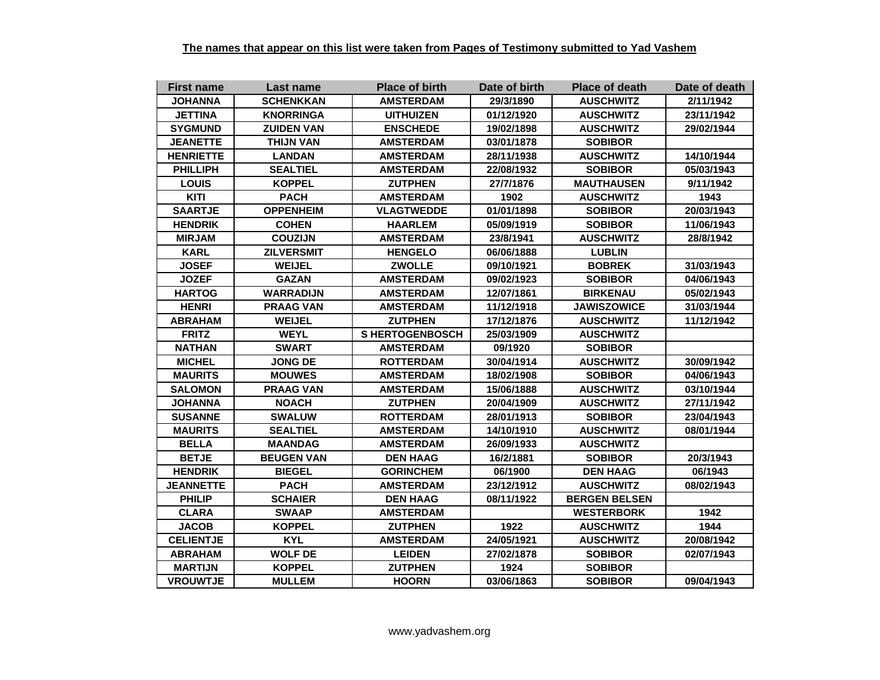**The names that appear on this list were taken from Pages of Testimony submitted to Yad Vashem**

| First name | Last name | Place of birth | Date of birth | Place of death | Date of death |
|---|---|---|---|---|---|
| JOHANNA | SCHENKKAN | AMSTERDAM | 29/3/1890 | AUSCHWITZ | 2/11/1942 |
| JETTINA | KNORRINGA | UITHUIZEN | 01/12/1920 | AUSCHWITZ | 23/11/1942 |
| SYGMUND | ZUIDEN VAN | ENSCHEDE | 19/02/1898 | AUSCHWITZ | 29/02/1944 |
| JEANETTE | THIJN VAN | AMSTERDAM | 03/01/1878 | SOBIBOR | |
| HENRIETTE | LANDAN | AMSTERDAM | 28/11/1938 | AUSCHWITZ | 14/10/1944 |
| PHILLIPH | SEALTIEL | AMSTERDAM | 22/08/1932 | SOBIBOR | 05/03/1943 |
| LOUIS | KOPPEL | ZUTPHEN | 27/7/1876 | MAUTHAUSEN | 9/11/1942 |
| KITI | PACH | AMSTERDAM | 1902 | AUSCHWITZ | 1943 |
| SAARTJE | OPPENHEIM | VLAGTWEDDE | 01/01/1898 | SOBIBOR | 20/03/1943 |
| HENDRIK | COHEN | HAARLEM | 05/09/1919 | SOBIBOR | 11/06/1943 |
| MIRJAM | COUZIJN | AMSTERDAM | 23/8/1941 | AUSCHWITZ | 28/8/1942 |
| KARL | ZILVERSMIT | HENGELO | 06/06/1888 | LUBLIN | |
| JOSEF | WEIJEL | ZWOLLE | 09/10/1921 | BOBREK | 31/03/1943 |
| JOZEF | GAZAN | AMSTERDAM | 09/02/1923 | SOBIBOR | 04/06/1943 |
| HARTOG | WARRADIJN | AMSTERDAM | 12/07/1861 | BIRKENAU | 05/02/1943 |
| HENRI | PRAAG VAN | AMSTERDAM | 11/12/1918 | JAWISZOWICE | 31/03/1944 |
| ABRAHAM | WEIJEL | ZUTPHEN | 17/12/1876 | AUSCHWITZ | 11/12/1942 |
| FRITZ | WEYL | S HERTOGENBOSCH | 25/03/1909 | AUSCHWITZ | |
| NATHAN | SWART | AMSTERDAM | 09/1920 | SOBIBOR | |
| MICHEL | JONG DE | ROTTERDAM | 30/04/1914 | AUSCHWITZ | 30/09/1942 |
| MAURITS | MOUWES | AMSTERDAM | 18/02/1908 | SOBIBOR | 04/06/1943 |
| SALOMON | PRAAG VAN | AMSTERDAM | 15/06/1888 | AUSCHWITZ | 03/10/1944 |
| JOHANNA | NOACH | ZUTPHEN | 20/04/1909 | AUSCHWITZ | 27/11/1942 |
| SUSANNE | SWALUW | ROTTERDAM | 28/01/1913 | SOBIBOR | 23/04/1943 |
| MAURITS | SEALTIEL | AMSTERDAM | 14/10/1910 | AUSCHWITZ | 08/01/1944 |
| BELLA | MAANDAG | AMSTERDAM | 26/09/1933 | AUSCHWITZ | |
| BETJE | BEUGEN VAN | DEN HAAG | 16/2/1881 | SOBIBOR | 20/3/1943 |
| HENDRIK | BIEGEL | GORINCHEM | 06/1900 | DEN HAAG | 06/1943 |
| JEANNETTE | PACH | AMSTERDAM | 23/12/1912 | AUSCHWITZ | 08/02/1943 |
| PHILIP | SCHAIER | DEN HAAG | 08/11/1922 | BERGEN BELSEN | |
| CLARA | SWAAP | AMSTERDAM | | WESTERBORK | 1942 |
| JACOB | KOPPEL | ZUTPHEN | 1922 | AUSCHWITZ | 1944 |
| CELIENTJE | KYL | AMSTERDAM | 24/05/1921 | AUSCHWITZ | 20/08/1942 |
| ABRAHAM | WOLF DE | LEIDEN | 27/02/1878 | SOBIBOR | 02/07/1943 |
| MARTIJN | KOPPEL | ZUTPHEN | 1924 | SOBIBOR | |
| VROUWTJE | MULLEM | HOORN | 03/06/1863 | SOBIBOR | 09/04/1943 |

www.yadvashem.org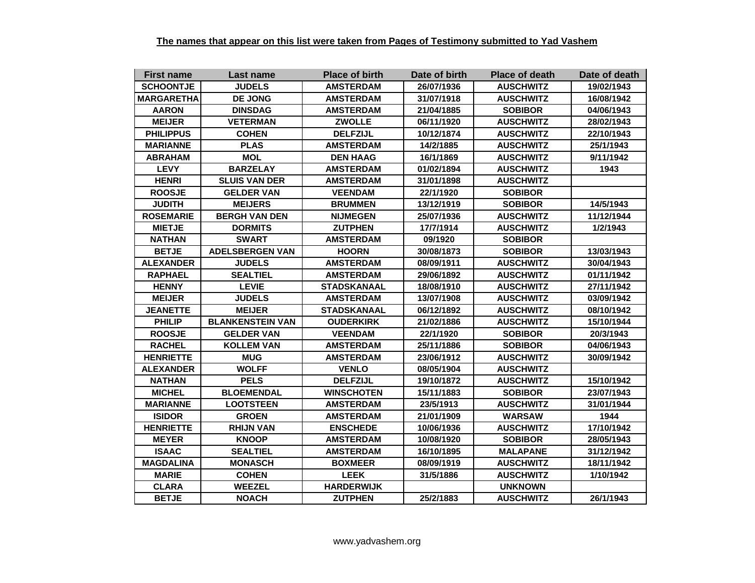**The names that appear on this list were taken from Pages of Testimony submitted to Yad Vashem**

| First name | Last name | Place of birth | Date of birth | Place of death | Date of death |
|---|---|---|---|---|---|
| SCHOONTJE | JUDELS | AMSTERDAM | 26/07/1936 | AUSCHWITZ | 19/02/1943 |
| MARGARETHA | DE JONG | AMSTERDAM | 31/07/1918 | AUSCHWITZ | 16/08/1942 |
| AARON | DINSDAG | AMSTERDAM | 21/04/1885 | SOBIBOR | 04/06/1943 |
| MEIJER | VETERMAN | ZWOLLE | 06/11/1920 | AUSCHWITZ | 28/02/1943 |
| PHILIPPUS | COHEN | DELFZIJL | 10/12/1874 | AUSCHWITZ | 22/10/1943 |
| MARIANNE | PLAS | AMSTERDAM | 14/2/1885 | AUSCHWITZ | 25/1/1943 |
| ABRAHAM | MOL | DEN HAAG | 16/1/1869 | AUSCHWITZ | 9/11/1942 |
| LEVY | BARZELAY | AMSTERDAM | 01/02/1894 | AUSCHWITZ | 1943 |
| HENRI | SLUIS VAN DER | AMSTERDAM | 31/01/1898 | AUSCHWITZ | |
| ROOSJE | GELDER VAN | VEENDAM | 22/1/1920 | SOBIBOR | |
| JUDITH | MEIJERS | BRUMMEN | 13/12/1919 | SOBIBOR | 14/5/1943 |
| ROSEMARIE | BERGH VAN DEN | NIJMEGEN | 25/07/1936 | AUSCHWITZ | 11/12/1944 |
| MIETJE | DORMITS | ZUTPHEN | 17/7/1914 | AUSCHWITZ | 1/2/1943 |
| NATHAN | SWART | AMSTERDAM | 09/1920 | SOBIBOR | |
| BETJE | ADELSBERGEN VAN | HOORN | 30/08/1873 | SOBIBOR | 13/03/1943 |
| ALEXANDER | JUDELS | AMSTERDAM | 08/09/1911 | AUSCHWITZ | 30/04/1943 |
| RAPHAEL | SEALTIEL | AMSTERDAM | 29/06/1892 | AUSCHWITZ | 01/11/1942 |
| HENNY | LEVIE | STADSKANAAL | 18/08/1910 | AUSCHWITZ | 27/11/1942 |
| MEIJER | JUDELS | AMSTERDAM | 13/07/1908 | AUSCHWITZ | 03/09/1942 |
| JEANETTE | MEIJER | STADSKANAAL | 06/12/1892 | AUSCHWITZ | 08/10/1942 |
| PHILIP | BLANKENSTEIN VAN | OUDERKIRK | 21/02/1886 | AUSCHWITZ | 15/10/1944 |
| ROOSJE | GELDER VAN | VEENDAM | 22/1/1920 | SOBIBOR | 20/3/1943 |
| RACHEL | KOLLEM VAN | AMSTERDAM | 25/11/1886 | SOBIBOR | 04/06/1943 |
| HENRIETTE | MUG | AMSTERDAM | 23/06/1912 | AUSCHWITZ | 30/09/1942 |
| ALEXANDER | WOLFF | VENLO | 08/05/1904 | AUSCHWITZ | |
| NATHAN | PELS | DELFZIJL | 19/10/1872 | AUSCHWITZ | 15/10/1942 |
| MICHEL | BLOEMENDAL | WINSCHOTEN | 15/11/1883 | SOBIBOR | 23/07/1943 |
| MARIANNE | LOOTSTEEN | AMSTERDAM | 23/5/1913 | AUSCHWITZ | 31/01/1944 |
| ISIDOR | GROEN | AMSTERDAM | 21/01/1909 | WARSAW | 1944 |
| HENRIETTE | RHIJN VAN | ENSCHEDE | 10/06/1936 | AUSCHWITZ | 17/10/1942 |
| MEYER | KNOOP | AMSTERDAM | 10/08/1920 | SOBIBOR | 28/05/1943 |
| ISAAC | SEALTIEL | AMSTERDAM | 16/10/1895 | MALAPANE | 31/12/1942 |
| MAGDALINA | MONASCH | BOXMEER | 08/09/1919 | AUSCHWITZ | 18/11/1942 |
| MARIE | COHEN | LEEK | 31/5/1886 | AUSCHWITZ | 1/10/1942 |
| CLARA | WEEZEL | HARDERWIJK | | UNKNOWN | |
| BETJE | NOACH | ZUTPHEN | 25/2/1883 | AUSCHWITZ | 26/1/1943 |

www.yadvashem.org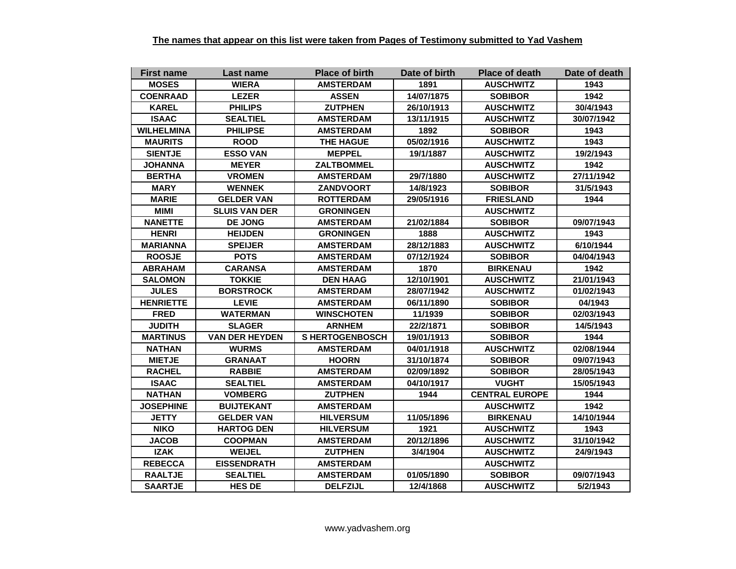**The names that appear on this list were taken from Pages of Testimony submitted to Yad Vashem**

| First name | Last name | Place of birth | Date of birth | Place of death | Date of death |
|---|---|---|---|---|---|
| MOSES | WIERA | AMSTERDAM | 1891 | AUSCHWITZ | 1943 |
| COENRAAD | LEZER | ASSEN | 14/07/1875 | SOBIBOR | 1942 |
| KAREL | PHILIPS | ZUTPHEN | 26/10/1913 | AUSCHWITZ | 30/4/1943 |
| ISAAC | SEALTIEL | AMSTERDAM | 13/11/1915 | AUSCHWITZ | 30/07/1942 |
| WILHELMINA | PHILIPSE | AMSTERDAM | 1892 | SOBIBOR | 1943 |
| MAURITS | ROOD | THE HAGUE | 05/02/1916 | AUSCHWITZ | 1943 |
| SIENTJE | ESSO VAN | MEPPEL | 19/1/1887 | AUSCHWITZ | 19/2/1943 |
| JOHANNA | MEYER | ZALTBOMMEL | | AUSCHWITZ | 1942 |
| BERTHA | VROMEN | AMSTERDAM | 29/7/1880 | AUSCHWITZ | 27/11/1942 |
| MARY | WENNEK | ZANDVOORT | 14/8/1923 | SOBIBOR | 31/5/1943 |
| MARIE | GELDER VAN | ROTTERDAM | 29/05/1916 | FRIESLAND | 1944 |
| MIMI | SLUIS VAN DER | GRONINGEN | | AUSCHWITZ | |
| NANETTE | DE JONG | AMSTERDAM | 21/02/1884 | SOBIBOR | 09/07/1943 |
| HENRI | HEIJDEN | GRONINGEN | 1888 | AUSCHWITZ | 1943 |
| MARIANNA | SPEIJER | AMSTERDAM | 28/12/1883 | AUSCHWITZ | 6/10/1944 |
| ROOSJE | POTS | AMSTERDAM | 07/12/1924 | SOBIBOR | 04/04/1943 |
| ABRAHAM | CARANSA | AMSTERDAM | 1870 | BIRKENAU | 1942 |
| SALOMON | TOKKIE | DEN HAAG | 12/10/1901 | AUSCHWITZ | 21/01/1943 |
| JULES | BORSTROCK | AMSTERDAM | 28/07/1942 | AUSCHWITZ | 01/02/1943 |
| HENRIETTE | LEVIE | AMSTERDAM | 06/11/1890 | SOBIBOR | 04/1943 |
| FRED | WATERMAN | WINSCHOTEN | 11/1939 | SOBIBOR | 02/03/1943 |
| JUDITH | SLAGER | ARNHEM | 22/2/1871 | SOBIBOR | 14/5/1943 |
| MARTINUS | VAN DER HEYDEN | S HERTOGENBOSCH | 19/01/1913 | SOBIBOR | 1944 |
| NATHAN | WURMS | AMSTERDAM | 04/01/1918 | AUSCHWITZ | 02/08/1944 |
| MIETJE | GRANAAT | HOORN | 31/10/1874 | SOBIBOR | 09/07/1943 |
| RACHEL | RABBIE | AMSTERDAM | 02/09/1892 | SOBIBOR | 28/05/1943 |
| ISAAC | SEALTIEL | AMSTERDAM | 04/10/1917 | VUGHT | 15/05/1943 |
| NATHAN | VOMBERG | ZUTPHEN | 1944 | CENTRAL EUROPE | 1944 |
| JOSEPHINE | BUIJTEKANT | AMSTERDAM | | AUSCHWITZ | 1942 |
| JETTY | GELDER VAN | HILVERSUM | 11/05/1896 | BIRKENAU | 14/10/1944 |
| NIKO | HARTOG DEN | HILVERSUM | 1921 | AUSCHWITZ | 1943 |
| JACOB | COOPMAN | AMSTERDAM | 20/12/1896 | AUSCHWITZ | 31/10/1942 |
| IZAK | WEIJEL | ZUTPHEN | 3/4/1904 | AUSCHWITZ | 24/9/1943 |
| REBECCA | EISSENDRATH | AMSTERDAM | | AUSCHWITZ | |
| RAALTJE | SEALTIEL | AMSTERDAM | 01/05/1890 | SOBIBOR | 09/07/1943 |
| SAARTJE | HES DE | DELFZIJL | 12/4/1868 | AUSCHWITZ | 5/2/1943 |

www.yadvashem.org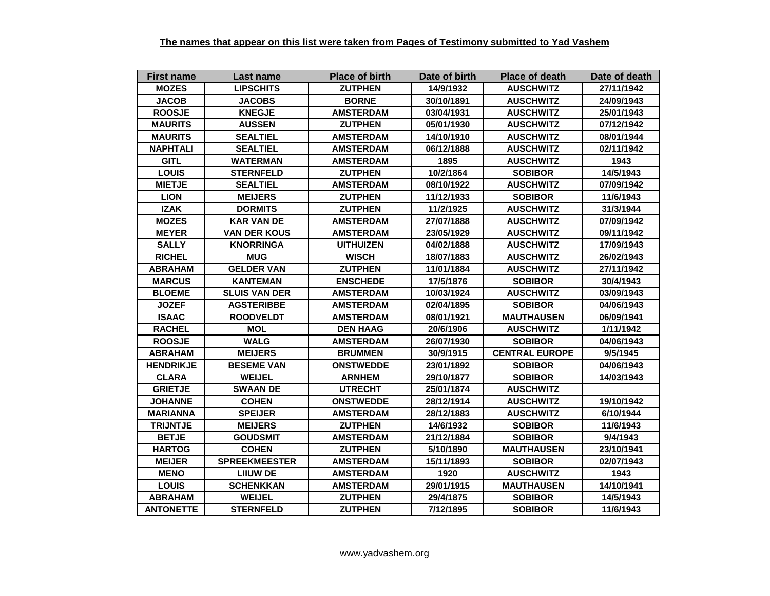**The names that appear on this list were taken from Pages of Testimony submitted to Yad Vashem**

| First name | Last name | Place of birth | Date of birth | Place of death | Date of death |
|---|---|---|---|---|---|
| MOZES | LIPSCHITS | ZUTPHEN | 14/9/1932 | AUSCHWITZ | 27/11/1942 |
| JACOB | JACOBS | BORNE | 30/10/1891 | AUSCHWITZ | 24/09/1943 |
| ROOSJE | KNEGJE | AMSTERDAM | 03/04/1931 | AUSCHWITZ | 25/01/1943 |
| MAURITS | AUSSEN | ZUTPHEN | 05/01/1930 | AUSCHWITZ | 07/12/1942 |
| MAURITS | SEALTIEL | AMSTERDAM | 14/10/1910 | AUSCHWITZ | 08/01/1944 |
| NAPHTALI | SEALTIEL | AMSTERDAM | 06/12/1888 | AUSCHWITZ | 02/11/1942 |
| GITL | WATERMAN | AMSTERDAM | 1895 | AUSCHWITZ | 1943 |
| LOUIS | STERNFELD | ZUTPHEN | 10/2/1864 | SOBIBOR | 14/5/1943 |
| MIETJE | SEALTIEL | AMSTERDAM | 08/10/1922 | AUSCHWITZ | 07/09/1942 |
| LION | MEIJERS | ZUTPHEN | 11/12/1933 | SOBIBOR | 11/6/1943 |
| IZAK | DORMITS | ZUTPHEN | 11/2/1925 | AUSCHWITZ | 31/3/1944 |
| MOZES | KAR VAN DE | AMSTERDAM | 27/07/1888 | AUSCHWITZ | 07/09/1942 |
| MEYER | VAN DER KOUS | AMSTERDAM | 23/05/1929 | AUSCHWITZ | 09/11/1942 |
| SALLY | KNORRINGA | UITHUIZEN | 04/02/1888 | AUSCHWITZ | 17/09/1943 |
| RICHEL | MUG | WISCH | 18/07/1883 | AUSCHWITZ | 26/02/1943 |
| ABRAHAM | GELDER VAN | ZUTPHEN | 11/01/1884 | AUSCHWITZ | 27/11/1942 |
| MARCUS | KANTEMAN | ENSCHEDE | 17/5/1876 | SOBIBOR | 30/4/1943 |
| BLOEME | SLUIS VAN DER | AMSTERDAM | 10/03/1924 | AUSCHWITZ | 03/09/1943 |
| JOZEF | AGSTERIBBE | AMSTERDAM | 02/04/1895 | SOBIBOR | 04/06/1943 |
| ISAAC | ROODVELDT | AMSTERDAM | 08/01/1921 | MAUTHAUSEN | 06/09/1941 |
| RACHEL | MOL | DEN HAAG | 20/6/1906 | AUSCHWITZ | 1/11/1942 |
| ROOSJE | WALG | AMSTERDAM | 26/07/1930 | SOBIBOR | 04/06/1943 |
| ABRAHAM | MEIJERS | BRUMMEN | 30/9/1915 | CENTRAL EUROPE | 9/5/1945 |
| HENDRIKJE | BESEME VAN | ONSTWEDDE | 23/01/1892 | SOBIBOR | 04/06/1943 |
| CLARA | WEIJEL | ARNHEM | 29/10/1877 | SOBIBOR | 14/03/1943 |
| GRIETJE | SWAAN DE | UTRECHT | 25/01/1874 | AUSCHWITZ | |
| JOHANNE | COHEN | ONSTWEDDE | 28/12/1914 | AUSCHWITZ | 19/10/1942 |
| MARIANNA | SPEIJER | AMSTERDAM | 28/12/1883 | AUSCHWITZ | 6/10/1944 |
| TRIJNTJE | MEIJERS | ZUTPHEN | 14/6/1932 | SOBIBOR | 11/6/1943 |
| BETJE | GOUDSMIT | AMSTERDAM | 21/12/1884 | SOBIBOR | 9/4/1943 |
| HARTOG | COHEN | ZUTPHEN | 5/10/1890 | MAUTHAUSEN | 23/10/1941 |
| MEIJER | SPREEKMEESTER | AMSTERDAM | 15/11/1893 | SOBIBOR | 02/07/1943 |
| MENO | LIIUW DE | AMSTERDAM | 1920 | AUSCHWITZ | 1943 |
| LOUIS | SCHENKKAN | AMSTERDAM | 29/01/1915 | MAUTHAUSEN | 14/10/1941 |
| ABRAHAM | WEIJEL | ZUTPHEN | 29/4/1875 | SOBIBOR | 14/5/1943 |
| ANTONETTE | STERNFELD | ZUTPHEN | 7/12/1895 | SOBIBOR | 11/6/1943 |

www.yadvashem.org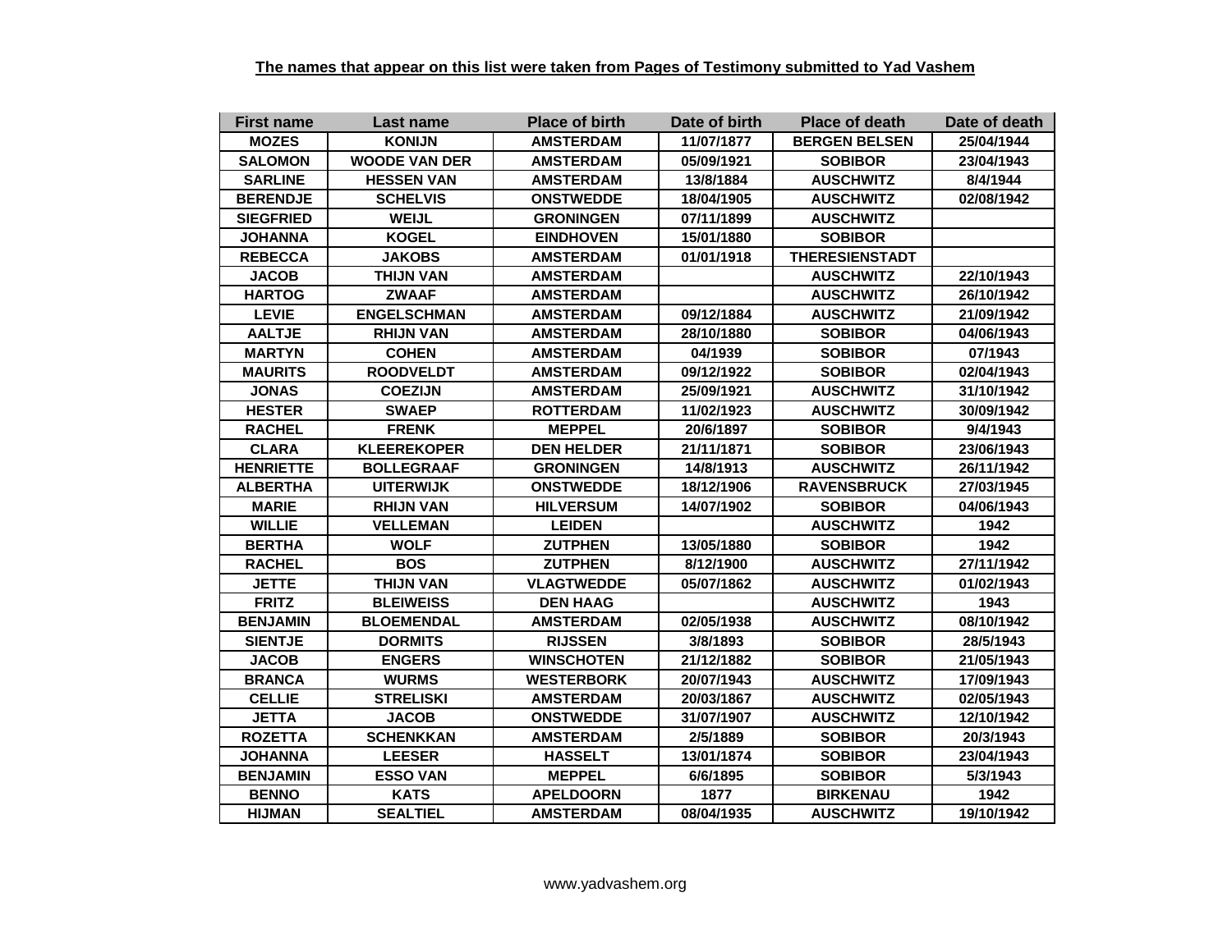**The names that appear on this list were taken from Pages of Testimony submitted to Yad Vashem**

| First name | Last name | Place of birth | Date of birth | Place of death | Date of death |
|---|---|---|---|---|---|
| MOZES | KONIJN | AMSTERDAM | 11/07/1877 | BERGEN BELSEN | 25/04/1944 |
| SALOMON | WOODE VAN DER | AMSTERDAM | 05/09/1921 | SOBIBOR | 23/04/1943 |
| SARLINE | HESSEN VAN | AMSTERDAM | 13/8/1884 | AUSCHWITZ | 8/4/1944 |
| BERENDJE | SCHELVIS | ONSTWEDDE | 18/04/1905 | AUSCHWITZ | 02/08/1942 |
| SIEGFRIED | WEIJL | GRONINGEN | 07/11/1899 | AUSCHWITZ | |
| JOHANNA | KOGEL | EINDHOVEN | 15/01/1880 | SOBIBOR | |
| REBECCA | JAKOBS | AMSTERDAM | 01/01/1918 | THERESIENSTADT | |
| JACOB | THIJN VAN | AMSTERDAM | | AUSCHWITZ | 22/10/1943 |
| HARTOG | ZWAAF | AMSTERDAM | | AUSCHWITZ | 26/10/1942 |
| LEVIE | ENGELSCHMAN | AMSTERDAM | 09/12/1884 | AUSCHWITZ | 21/09/1942 |
| AALTJE | RHIJN VAN | AMSTERDAM | 28/10/1880 | SOBIBOR | 04/06/1943 |
| MARTYN | COHEN | AMSTERDAM | 04/1939 | SOBIBOR | 07/1943 |
| MAURITS | ROODVELDT | AMSTERDAM | 09/12/1922 | SOBIBOR | 02/04/1943 |
| JONAS | COEZIJN | AMSTERDAM | 25/09/1921 | AUSCHWITZ | 31/10/1942 |
| HESTER | SWAEP | ROTTERDAM | 11/02/1923 | AUSCHWITZ | 30/09/1942 |
| RACHEL | FRENK | MEPPEL | 20/6/1897 | SOBIBOR | 9/4/1943 |
| CLARA | KLEEREKOPER | DEN HELDER | 21/11/1871 | SOBIBOR | 23/06/1943 |
| HENRIETTE | BOLLEGRAAF | GRONINGEN | 14/8/1913 | AUSCHWITZ | 26/11/1942 |
| ALBERTHA | UITERWIJK | ONSTWEDDE | 18/12/1906 | RAVENSBRUCK | 27/03/1945 |
| MARIE | RHIJN VAN | HILVERSUM | 14/07/1902 | SOBIBOR | 04/06/1943 |
| WILLIE | VELLEMAN | LEIDEN | | AUSCHWITZ | 1942 |
| BERTHA | WOLF | ZUTPHEN | 13/05/1880 | SOBIBOR | 1942 |
| RACHEL | BOS | ZUTPHEN | 8/12/1900 | AUSCHWITZ | 27/11/1942 |
| JETTE | THIJN VAN | VLAGTWEDDE | 05/07/1862 | AUSCHWITZ | 01/02/1943 |
| FRITZ | BLEIWEISS | DEN HAAG | | AUSCHWITZ | 1943 |
| BENJAMIN | BLOEMENDAL | AMSTERDAM | 02/05/1938 | AUSCHWITZ | 08/10/1942 |
| SIENTJE | DORMITS | RIJSSEN | 3/8/1893 | SOBIBOR | 28/5/1943 |
| JACOB | ENGERS | WINSCHOTEN | 21/12/1882 | SOBIBOR | 21/05/1943 |
| BRANCA | WURMS | WESTERBORK | 20/07/1943 | AUSCHWITZ | 17/09/1943 |
| CELLIE | STRELISKI | AMSTERDAM | 20/03/1867 | AUSCHWITZ | 02/05/1943 |
| JETTA | JACOB | ONSTWEDDE | 31/07/1907 | AUSCHWITZ | 12/10/1942 |
| ROZETTA | SCHENKKAN | AMSTERDAM | 2/5/1889 | SOBIBOR | 20/3/1943 |
| JOHANNA | LEESER | HASSELT | 13/01/1874 | SOBIBOR | 23/04/1943 |
| BENJAMIN | ESSO VAN | MEPPEL | 6/6/1895 | SOBIBOR | 5/3/1943 |
| BENNO | KATS | APELDOORN | 1877 | BIRKENAU | 1942 |
| HIJMAN | SEALTIEL | AMSTERDAM | 08/04/1935 | AUSCHWITZ | 19/10/1942 |

www.yadvashem.org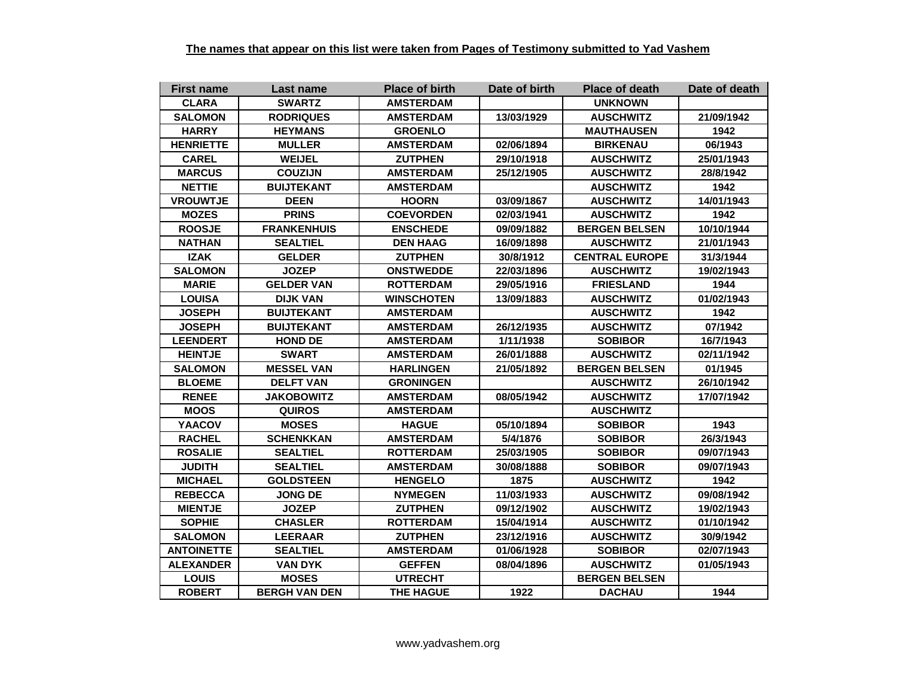**The names that appear on this list were taken from Pages of Testimony submitted to Yad Vashem**

| First name | Last name | Place of birth | Date of birth | Place of death | Date of death |
|---|---|---|---|---|---|
| CLARA | SWARTZ | AMSTERDAM | | UNKNOWN | |
| SALOMON | RODRIQUES | AMSTERDAM | 13/03/1929 | AUSCHWITZ | 21/09/1942 |
| HARRY | HEYMANS | GROENLO | | MAUTHAUSEN | 1942 |
| HENRIETTE | MULLER | AMSTERDAM | 02/06/1894 | BIRKENAU | 06/1943 |
| CAREL | WEIJEL | ZUTPHEN | 29/10/1918 | AUSCHWITZ | 25/01/1943 |
| MARCUS | COUZIJN | AMSTERDAM | 25/12/1905 | AUSCHWITZ | 28/8/1942 |
| NETTIE | BUIJTEKANT | AMSTERDAM | | AUSCHWITZ | 1942 |
| VROUWTJE | DEEN | HOORN | 03/09/1867 | AUSCHWITZ | 14/01/1943 |
| MOZES | PRINS | COEVORDEN | 02/03/1941 | AUSCHWITZ | 1942 |
| ROOSJE | FRANKENHUIS | ENSCHEDE | 09/09/1882 | BERGEN BELSEN | 10/10/1944 |
| NATHAN | SEALTIEL | DEN HAAG | 16/09/1898 | AUSCHWITZ | 21/01/1943 |
| IZAK | GELDER | ZUTPHEN | 30/8/1912 | CENTRAL EUROPE | 31/3/1944 |
| SALOMON | JOZEP | ONSTWEDDE | 22/03/1896 | AUSCHWITZ | 19/02/1943 |
| MARIE | GELDER VAN | ROTTERDAM | 29/05/1916 | FRIESLAND | 1944 |
| LOUISA | DIJK VAN | WINSCHOTEN | 13/09/1883 | AUSCHWITZ | 01/02/1943 |
| JOSEPH | BUIJTEKANT | AMSTERDAM | | AUSCHWITZ | 1942 |
| JOSEPH | BUIJTEKANT | AMSTERDAM | 26/12/1935 | AUSCHWITZ | 07/1942 |
| LEENDERT | HOND DE | AMSTERDAM | 1/11/1938 | SOBIBOR | 16/7/1943 |
| HEINTJE | SWART | AMSTERDAM | 26/01/1888 | AUSCHWITZ | 02/11/1942 |
| SALOMON | MESSEL VAN | HARLINGEN | 21/05/1892 | BERGEN BELSEN | 01/1945 |
| BLOEME | DELFT VAN | GRONINGEN | | AUSCHWITZ | 26/10/1942 |
| RENEE | JAKOBOWITZ | AMSTERDAM | 08/05/1942 | AUSCHWITZ | 17/07/1942 |
| MOOS | QUIROS | AMSTERDAM | | AUSCHWITZ | |
| YAACOV | MOSES | HAGUE | 05/10/1894 | SOBIBOR | 1943 |
| RACHEL | SCHENKKAN | AMSTERDAM | 5/4/1876 | SOBIBOR | 26/3/1943 |
| ROSALIE | SEALTIEL | ROTTERDAM | 25/03/1905 | SOBIBOR | 09/07/1943 |
| JUDITH | SEALTIEL | AMSTERDAM | 30/08/1888 | SOBIBOR | 09/07/1943 |
| MICHAEL | GOLDSTEEN | HENGELO | 1875 | AUSCHWITZ | 1942 |
| REBECCA | JONG DE | NYMEGEN | 11/03/1933 | AUSCHWITZ | 09/08/1942 |
| MIENTJE | JOZEP | ZUTPHEN | 09/12/1902 | AUSCHWITZ | 19/02/1943 |
| SOPHIE | CHASLER | ROTTERDAM | 15/04/1914 | AUSCHWITZ | 01/10/1942 |
| SALOMON | LEERAAR | ZUTPHEN | 23/12/1916 | AUSCHWITZ | 30/9/1942 |
| ANTOINETTE | SEALTIEL | AMSTERDAM | 01/06/1928 | SOBIBOR | 02/07/1943 |
| ALEXANDER | VAN DYK | GEFFEN | 08/04/1896 | AUSCHWITZ | 01/05/1943 |
| LOUIS | MOSES | UTRECHT | | BERGEN BELSEN | |
| ROBERT | BERGH VAN DEN | THE HAGUE | 1922 | DACHAU | 1944 |

www.yadvashem.org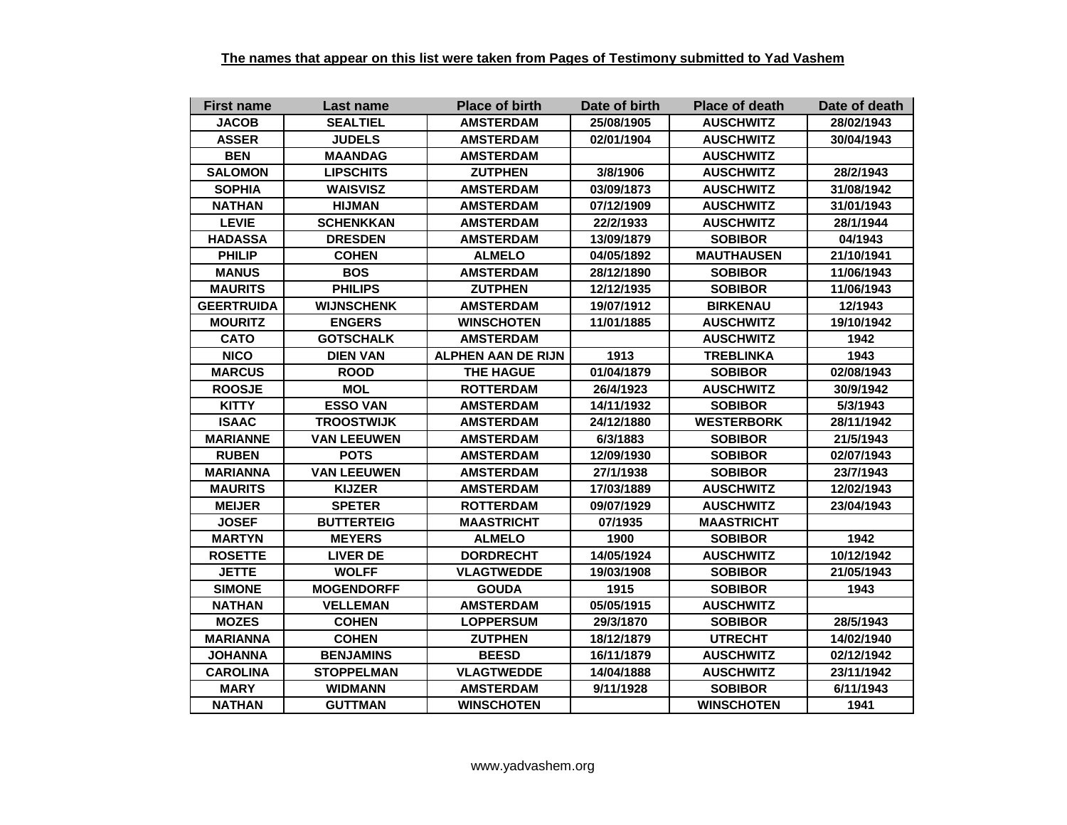**The names that appear on this list were taken from Pages of Testimony submitted to Yad Vashem**

| First name | Last name | Place of birth | Date of birth | Place of death | Date of death |
|---|---|---|---|---|---|
| JACOB | SEALTIEL | AMSTERDAM | 25/08/1905 | AUSCHWITZ | 28/02/1943 |
| ASSER | JUDELS | AMSTERDAM | 02/01/1904 | AUSCHWITZ | 30/04/1943 |
| BEN | MAANDAG | AMSTERDAM | | AUSCHWITZ | |
| SALOMON | LIPSCHITS | ZUTPHEN | 3/8/1906 | AUSCHWITZ | 28/2/1943 |
| SOPHIA | WAISVISZ | AMSTERDAM | 03/09/1873 | AUSCHWITZ | 31/08/1942 |
| NATHAN | HIJMAN | AMSTERDAM | 07/12/1909 | AUSCHWITZ | 31/01/1943 |
| LEVIE | SCHENKKAN | AMSTERDAM | 22/2/1933 | AUSCHWITZ | 28/1/1944 |
| HADASSA | DRESDEN | AMSTERDAM | 13/09/1879 | SOBIBOR | 04/1943 |
| PHILIP | COHEN | ALMELO | 04/05/1892 | MAUTHAUSEN | 21/10/1941 |
| MANUS | BOS | AMSTERDAM | 28/12/1890 | SOBIBOR | 11/06/1943 |
| MAURITS | PHILIPS | ZUTPHEN | 12/12/1935 | SOBIBOR | 11/06/1943 |
| GEERTRUIDA | WIJNSCHENK | AMSTERDAM | 19/07/1912 | BIRKENAU | 12/1943 |
| MOURITZ | ENGERS | WINSCHOTEN | 11/01/1885 | AUSCHWITZ | 19/10/1942 |
| CATO | GOTSCHALK | AMSTERDAM | | AUSCHWITZ | 1942 |
| NICO | DIEN VAN | ALPHEN AAN DE RIJN | 1913 | TREBLINKA | 1943 |
| MARCUS | ROOD | THE HAGUE | 01/04/1879 | SOBIBOR | 02/08/1943 |
| ROOSJE | MOL | ROTTERDAM | 26/4/1923 | AUSCHWITZ | 30/9/1942 |
| KITTY | ESSO VAN | AMSTERDAM | 14/11/1932 | SOBIBOR | 5/3/1943 |
| ISAAC | TROOSTWIJK | AMSTERDAM | 24/12/1880 | WESTERBORK | 28/11/1942 |
| MARIANNE | VAN LEEUWEN | AMSTERDAM | 6/3/1883 | SOBIBOR | 21/5/1943 |
| RUBEN | POTS | AMSTERDAM | 12/09/1930 | SOBIBOR | 02/07/1943 |
| MARIANNA | VAN LEEUWEN | AMSTERDAM | 27/1/1938 | SOBIBOR | 23/7/1943 |
| MAURITS | KIJZER | AMSTERDAM | 17/03/1889 | AUSCHWITZ | 12/02/1943 |
| MEIJER | SPETER | ROTTERDAM | 09/07/1929 | AUSCHWITZ | 23/04/1943 |
| JOSEF | BUTTERTEIG | MAASTRICHT | 07/1935 | MAASTRICHT | |
| MARTYN | MEYERS | ALMELO | 1900 | SOBIBOR | 1942 |
| ROSETTE | LIVER DE | DORDRECHT | 14/05/1924 | AUSCHWITZ | 10/12/1942 |
| JETTE | WOLFF | VLAGTWEDDE | 19/03/1908 | SOBIBOR | 21/05/1943 |
| SIMONE | MOGENDORFF | GOUDA | 1915 | SOBIBOR | 1943 |
| NATHAN | VELLEMAN | AMSTERDAM | 05/05/1915 | AUSCHWITZ | |
| MOZES | COHEN | LOPPERSUM | 29/3/1870 | SOBIBOR | 28/5/1943 |
| MARIANNA | COHEN | ZUTPHEN | 18/12/1879 | UTRECHT | 14/02/1940 |
| JOHANNA | BENJAMINS | BEESD | 16/11/1879 | AUSCHWITZ | 02/12/1942 |
| CAROLINA | STOPPELMAN | VLAGTWEDDE | 14/04/1888 | AUSCHWITZ | 23/11/1942 |
| MARY | WIDMANN | AMSTERDAM | 9/11/1928 | SOBIBOR | 6/11/1943 |
| NATHAN | GUTTMAN | WINSCHOTEN | | WINSCHOTEN | 1941 |

www.yadvashem.org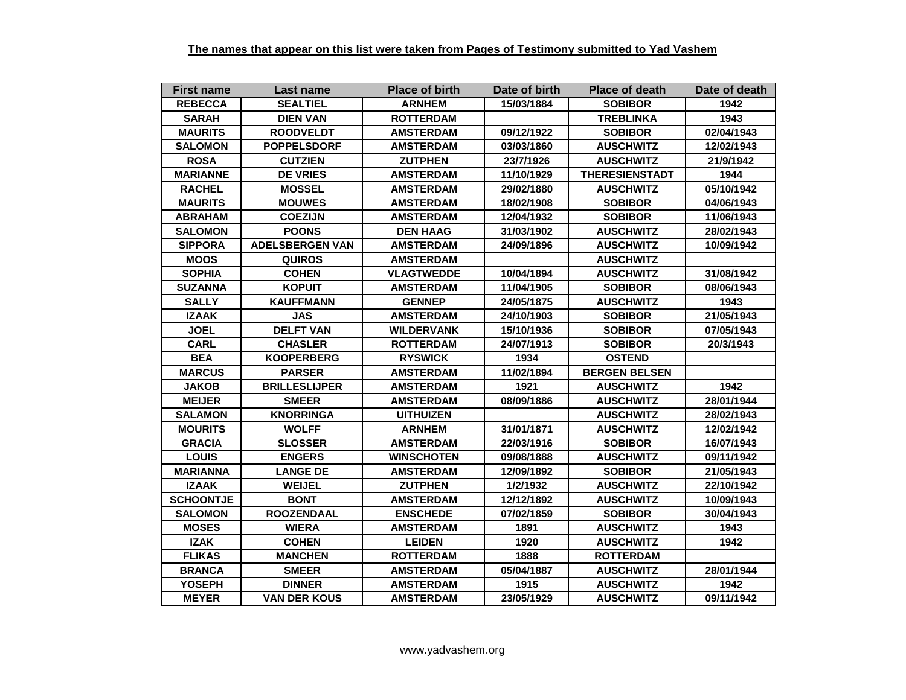**The names that appear on this list were taken from Pages of Testimony submitted to Yad Vashem**

| First name | Last name | Place of birth | Date of birth | Place of death | Date of death |
|---|---|---|---|---|---|
| REBECCA | SEALTIEL | ARNHEM | 15/03/1884 | SOBIBOR | 1942 |
| SARAH | DIEN VAN | ROTTERDAM | | TREBLINKA | 1943 |
| MAURITS | ROODVELDT | AMSTERDAM | 09/12/1922 | SOBIBOR | 02/04/1943 |
| SALOMON | POPPELSDORF | AMSTERDAM | 03/03/1860 | AUSCHWITZ | 12/02/1943 |
| ROSA | CUTZIEN | ZUTPHEN | 23/7/1926 | AUSCHWITZ | 21/9/1942 |
| MARIANNE | DE VRIES | AMSTERDAM | 11/10/1929 | THERESIENSTADT | 1944 |
| RACHEL | MOSSEL | AMSTERDAM | 29/02/1880 | AUSCHWITZ | 05/10/1942 |
| MAURITS | MOUWES | AMSTERDAM | 18/02/1908 | SOBIBOR | 04/06/1943 |
| ABRAHAM | COEZIJN | AMSTERDAM | 12/04/1932 | SOBIBOR | 11/06/1943 |
| SALOMON | POONS | DEN HAAG | 31/03/1902 | AUSCHWITZ | 28/02/1943 |
| SIPPORA | ADELSBERGEN VAN | AMSTERDAM | 24/09/1896 | AUSCHWITZ | 10/09/1942 |
| MOOS | QUIROS | AMSTERDAM | | AUSCHWITZ | |
| SOPHIA | COHEN | VLAGTWEDDE | 10/04/1894 | AUSCHWITZ | 31/08/1942 |
| SUZANNA | KOPUIT | AMSTERDAM | 11/04/1905 | SOBIBOR | 08/06/1943 |
| SALLY | KAUFFMANN | GENNEP | 24/05/1875 | AUSCHWITZ | 1943 |
| IZAAK | JAS | AMSTERDAM | 24/10/1903 | SOBIBOR | 21/05/1943 |
| JOEL | DELFT VAN | WILDERVANK | 15/10/1936 | SOBIBOR | 07/05/1943 |
| CARL | CHASLER | ROTTERDAM | 24/07/1913 | SOBIBOR | 20/3/1943 |
| BEA | KOOPERBERG | RYSWICK | 1934 | OSTEND | |
| MARCUS | PARSER | AMSTERDAM | 11/02/1894 | BERGEN BELSEN | |
| JAKOB | BRILLESLIJPER | AMSTERDAM | 1921 | AUSCHWITZ | 1942 |
| MEIJER | SMEER | AMSTERDAM | 08/09/1886 | AUSCHWITZ | 28/01/1944 |
| SALAMON | KNORRINGA | UITHUIZEN | | AUSCHWITZ | 28/02/1943 |
| MOURITS | WOLFF | ARNHEM | 31/01/1871 | AUSCHWITZ | 12/02/1942 |
| GRACIA | SLOSSER | AMSTERDAM | 22/03/1916 | SOBIBOR | 16/07/1943 |
| LOUIS | ENGERS | WINSCHOTEN | 09/08/1888 | AUSCHWITZ | 09/11/1942 |
| MARIANNA | LANGE DE | AMSTERDAM | 12/09/1892 | SOBIBOR | 21/05/1943 |
| IZAAK | WEIJEL | ZUTPHEN | 1/2/1932 | AUSCHWITZ | 22/10/1942 |
| SCHOONTJE | BONT | AMSTERDAM | 12/12/1892 | AUSCHWITZ | 10/09/1943 |
| SALOMON | ROOZENDAAL | ENSCHEDE | 07/02/1859 | SOBIBOR | 30/04/1943 |
| MOSES | WIERA | AMSTERDAM | 1891 | AUSCHWITZ | 1943 |
| IZAK | COHEN | LEIDEN | 1920 | AUSCHWITZ | 1942 |
| FLIKAS | MANCHEN | ROTTERDAM | 1888 | ROTTERDAM | |
| BRANCA | SMEER | AMSTERDAM | 05/04/1887 | AUSCHWITZ | 28/01/1944 |
| YOSEPH | DINNER | AMSTERDAM | 1915 | AUSCHWITZ | 1942 |
| MEYER | VAN DER KOUS | AMSTERDAM | 23/05/1929 | AUSCHWITZ | 09/11/1942 |

www.yadvashem.org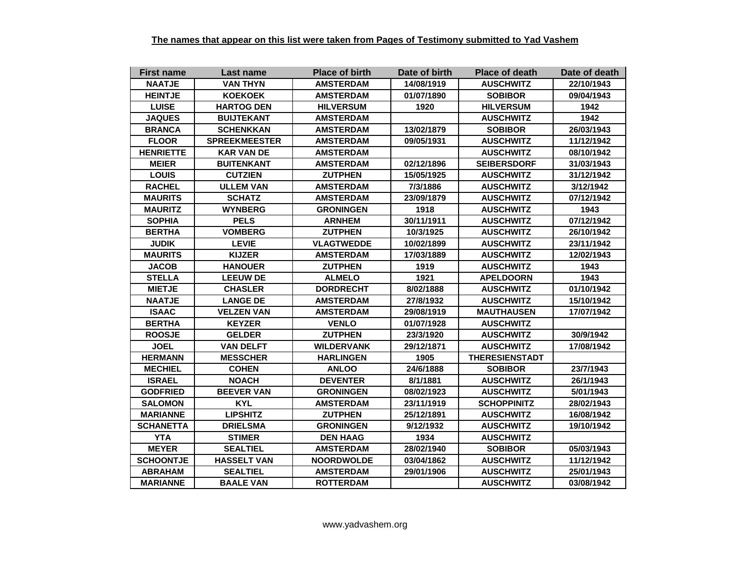**The names that appear on this list were taken from Pages of Testimony submitted to Yad Vashem**

| First name | Last name | Place of birth | Date of birth | Place of death | Date of death |
|---|---|---|---|---|---|
| NAATJE | VAN THYN | AMSTERDAM | 14/08/1919 | AUSCHWITZ | 22/10/1943 |
| HEINTJE | KOEKOEK | AMSTERDAM | 01/07/1890 | SOBIBOR | 09/04/1943 |
| LUISE | HARTOG DEN | HILVERSUM | 1920 | HILVERSUM | 1942 |
| JAQUES | BUIJTEKANT | AMSTERDAM | | AUSCHWITZ | 1942 |
| BRANCA | SCHENKKAN | AMSTERDAM | 13/02/1879 | SOBIBOR | 26/03/1943 |
| FLOOR | SPREEKMEESTER | AMSTERDAM | 09/05/1931 | AUSCHWITZ | 11/12/1942 |
| HENRIETTE | KAR VAN DE | AMSTERDAM | | AUSCHWITZ | 08/10/1942 |
| MEIER | BUITENKANT | AMSTERDAM | 02/12/1896 | SEIBERSDORF | 31/03/1943 |
| LOUIS | CUTZIEN | ZUTPHEN | 15/05/1925 | AUSCHWITZ | 31/12/1942 |
| RACHEL | ULLEM VAN | AMSTERDAM | 7/3/1886 | AUSCHWITZ | 3/12/1942 |
| MAURITS | SCHATZ | AMSTERDAM | 23/09/1879 | AUSCHWITZ | 07/12/1942 |
| MAURITZ | WYNBERG | GRONINGEN | 1918 | AUSCHWITZ | 1943 |
| SOPHIA | PELS | ARNHEM | 30/11/1911 | AUSCHWITZ | 07/12/1942 |
| BERTHA | VOMBERG | ZUTPHEN | 10/3/1925 | AUSCHWITZ | 26/10/1942 |
| JUDIK | LEVIE | VLAGTWEDDE | 10/02/1899 | AUSCHWITZ | 23/11/1942 |
| MAURITS | KIJZER | AMSTERDAM | 17/03/1889 | AUSCHWITZ | 12/02/1943 |
| JACOB | HANOUER | ZUTPHEN | 1919 | AUSCHWITZ | 1943 |
| STELLA | LEEUW DE | ALMELO | 1921 | APELDOORN | 1943 |
| MIETJE | CHASLER | DORDRECHT | 8/02/1888 | AUSCHWITZ | 01/10/1942 |
| NAATJE | LANGE DE | AMSTERDAM | 27/8/1932 | AUSCHWITZ | 15/10/1942 |
| ISAAC | VELZEN VAN | AMSTERDAM | 29/08/1919 | MAUTHAUSEN | 17/07/1942 |
| BERTHA | KEYZER | VENLO | 01/07/1928 | AUSCHWITZ | |
| ROOSJE | GELDER | ZUTPHEN | 23/3/1920 | AUSCHWITZ | 30/9/1942 |
| JOEL | VAN DELFT | WILDERVANK | 29/12/1871 | AUSCHWITZ | 17/08/1942 |
| HERMANN | MESSCHER | HARLINGEN | 1905 | THERESIENSTADT | |
| MECHIEL | COHEN | ANLOO | 24/6/1888 | SOBIBOR | 23/7/1943 |
| ISRAEL | NOACH | DEVENTER | 8/1/1881 | AUSCHWITZ | 26/1/1943 |
| GODFRIED | BEEVER VAN | GRONINGEN | 08/02/1923 | AUSCHWITZ | 5/01/1943 |
| SALOMON | KYL | AMSTERDAM | 23/11/1919 | SCHOPPINITZ | 28/02/1943 |
| MARIANNE | LIPSHITZ | ZUTPHEN | 25/12/1891 | AUSCHWITZ | 16/08/1942 |
| SCHANETTA | DRIELSMA | GRONINGEN | 9/12/1932 | AUSCHWITZ | 19/10/1942 |
| YTA | STIMER | DEN HAAG | 1934 | AUSCHWITZ | |
| MEYER | SEALTIEL | AMSTERDAM | 28/02/1940 | SOBIBOR | 05/03/1943 |
| SCHOONTJE | HASSELT VAN | NOORDWOLDE | 03/04/1862 | AUSCHWITZ | 11/12/1942 |
| ABRAHAM | SEALTIEL | AMSTERDAM | 29/01/1906 | AUSCHWITZ | 25/01/1943 |
| MARIANNE | BAALE VAN | ROTTERDAM | | AUSCHWITZ | 03/08/1942 |

www.yadvashem.org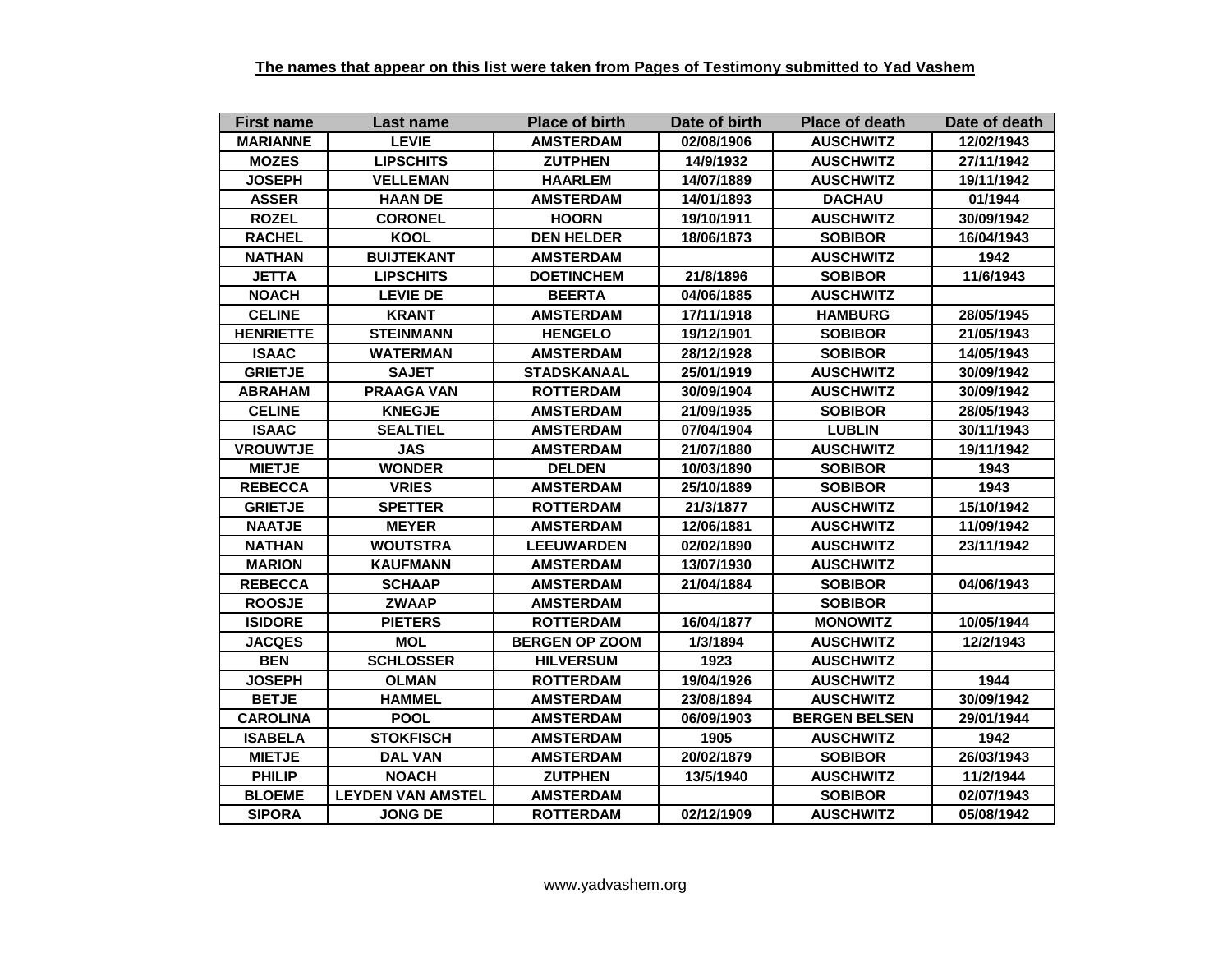**The names that appear on this list were taken from Pages of Testimony submitted to Yad Vashem**

| First name | Last name | Place of birth | Date of birth | Place of death | Date of death |
| --- | --- | --- | --- | --- | --- |
| MARIANNE | LEVIE | AMSTERDAM | 02/08/1906 | AUSCHWITZ | 12/02/1943 |
| MOZES | LIPSCHITS | ZUTPHEN | 14/9/1932 | AUSCHWITZ | 27/11/1942 |
| JOSEPH | VELLEMAN | HAARLEM | 14/07/1889 | AUSCHWITZ | 19/11/1942 |
| ASSER | HAAN DE | AMSTERDAM | 14/01/1893 | DACHAU | 01/1944 |
| ROZEL | CORONEL | HOORN | 19/10/1911 | AUSCHWITZ | 30/09/1942 |
| RACHEL | KOOL | DEN HELDER | 18/06/1873 | SOBIBOR | 16/04/1943 |
| NATHAN | BUIJTEKANT | AMSTERDAM | | AUSCHWITZ | 1942 |
| JETTA | LIPSCHITS | DOETINCHEM | 21/8/1896 | SOBIBOR | 11/6/1943 |
| NOACH | LEVIE DE | BEERTA | 04/06/1885 | AUSCHWITZ | |
| CELINE | KRANT | AMSTERDAM | 17/11/1918 | HAMBURG | 28/05/1945 |
| HENRIETTE | STEINMANN | HENGELO | 19/12/1901 | SOBIBOR | 21/05/1943 |
| ISAAC | WATERMAN | AMSTERDAM | 28/12/1928 | SOBIBOR | 14/05/1943 |
| GRIETJE | SAJET | STADSKANAAL | 25/01/1919 | AUSCHWITZ | 30/09/1942 |
| ABRAHAM | PRAAGA VAN | ROTTERDAM | 30/09/1904 | AUSCHWITZ | 30/09/1942 |
| CELINE | KNEGJE | AMSTERDAM | 21/09/1935 | SOBIBOR | 28/05/1943 |
| ISAAC | SEALTIEL | AMSTERDAM | 07/04/1904 | LUBLIN | 30/11/1943 |
| VROUWTJE | JAS | AMSTERDAM | 21/07/1880 | AUSCHWITZ | 19/11/1942 |
| MIETJE | WONDER | DELDEN | 10/03/1890 | SOBIBOR | 1943 |
| REBECCA | VRIES | AMSTERDAM | 25/10/1889 | SOBIBOR | 1943 |
| GRIETJE | SPETTER | ROTTERDAM | 21/3/1877 | AUSCHWITZ | 15/10/1942 |
| NAATJE | MEYER | AMSTERDAM | 12/06/1881 | AUSCHWITZ | 11/09/1942 |
| NATHAN | WOUTSTRA | LEEUWARDEN | 02/02/1890 | AUSCHWITZ | 23/11/1942 |
| MARION | KAUFMANN | AMSTERDAM | 13/07/1930 | AUSCHWITZ | |
| REBECCA | SCHAAP | AMSTERDAM | 21/04/1884 | SOBIBOR | 04/06/1943 |
| ROOSJE | ZWAAP | AMSTERDAM | | SOBIBOR | |
| ISIDORE | PIETERS | ROTTERDAM | 16/04/1877 | MONOWITZ | 10/05/1944 |
| JACQES | MOL | BERGEN OP ZOOM | 1/3/1894 | AUSCHWITZ | 12/2/1943 |
| BEN | SCHLOSSER | HILVERSUM | 1923 | AUSCHWITZ | |
| JOSEPH | OLMAN | ROTTERDAM | 19/04/1926 | AUSCHWITZ | 1944 |
| BETJE | HAMMEL | AMSTERDAM | 23/08/1894 | AUSCHWITZ | 30/09/1942 |
| CAROLINA | POOL | AMSTERDAM | 06/09/1903 | BERGEN BELSEN | 29/01/1944 |
| ISABELA | STOKFISCH | AMSTERDAM | 1905 | AUSCHWITZ | 1942 |
| MIETJE | DAL VAN | AMSTERDAM | 20/02/1879 | SOBIBOR | 26/03/1943 |
| PHILIP | NOACH | ZUTPHEN | 13/5/1940 | AUSCHWITZ | 11/2/1944 |
| BLOEME | LEYDEN VAN AMSTEL | AMSTERDAM | | SOBIBOR | 02/07/1943 |
| SIPORA | JONG DE | ROTTERDAM | 02/12/1909 | AUSCHWITZ | 05/08/1942 |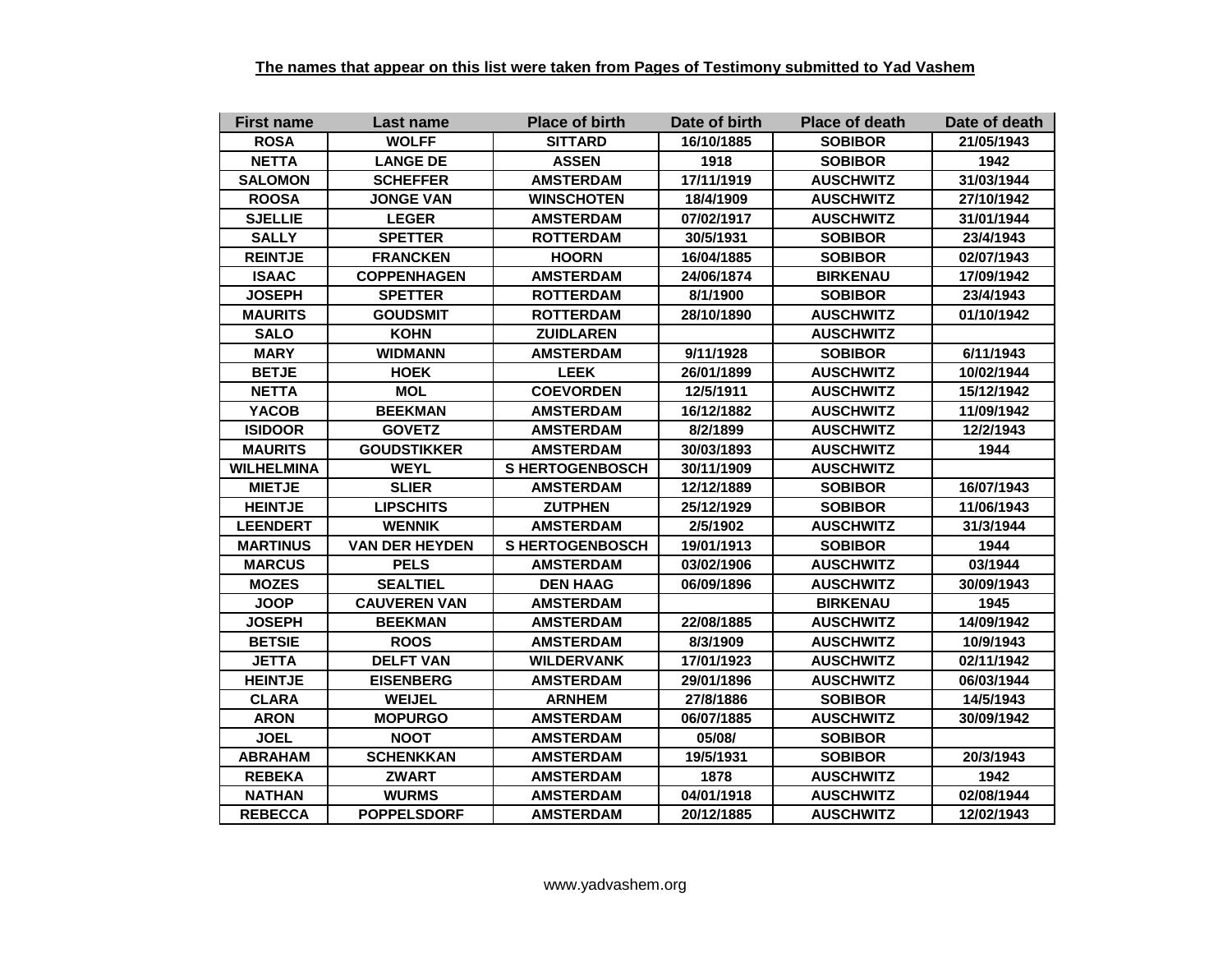**The names that appear on this list were taken from Pages of Testimony submitted to Yad Vashem**

| First name | Last name | Place of birth | Date of birth | Place of death | Date of death |
|---|---|---|---|---|---|
| ROSA | WOLFF | SITTARD | 16/10/1885 | SOBIBOR | 21/05/1943 |
| NETTA | LANGE DE | ASSEN | 1918 | SOBIBOR | 1942 |
| SALOMON | SCHEFFER | AMSTERDAM | 17/11/1919 | AUSCHWITZ | 31/03/1944 |
| ROOSA | JONGE VAN | WINSCHOTEN | 18/4/1909 | AUSCHWITZ | 27/10/1942 |
| SJELLIE | LEGER | AMSTERDAM | 07/02/1917 | AUSCHWITZ | 31/01/1944 |
| SALLY | SPETTER | ROTTERDAM | 30/5/1931 | SOBIBOR | 23/4/1943 |
| REINTJE | FRANCKEN | HOORN | 16/04/1885 | SOBIBOR | 02/07/1943 |
| ISAAC | COPPENHAGEN | AMSTERDAM | 24/06/1874 | BIRKENAU | 17/09/1942 |
| JOSEPH | SPETTER | ROTTERDAM | 8/1/1900 | SOBIBOR | 23/4/1943 |
| MAURITS | GOUDSMIT | ROTTERDAM | 28/10/1890 | AUSCHWITZ | 01/10/1942 |
| SALO | KOHN | ZUIDLAREN | | AUSCHWITZ | |
| MARY | WIDMANN | AMSTERDAM | 9/11/1928 | SOBIBOR | 6/11/1943 |
| BETJE | HOEK | LEEK | 26/01/1899 | AUSCHWITZ | 10/02/1944 |
| NETTA | MOL | COEVORDEN | 12/5/1911 | AUSCHWITZ | 15/12/1942 |
| YACOB | BEEKMAN | AMSTERDAM | 16/12/1882 | AUSCHWITZ | 11/09/1942 |
| ISIDOOR | GOVETZ | AMSTERDAM | 8/2/1899 | AUSCHWITZ | 12/2/1943 |
| MAURITS | GOUDSTIKKER | AMSTERDAM | 30/03/1893 | AUSCHWITZ | 1944 |
| WILHELMINA | WEYL | S HERTOGENBOSCH | 30/11/1909 | AUSCHWITZ | |
| MIETJE | SLIER | AMSTERDAM | 12/12/1889 | SOBIBOR | 16/07/1943 |
| HEINTJE | LIPSCHITS | ZUTPHEN | 25/12/1929 | SOBIBOR | 11/06/1943 |
| LEENDERT | WENNIK | AMSTERDAM | 2/5/1902 | AUSCHWITZ | 31/3/1944 |
| MARTINUS | VAN DER HEYDEN | S HERTOGENBOSCH | 19/01/1913 | SOBIBOR | 1944 |
| MARCUS | PELS | AMSTERDAM | 03/02/1906 | AUSCHWITZ | 03/1944 |
| MOZES | SEALTIEL | DEN HAAG | 06/09/1896 | AUSCHWITZ | 30/09/1943 |
| JOOP | CAUVEREN VAN | AMSTERDAM | | BIRKENAU | 1945 |
| JOSEPH | BEEKMAN | AMSTERDAM | 22/08/1885 | AUSCHWITZ | 14/09/1942 |
| BETSIE | ROOS | AMSTERDAM | 8/3/1909 | AUSCHWITZ | 10/9/1943 |
| JETTA | DELFT VAN | WILDERVANK | 17/01/1923 | AUSCHWITZ | 02/11/1942 |
| HEINTJE | EISENBERG | AMSTERDAM | 29/01/1896 | AUSCHWITZ | 06/03/1944 |
| CLARA | WEIJEL | ARNHEM | 27/8/1886 | SOBIBOR | 14/5/1943 |
| ARON | MOPURGO | AMSTERDAM | 06/07/1885 | AUSCHWITZ | 30/09/1942 |
| JOEL | NOOT | AMSTERDAM | 05/08/ | SOBIBOR | |
| ABRAHAM | SCHENKKAN | AMSTERDAM | 19/5/1931 | SOBIBOR | 20/3/1943 |
| REBEKA | ZWART | AMSTERDAM | 1878 | AUSCHWITZ | 1942 |
| NATHAN | WURMS | AMSTERDAM | 04/01/1918 | AUSCHWITZ | 02/08/1944 |
| REBECCA | POPPELSDORF | AMSTERDAM | 20/12/1885 | AUSCHWITZ | 12/02/1943 |

www.yadvashem.org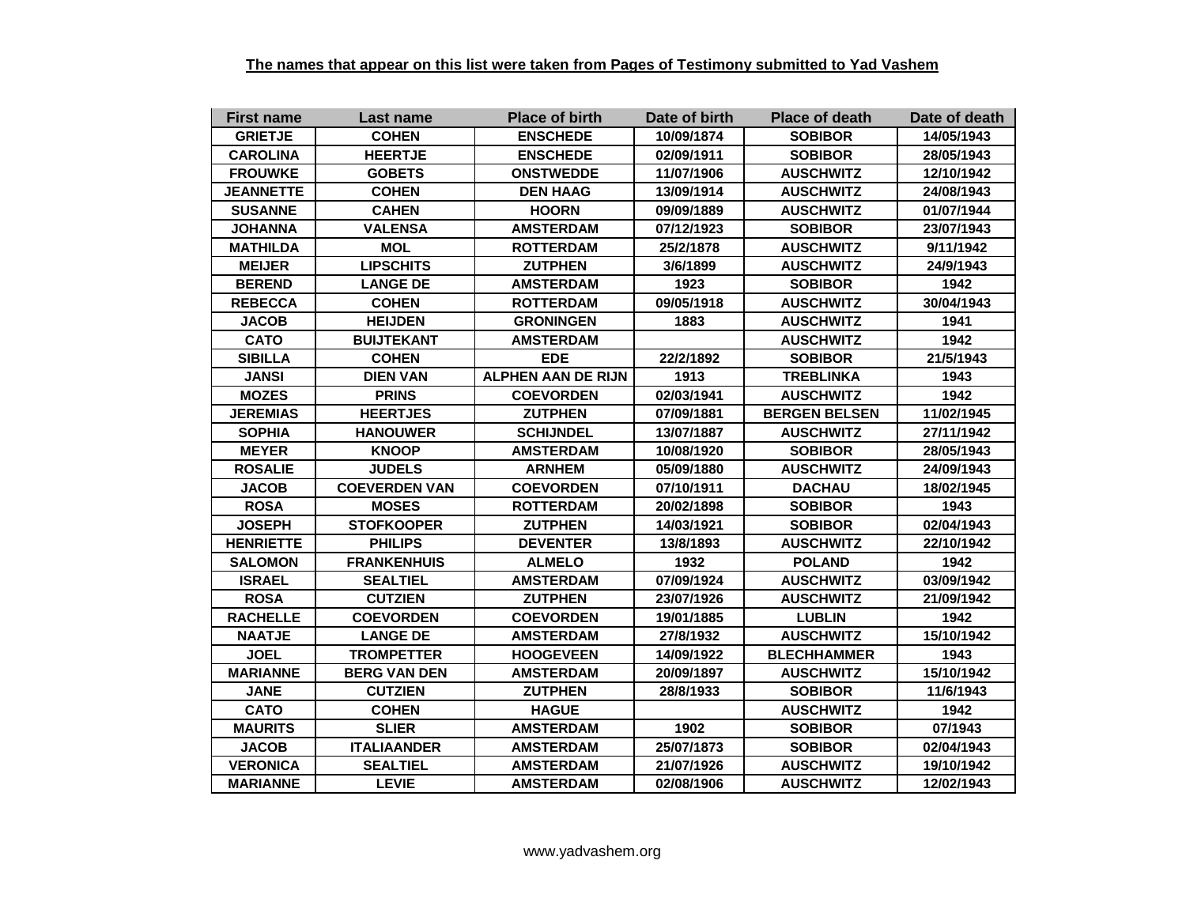**The names that appear on this list were taken from Pages of Testimony submitted to Yad Vashem**

| First name | Last name | Place of birth | Date of birth | Place of death | Date of death |
|---|---|---|---|---|---|
| GRIETJE | COHEN | ENSCHEDE | 10/09/1874 | SOBIBOR | 14/05/1943 |
| CAROLINA | HEERTJE | ENSCHEDE | 02/09/1911 | SOBIBOR | 28/05/1943 |
| FROUWKE | GOBETS | ONSTWEDDE | 11/07/1906 | AUSCHWITZ | 12/10/1942 |
| JEANNETTE | COHEN | DEN HAAG | 13/09/1914 | AUSCHWITZ | 24/08/1943 |
| SUSANNE | CAHEN | HOORN | 09/09/1889 | AUSCHWITZ | 01/07/1944 |
| JOHANNA | VALENSA | AMSTERDAM | 07/12/1923 | SOBIBOR | 23/07/1943 |
| MATHILDA | MOL | ROTTERDAM | 25/2/1878 | AUSCHWITZ | 9/11/1942 |
| MEIJER | LIPSCHITS | ZUTPHEN | 3/6/1899 | AUSCHWITZ | 24/9/1943 |
| BEREND | LANGE DE | AMSTERDAM | 1923 | SOBIBOR | 1942 |
| REBECCA | COHEN | ROTTERDAM | 09/05/1918 | AUSCHWITZ | 30/04/1943 |
| JACOB | HEIJDEN | GRONINGEN | 1883 | AUSCHWITZ | 1941 |
| CATO | BUIJTEKANT | AMSTERDAM | | AUSCHWITZ | 1942 |
| SIBILLA | COHEN | EDE | 22/2/1892 | SOBIBOR | 21/5/1943 |
| JANSI | DIEN VAN | ALPHEN AAN DE RIJN | 1913 | TREBLINKA | 1943 |
| MOZES | PRINS | COEVORDEN | 02/03/1941 | AUSCHWITZ | 1942 |
| JEREMIAS | HEERTJES | ZUTPHEN | 07/09/1881 | BERGEN BELSEN | 11/02/1945 |
| SOPHIA | HANOUWER | SCHIJNDEL | 13/07/1887 | AUSCHWITZ | 27/11/1942 |
| MEYER | KNOOP | AMSTERDAM | 10/08/1920 | SOBIBOR | 28/05/1943 |
| ROSALIE | JUDELS | ARNHEM | 05/09/1880 | AUSCHWITZ | 24/09/1943 |
| JACOB | COEVERDEN VAN | COEVORDEN | 07/10/1911 | DACHAU | 18/02/1945 |
| ROSA | MOSES | ROTTERDAM | 20/02/1898 | SOBIBOR | 1943 |
| JOSEPH | STOFKOOPER | ZUTPHEN | 14/03/1921 | SOBIBOR | 02/04/1943 |
| HENRIETTE | PHILIPS | DEVENTER | 13/8/1893 | AUSCHWITZ | 22/10/1942 |
| SALOMON | FRANKENHUIS | ALMELO | 1932 | POLAND | 1942 |
| ISRAEL | SEALTIEL | AMSTERDAM | 07/09/1924 | AUSCHWITZ | 03/09/1942 |
| ROSA | CUTZIEN | ZUTPHEN | 23/07/1926 | AUSCHWITZ | 21/09/1942 |
| RACHELLE | COEVORDEN | COEVORDEN | 19/01/1885 | LUBLIN | 1942 |
| NAATJE | LANGE DE | AMSTERDAM | 27/8/1932 | AUSCHWITZ | 15/10/1942 |
| JOEL | TROMPETTER | HOOGEVEEN | 14/09/1922 | BLECHHAMMER | 1943 |
| MARIANNE | BERG VAN DEN | AMSTERDAM | 20/09/1897 | AUSCHWITZ | 15/10/1942 |
| JANE | CUTZIEN | ZUTPHEN | 28/8/1933 | SOBIBOR | 11/6/1943 |
| CATO | COHEN | HAGUE | | AUSCHWITZ | 1942 |
| MAURITS | SLIER | AMSTERDAM | 1902 | SOBIBOR | 07/1943 |
| JACOB | ITALIAANDER | AMSTERDAM | 25/07/1873 | SOBIBOR | 02/04/1943 |
| VERONICA | SEALTIEL | AMSTERDAM | 21/07/1926 | AUSCHWITZ | 19/10/1942 |
| MARIANNE | LEVIE | AMSTERDAM | 02/08/1906 | AUSCHWITZ | 12/02/1943 |

www.yadvashem.org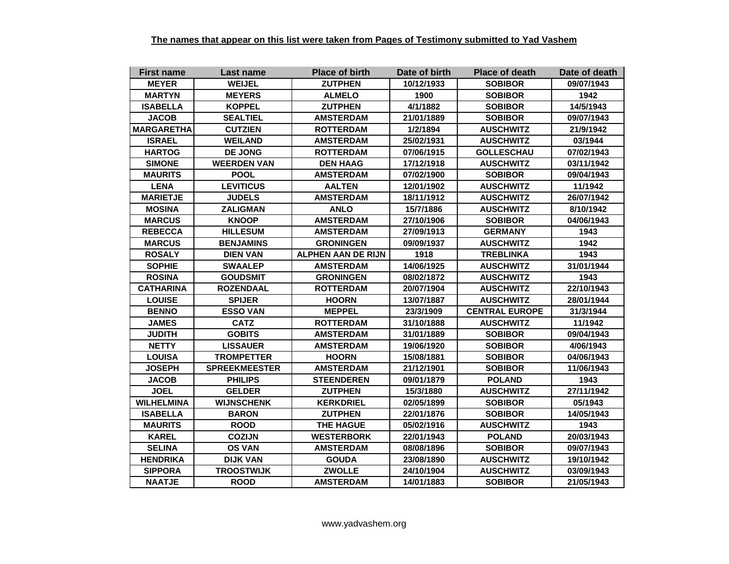**The names that appear on this list were taken from Pages of Testimony submitted to Yad Vashem**

| First name | Last name | Place of birth | Date of birth | Place of death | Date of death |
|---|---|---|---|---|---|
| MEYER | WEIJEL | ZUTPHEN | 10/12/1933 | SOBIBOR | 09/07/1943 |
| MARTYN | MEYERS | ALMELO | 1900 | SOBIBOR | 1942 |
| ISABELLA | KOPPEL | ZUTPHEN | 4/1/1882 | SOBIBOR | 14/5/1943 |
| JACOB | SEALTIEL | AMSTERDAM | 21/01/1889 | SOBIBOR | 09/07/1943 |
| MARGARETHA | CUTZIEN | ROTTERDAM | 1/2/1894 | AUSCHWITZ | 21/9/1942 |
| ISRAEL | WEILAND | AMSTERDAM | 25/02/1931 | AUSCHWITZ | 03/1944 |
| HARTOG | DE JONG | ROTTERDAM | 07/06/1915 | GOLLESCHAU | 07/02/1943 |
| SIMONE | WEERDEN VAN | DEN HAAG | 17/12/1918 | AUSCHWITZ | 03/11/1942 |
| MAURITS | POOL | AMSTERDAM | 07/02/1900 | SOBIBOR | 09/04/1943 |
| LENA | LEVITICUS | AALTEN | 12/01/1902 | AUSCHWITZ | 11/1942 |
| MARIETJE | JUDELS | AMSTERDAM | 18/11/1912 | AUSCHWITZ | 26/07/1942 |
| MOSINA | ZALIGMAN | ANLO | 15/7/1886 | AUSCHWITZ | 8/10/1942 |
| MARCUS | KNOOP | AMSTERDAM | 27/10/1906 | SOBIBOR | 04/06/1943 |
| REBECCA | HILLESUM | AMSTERDAM | 27/09/1913 | GERMANY | 1943 |
| MARCUS | BENJAMINS | GRONINGEN | 09/09/1937 | AUSCHWITZ | 1942 |
| ROSALY | DIEN VAN | ALPHEN AAN DE RIJN | 1918 | TREBLINKA | 1943 |
| SOPHIE | SWAALEP | AMSTERDAM | 14/06/1925 | AUSCHWITZ | 31/01/1944 |
| ROSINA | GOUDSMIT | GRONINGEN | 08/02/1872 | AUSCHWITZ | 1943 |
| CATHARINA | ROZENDAAL | ROTTERDAM | 20/07/1904 | AUSCHWITZ | 22/10/1943 |
| LOUISE | SPIJER | HOORN | 13/07/1887 | AUSCHWITZ | 28/01/1944 |
| BENNO | ESSO VAN | MEPPEL | 23/3/1909 | CENTRAL EUROPE | 31/3/1944 |
| JAMES | CATZ | ROTTERDAM | 31/10/1888 | AUSCHWITZ | 11/1942 |
| JUDITH | GOBITS | AMSTERDAM | 31/01/1889 | SOBIBOR | 09/04/1943 |
| NETTY | LISSAUER | AMSTERDAM | 19/06/1920 | SOBIBOR | 4/06/1943 |
| LOUISA | TROMPETTER | HOORN | 15/08/1881 | SOBIBOR | 04/06/1943 |
| JOSEPH | SPREEKMEESTER | AMSTERDAM | 21/12/1901 | SOBIBOR | 11/06/1943 |
| JACOB | PHILIPS | STEENDEREN | 09/01/1879 | POLAND | 1943 |
| JOEL | GELDER | ZUTPHEN | 15/3/1880 | AUSCHWITZ | 27/11/1942 |
| WILHELMINA | WIJNSCHENK | KERKDRIEL | 02/05/1899 | SOBIBOR | 05/1943 |
| ISABELLA | BARON | ZUTPHEN | 22/01/1876 | SOBIBOR | 14/05/1943 |
| MAURITS | ROOD | THE HAGUE | 05/02/1916 | AUSCHWITZ | 1943 |
| KAREL | COZIJN | WESTERBORK | 22/01/1943 | POLAND | 20/03/1943 |
| SELINA | OS VAN | AMSTERDAM | 08/08/1896 | SOBIBOR | 09/07/1943 |
| HENDRIKA | DIJK VAN | GOUDA | 23/08/1890 | AUSCHWITZ | 19/10/1942 |
| SIPPORA | TROOSTWIJK | ZWOLLE | 24/10/1904 | AUSCHWITZ | 03/09/1943 |
| NAATJE | ROOD | AMSTERDAM | 14/01/1883 | SOBIBOR | 21/05/1943 |

www.yadvashem.org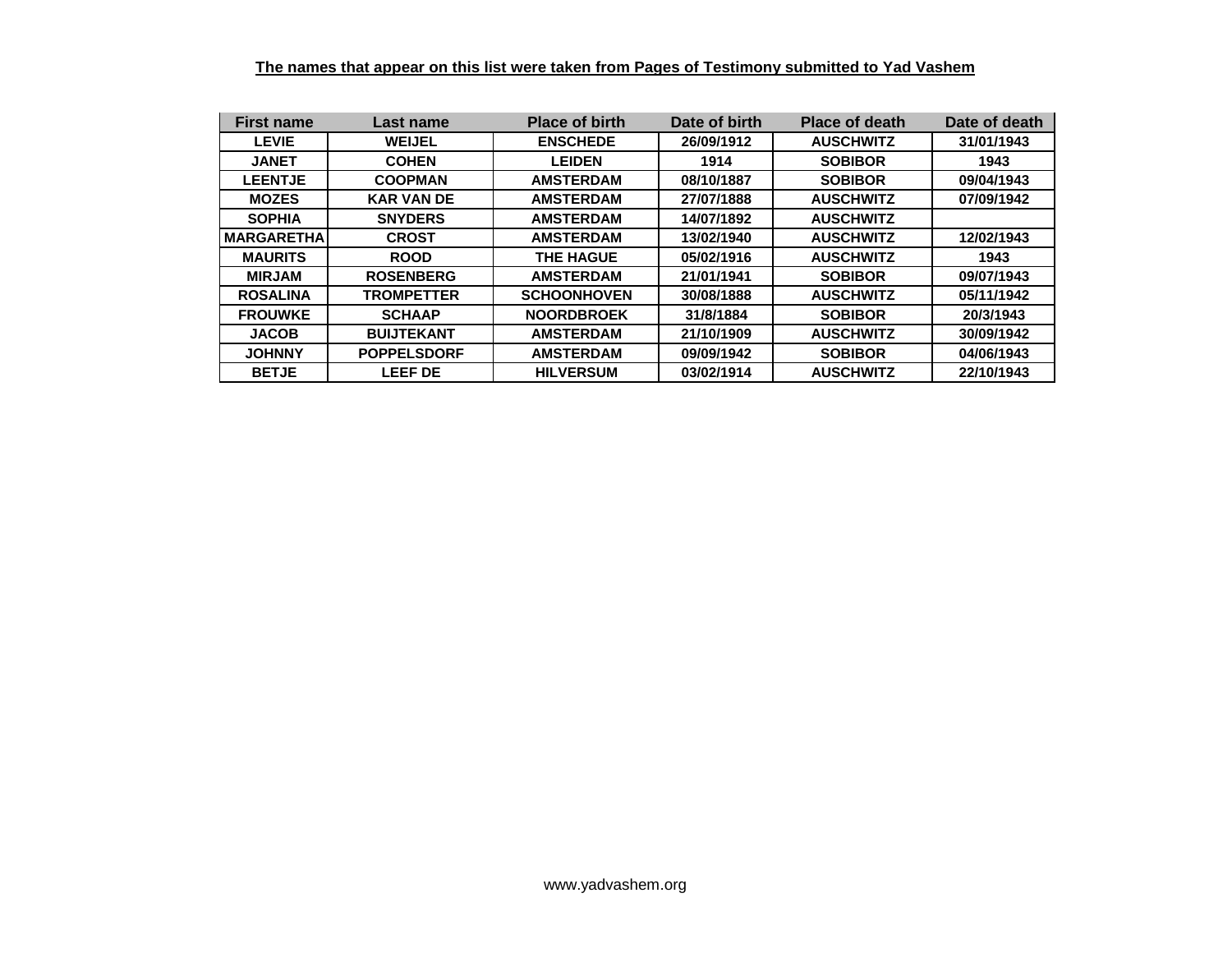**The names that appear on this list were taken from Pages of Testimony submitted to Yad Vashem**

| First name | Last name | Place of birth | Date of birth | Place of death | Date of death |
|---|---|---|---|---|---|
| LEVIE | WEIJEL | ENSCHEDE | 26/09/1912 | AUSCHWITZ | 31/01/1943 |
| JANET | COHEN | LEIDEN | 1914 | SOBIBOR | 1943 |
| LEENTJE | COOPMAN | AMSTERDAM | 08/10/1887 | SOBIBOR | 09/04/1943 |
| MOZES | KAR VAN DE | AMSTERDAM | 27/07/1888 | AUSCHWITZ | 07/09/1942 |
| SOPHIA | SNYDERS | AMSTERDAM | 14/07/1892 | AUSCHWITZ | |
| MARGARETHA | CROST | AMSTERDAM | 13/02/1940 | AUSCHWITZ | 12/02/1943 |
| MAURITS | ROOD | THE HAGUE | 05/02/1916 | AUSCHWITZ | 1943 |
| MIRJAM | ROSENBERG | AMSTERDAM | 21/01/1941 | SOBIBOR | 09/07/1943 |
| ROSALINA | TROMPETTER | SCHOONHOVEN | 30/08/1888 | AUSCHWITZ | 05/11/1942 |
| FROUWKE | SCHAAP | NOORDBROEK | 31/8/1884 | SOBIBOR | 20/3/1943 |
| JACOB | BUIJTEKANT | AMSTERDAM | 21/10/1909 | AUSCHWITZ | 30/09/1942 |
| JOHNNY | POPPELSDORF | AMSTERDAM | 09/09/1942 | SOBIBOR | 04/06/1943 |
| BETJE | LEEF DE | HILVERSUM | 03/02/1914 | AUSCHWITZ | 22/10/1943 |

www.yadvashem.org